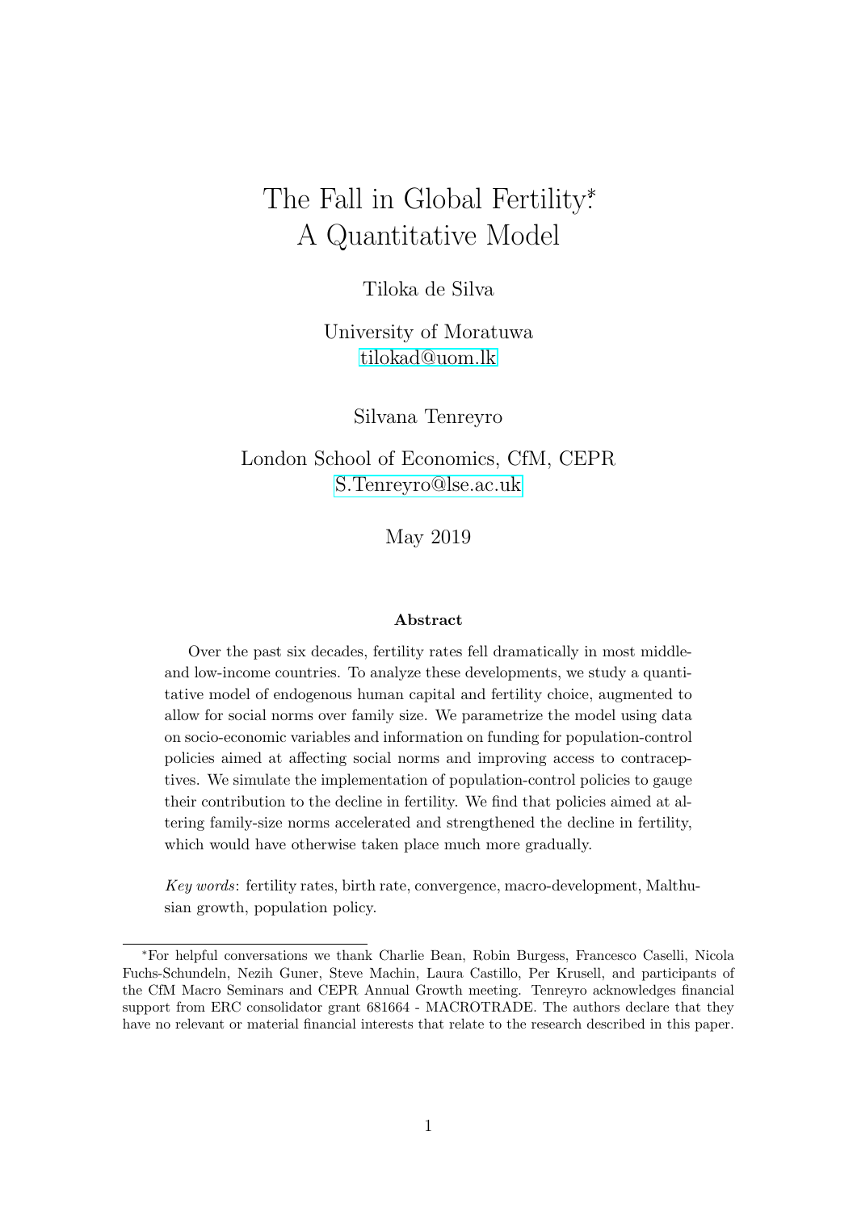# The Fall in Global Fertility:* A Quantitative Model

Tiloka de Silva

University of Moratuwa
tilokad@uom.lk

Silvana Tenreyro

London School of Economics, CfM, CEPR
S.Tenreyro@lse.ac.uk

May 2019

### Abstract

Over the past six decades, fertility rates fell dramatically in most middle- and low-income countries. To analyze these developments, we study a quantitative model of endogenous human capital and fertility choice, augmented to allow for social norms over family size. We parametrize the model using data on socio-economic variables and information on funding for population-control policies aimed at affecting social norms and improving access to contraceptives. We simulate the implementation of population-control policies to gauge their contribution to the decline in fertility. We find that policies aimed at altering family-size norms accelerated and strengthened the decline in fertility, which would have otherwise taken place much more gradually.

*Key words*: fertility rates, birth rate, convergence, macro-development, Malthusian growth, population policy.

---

*For helpful conversations we thank Charlie Bean, Robin Burgess, Francesco Caselli, Nicola Fuchs-Schundeln, Nezih Guner, Steve Machin, Laura Castillo, Per Krusell, and participants of the CfM Macro Seminars and CEPR Annual Growth meeting. Tenreyro acknowledges financial support from ERC consolidator grant 681664 - MACROTRADE. The authors declare that they have no relevant or material financial interests that relate to the research described in this paper.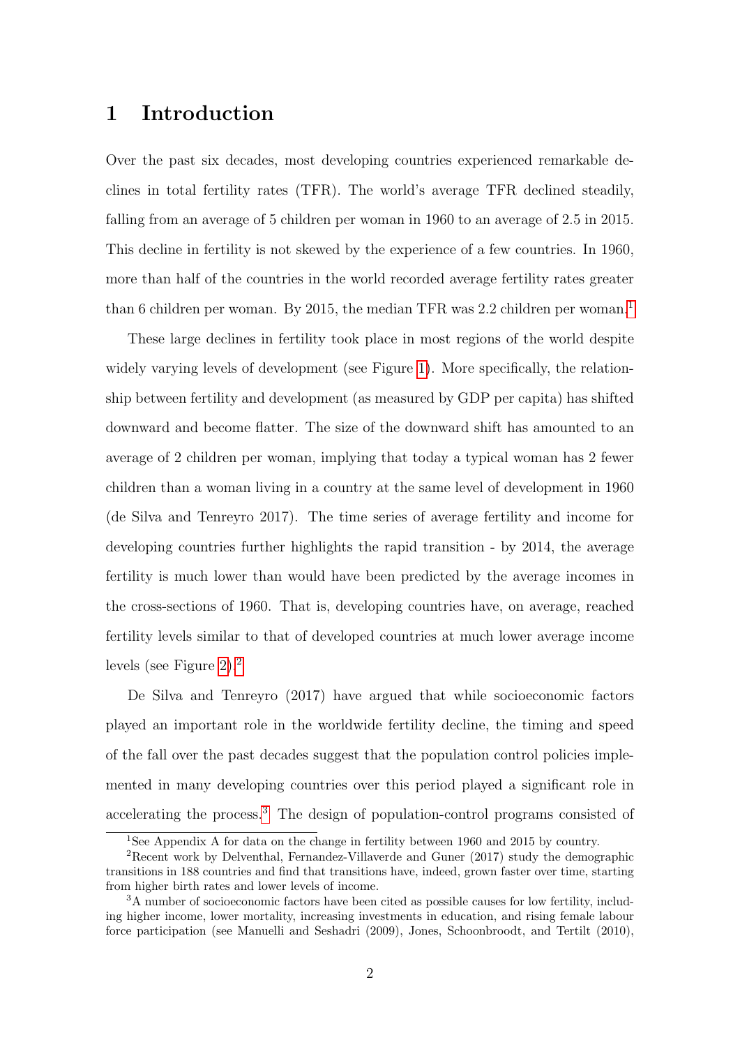# 1 Introduction

Over the past six decades, most developing countries experienced remarkable declines in total fertility rates (TFR). The world's average TFR declined steadily, falling from an average of 5 children per woman in 1960 to an average of 2.5 in 2015. This decline in fertility is not skewed by the experience of a few countries. In 1960, more than half of the countries in the world recorded average fertility rates greater than 6 children per woman. By 2015, the median TFR was 2.2 children per woman.[1]

These large declines in fertility took place in most regions of the world despite widely varying levels of development (see Figure 1). More specifically, the relationship between fertility and development (as measured by GDP per capita) has shifted downward and become flatter. The size of the downward shift has amounted to an average of 2 children per woman, implying that today a typical woman has 2 fewer children than a woman living in a country at the same level of development in 1960 (de Silva and Tenreyro 2017). The time series of average fertility and income for developing countries further highlights the rapid transition - by 2014, the average fertility is much lower than would have been predicted by the average incomes in the cross-sections of 1960. That is, developing countries have, on average, reached fertility levels similar to that of developed countries at much lower average income levels (see Figure 2).[2]

De Silva and Tenreyro (2017) have argued that while socioeconomic factors played an important role in the worldwide fertility decline, the timing and speed of the fall over the past decades suggest that the population control policies implemented in many developing countries over this period played a significant role in accelerating the process.[3] The design of population-control programs consisted of

[1] See Appendix A for data on the change in fertility between 1960 and 2015 by country.

[2] Recent work by Delventhal, Fernandez-Villaverde and Guner (2017) study the demographic transitions in 188 countries and find that transitions have, indeed, grown faster over time, starting from higher birth rates and lower levels of income.

[3] A number of socioeconomic factors have been cited as possible causes for low fertility, including higher income, lower mortality, increasing investments in education, and rising female labour force participation (see Manuelli and Seshadri (2009), Jones, Schoonbroodt, and Tertilt (2010),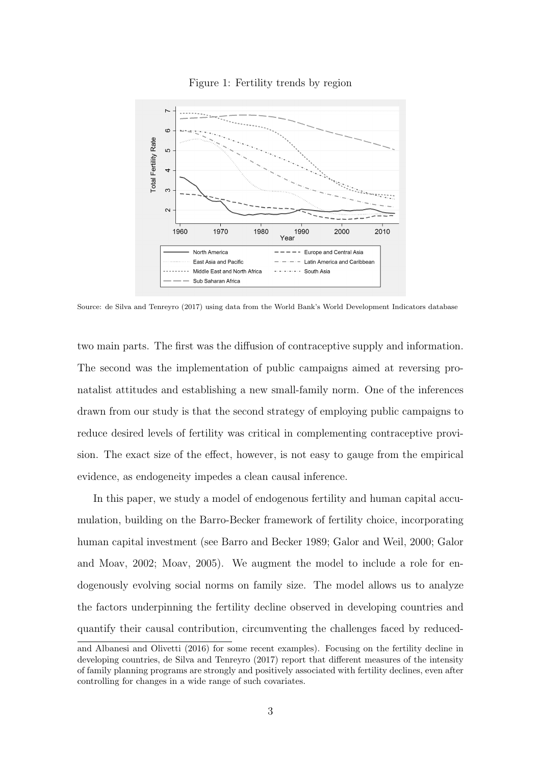Figure 1: Fertility trends by region

Source: de Silva and Tenreyro (2017) using data from the World Bank's World Development Indicators database

two main parts. The first was the diffusion of contraceptive supply and information. The second was the implementation of public campaigns aimed at reversing pronatalist attitudes and establishing a new small-family norm. One of the inferences drawn from our study is that the second strategy of employing public campaigns to reduce desired levels of fertility was critical in complementing contraceptive provision. The exact size of the effect, however, is not easy to gauge from the empirical evidence, as endogeneity impedes a clean causal inference.

In this paper, we study a model of endogenous fertility and human capital accumulation, building on the Barro-Becker framework of fertility choice, incorporating human capital investment (see Barro and Becker 1989; Galor and Weil, 2000; Galor and Moav, 2002; Moav, 2005). We augment the model to include a role for endogenously evolving social norms on family size. The model allows us to analyze the factors underpinning the fertility decline observed in developing countries and quantify their causal contribution, circumventing the challenges faced by reduced-

and Albanesi and Olivetti (2016) for some recent examples). Focusing on the fertility decline in developing countries, de Silva and Tenreyro (2017) report that different measures of the intensity of family planning programs are strongly and positively associated with fertility declines, even after controlling for changes in a wide range of such covariates.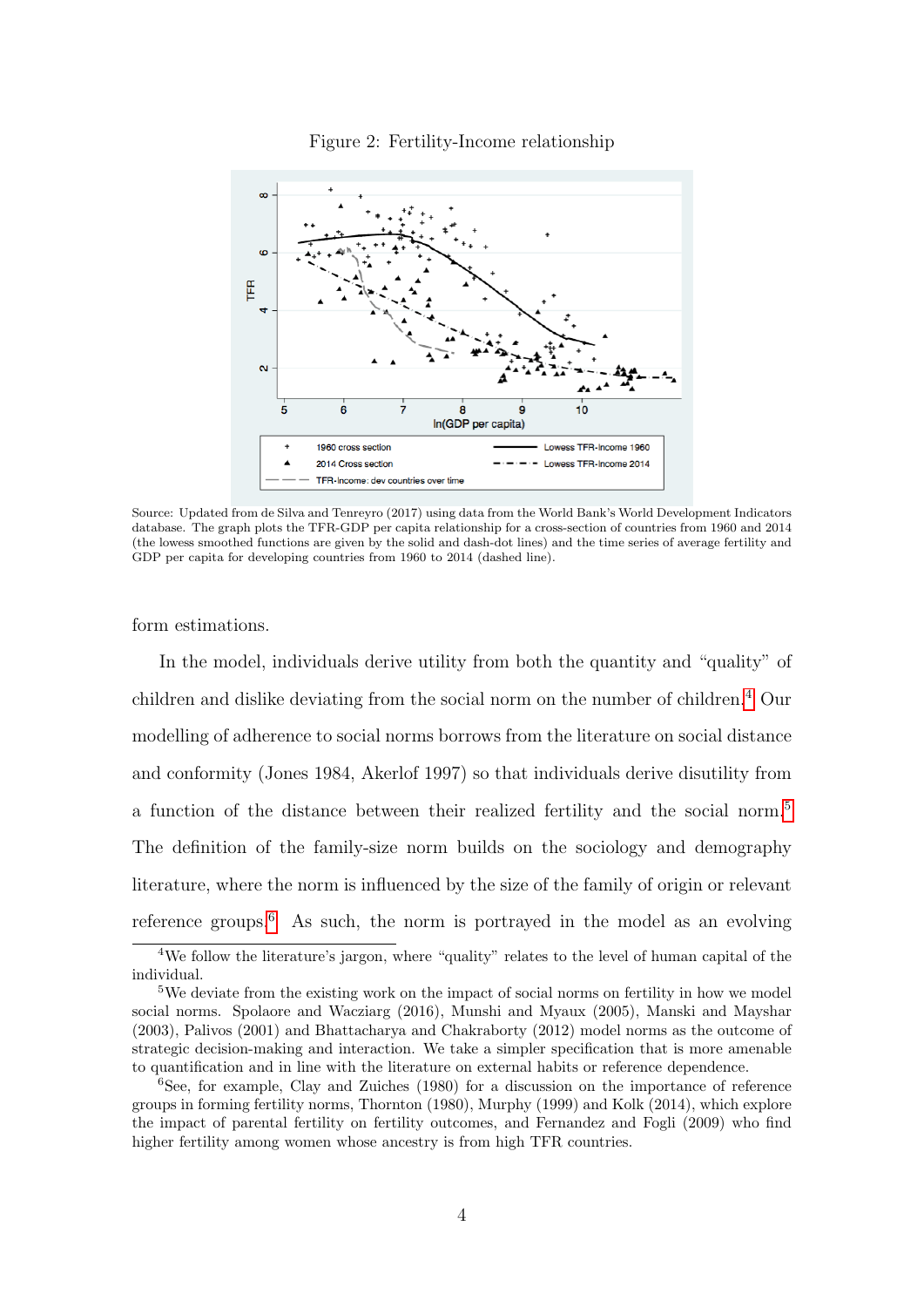Figure 2: Fertility-Income relationship

Source: Updated from de Silva and Tenreyro (2017) using data from the World Bank's World Development Indicators database. The graph plots the TFR-GDP per capita relationship for a cross-section of countries from 1960 and 2014 (the lowess smoothed functions are given by the solid and dash-dot lines) and the time series of average fertility and GDP per capita for developing countries from 1960 to 2014 (dashed line).

form estimations.

In the model, individuals derive utility from both the quantity and "quality" of children and dislike deviating from the social norm on the number of children.[4] Our modelling of adherence to social norms borrows from the literature on social distance and conformity (Jones 1984, Akerlof 1997) so that individuals derive disutility from a function of the distance between their realized fertility and the social norm.[5] The definition of the family-size norm builds on the sociology and demography literature, where the norm is influenced by the size of the family of origin or relevant reference groups.[6] As such, the norm is portrayed in the model as an evolving

[4] We follow the literature's jargon, where "quality" relates to the level of human capital of the individual.

[5] We deviate from the existing work on the impact of social norms on fertility in how we model social norms. Spolaore and Wacziarg (2016), Munshi and Myaux (2005), Manski and Mayshar (2003), Palivos (2001) and Bhattacharya and Chakraborty (2012) model norms as the outcome of strategic decision-making and interaction. We take a simpler specification that is more amenable to quantification and in line with the literature on external habits or reference dependence.

[6] See, for example, Clay and Zuiches (1980) for a discussion on the importance of reference groups in forming fertility norms, Thornton (1980), Murphy (1999) and Kolk (2014), which explore the impact of parental fertility on fertility outcomes, and Fernandez and Fogli (2009) who find higher fertility among women whose ancestry is from high TFR countries.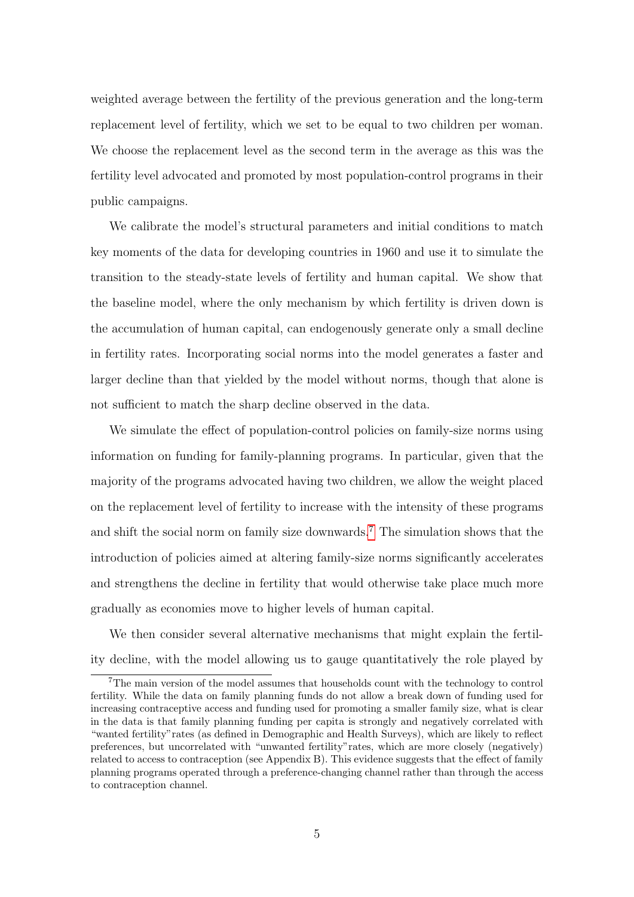weighted average between the fertility of the previous generation and the long-term replacement level of fertility, which we set to be equal to two children per woman. We choose the replacement level as the second term in the average as this was the fertility level advocated and promoted by most population-control programs in their public campaigns.

We calibrate the model's structural parameters and initial conditions to match key moments of the data for developing countries in 1960 and use it to simulate the transition to the steady-state levels of fertility and human capital. We show that the baseline model, where the only mechanism by which fertility is driven down is the accumulation of human capital, can endogenously generate only a small decline in fertility rates. Incorporating social norms into the model generates a faster and larger decline than that yielded by the model without norms, though that alone is not sufficient to match the sharp decline observed in the data.

We simulate the effect of population-control policies on family-size norms using information on funding for family-planning programs. In particular, given that the majority of the programs advocated having two children, we allow the weight placed on the replacement level of fertility to increase with the intensity of these programs and shift the social norm on family size downwards.[7] The simulation shows that the introduction of policies aimed at altering family-size norms significantly accelerates and strengthens the decline in fertility that would otherwise take place much more gradually as economies move to higher levels of human capital.

We then consider several alternative mechanisms that might explain the fertility decline, with the model allowing us to gauge quantitatively the role played by

[7]The main version of the model assumes that households count with the technology to control fertility. While the data on family planning funds do not allow a break down of funding used for increasing contraceptive access and funding used for promoting a smaller family size, what is clear in the data is that family planning funding per capita is strongly and negatively correlated with "wanted fertility" rates (as defined in Demographic and Health Surveys), which are likely to reflect preferences, but uncorrelated with "unwanted fertility" rates, which are more closely (negatively) related to access to contraception (see Appendix B). This evidence suggests that the effect of family planning programs operated through a preference-changing channel rather than through the access to contraception channel.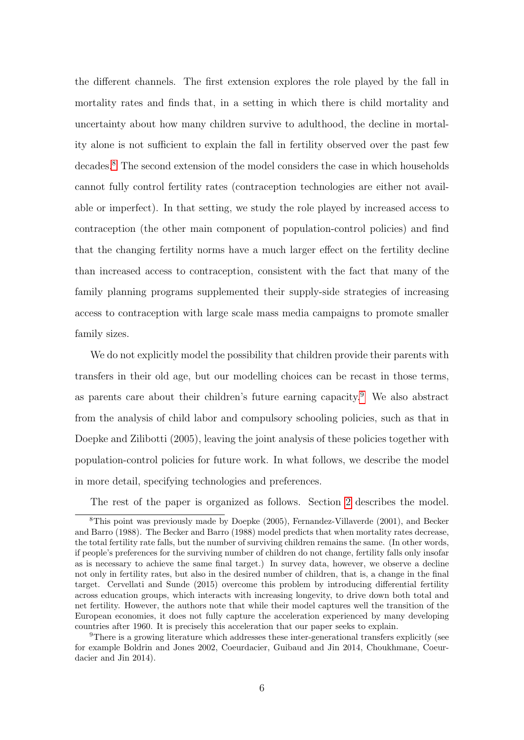the different channels. The first extension explores the role played by the fall in mortality rates and finds that, in a setting in which there is child mortality and uncertainty about how many children survive to adulthood, the decline in mortality alone is not sufficient to explain the fall in fertility observed over the past few decades.[8] The second extension of the model considers the case in which households cannot fully control fertility rates (contraception technologies are either not available or imperfect). In that setting, we study the role played by increased access to contraception (the other main component of population-control policies) and find that the changing fertility norms have a much larger effect on the fertility decline than increased access to contraception, consistent with the fact that many of the family planning programs supplemented their supply-side strategies of increasing access to contraception with large scale mass media campaigns to promote smaller family sizes.

We do not explicitly model the possibility that children provide their parents with transfers in their old age, but our modelling choices can be recast in those terms, as parents care about their children's future earning capacity.[9] We also abstract from the analysis of child labor and compulsory schooling policies, such as that in Doepke and Zilibotti (2005), leaving the joint analysis of these policies together with population-control policies for future work. In what follows, we describe the model in more detail, specifying technologies and preferences.

The rest of the paper is organized as follows. Section 2 describes the model.

[8] This point was previously made by Doepke (2005), Fernandez-Villaverde (2001), and Becker and Barro (1988). The Becker and Barro (1988) model predicts that when mortality rates decrease, the total fertility rate falls, but the number of surviving children remains the same. (In other words, if people's preferences for the surviving number of children do not change, fertility falls only insofar as is necessary to achieve the same final target.) In survey data, however, we observe a decline not only in fertility rates, but also in the desired number of children, that is, a change in the final target. Cervellati and Sunde (2015) overcome this problem by introducing differential fertility across education groups, which interacts with increasing longevity, to drive down both total and net fertility. However, the authors note that while their model captures well the transition of the European economies, it does not fully capture the acceleration experienced by many developing countries after 1960. It is precisely this acceleration that our paper seeks to explain.

[9] There is a growing literature which addresses these inter-generational transfers explicitly (see for example Boldrin and Jones 2002, Coeurdacier, Guibaud and Jin 2014, Choukhmane, Coeurdacier and Jin 2014).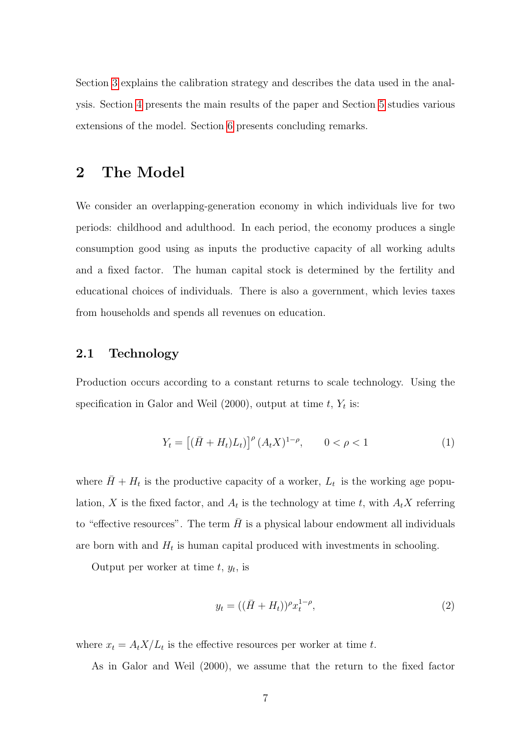Section 3 explains the calibration strategy and describes the data used in the analysis. Section 4 presents the main results of the paper and Section 5 studies various extensions of the model. Section 6 presents concluding remarks.

## 2 The Model

We consider an overlapping-generation economy in which individuals live for two periods: childhood and adulthood. In each period, the economy produces a single consumption good using as inputs the productive capacity of all working adults and a fixed factor. The human capital stock is determined by the fertility and educational choices of individuals. There is also a government, which levies taxes from households and spends all revenues on education.

### 2.1 Technology

Production occurs according to a constant returns to scale technology. Using the specification in Galor and Weil (2000), output at time $t$, $Y_t$ is:

$$Y_t = \left[(\bar{H} + H_t)L_t)\right]^{\rho} (A_t X)^{1-\rho}, \qquad 0 < \rho < 1 \tag{1}$$

where $\bar{H} + H_t$ is the productive capacity of a worker, $L_t$ is the working age population, $X$ is the fixed factor, and $A_t$ is the technology at time $t$, with $A_t X$ referring to "effective resources". The term $\bar{H}$ is a physical labour endowment all individuals are born with and $H_t$ is human capital produced with investments in schooling.

Output per worker at time $t$, $y_t$, is

$$y_t = ((\bar{H} + H_t))^{\rho} x_t^{1-\rho}, \tag{2}$$

where $x_t = A_t X / L_t$ is the effective resources per worker at time $t$.

As in Galor and Weil (2000), we assume that the return to the fixed factor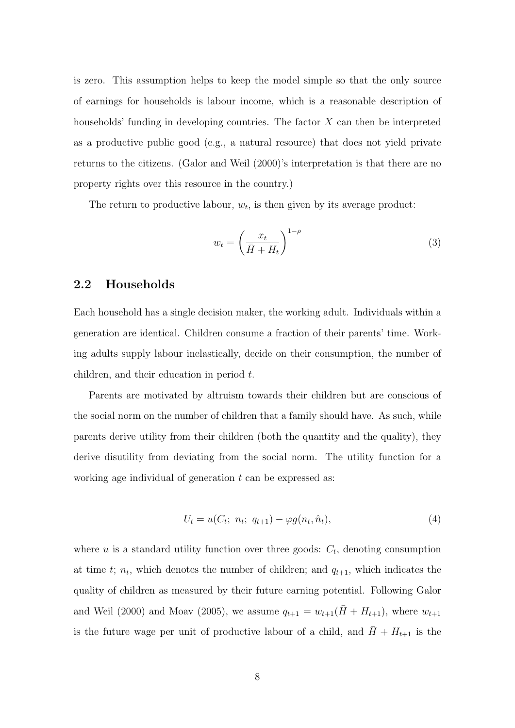is zero. This assumption helps to keep the model simple so that the only source of earnings for households is labour income, which is a reasonable description of households' funding in developing countries. The factor $X$ can then be interpreted as a productive public good (e.g., a natural resource) that does not yield private returns to the citizens. (Galor and Weil (2000)'s interpretation is that there are no property rights over this resource in the country.)

The return to productive labour, $w_t$, is then given by its average product:

$$w_t = \left( \frac{x_t}{\bar{H} + H_t} \right)^{1-\rho} \tag{3}$$

## 2.2 Households

Each household has a single decision maker, the working adult. Individuals within a generation are identical. Children consume a fraction of their parents' time. Working adults supply labour inelastically, decide on their consumption, the number of children, and their education in period $t$.

Parents are motivated by altruism towards their children but are conscious of the social norm on the number of children that a family should have. As such, while parents derive utility from their children (both the quantity and the quality), they derive disutility from deviating from the social norm. The utility function for a working age individual of generation $t$ can be expressed as:

$$U_t = u(C_t;\ n_t;\ q_{t+1}) - \varphi g(n_t, \hat{n}_t), \tag{4}$$

where $u$ is a standard utility function over three goods: $C_t$, denoting consumption at time $t$; $n_t$, which denotes the number of children; and $q_{t+1}$, which indicates the quality of children as measured by their future earning potential. Following Galor and Weil (2000) and Moav (2005), we assume $q_{t+1} = w_{t+1}(\bar{H} + H_{t+1})$, where $w_{t+1}$ is the future wage per unit of productive labour of a child, and $\bar{H} + H_{t+1}$ is the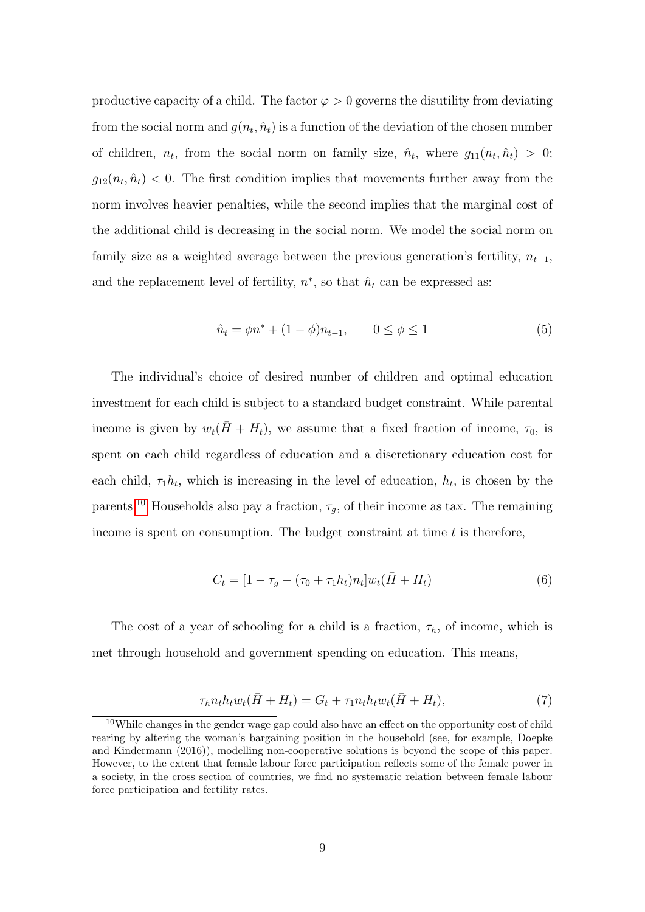productive capacity of a child. The factor $\varphi > 0$ governs the disutility from deviating from the social norm and $g(n_t, \hat{n}_t)$ is a function of the deviation of the chosen number of children, $n_t$, from the social norm on family size, $\hat{n}_t$, where $g_{11}(n_t, \hat{n}_t) > 0$; $g_{12}(n_t, \hat{n}_t) < 0$. The first condition implies that movements further away from the norm involves heavier penalties, while the second implies that the marginal cost of the additional child is decreasing in the social norm. We model the social norm on family size as a weighted average between the previous generation's fertility, $n_{t-1}$, and the replacement level of fertility, $n^*$, so that $\hat{n}_t$ can be expressed as:

$$\hat{n}_t = \phi n^* + (1 - \phi) n_{t-1}, \qquad 0 \leq \phi \leq 1 \tag{5}$$

The individual's choice of desired number of children and optimal education investment for each child is subject to a standard budget constraint. While parental income is given by $w_t(\bar{H} + H_t)$, we assume that a fixed fraction of income, $\tau_0$, is spent on each child regardless of education and a discretionary education cost for each child, $\tau_1 h_t$, which is increasing in the level of education, $h_t$, is chosen by the parents.[10] Households also pay a fraction, $\tau_g$, of their income as tax. The remaining income is spent on consumption. The budget constraint at time $t$ is therefore,

$$C_t = [1 - \tau_g - (\tau_0 + \tau_1 h_t) n_t] w_t(\bar{H} + H_t) \tag{6}$$

The cost of a year of schooling for a child is a fraction, $\tau_h$, of income, which is met through household and government spending on education. This means,

$$\tau_h n_t h_t w_t(\bar{H} + H_t) = G_t + \tau_1 n_t h_t w_t(\bar{H} + H_t), \tag{7}$$

[10] While changes in the gender wage gap could also have an effect on the opportunity cost of child rearing by altering the woman's bargaining position in the household (see, for example, Doepke and Kindermann (2016)), modelling non-cooperative solutions is beyond the scope of this paper. However, to the extent that female labour force participation reflects some of the female power in a society, in the cross section of countries, we find no systematic relation between female labour force participation and fertility rates.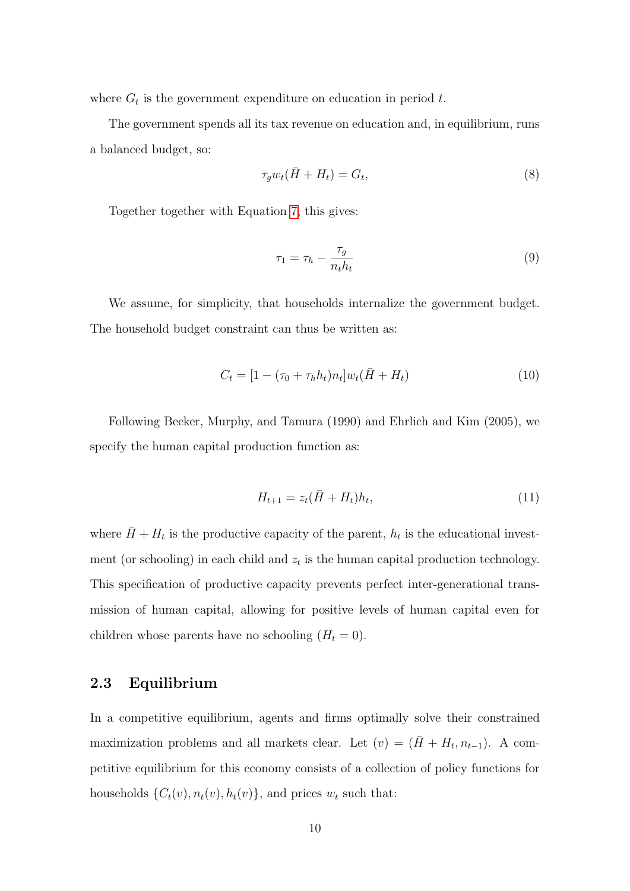where $G_t$ is the government expenditure on education in period $t$.

The government spends all its tax revenue on education and, in equilibrium, runs a balanced budget, so:

$$\tau_g w_t(\bar{H} + H_t) = G_t, \tag{8}$$

Together together with Equation 7, this gives:

$$\tau_1 = \tau_h - \frac{\tau_g}{n_t h_t} \tag{9}$$

We assume, for simplicity, that households internalize the government budget. The household budget constraint can thus be written as:

$$C_t = [1 - (\tau_0 + \tau_h h_t)n_t] w_t(\bar{H} + H_t) \tag{10}$$

Following Becker, Murphy, and Tamura (1990) and Ehrlich and Kim (2005), we specify the human capital production function as:

$$H_{t+1} = z_t(\bar{H} + H_t)h_t, \tag{11}$$

where $\bar{H} + H_t$ is the productive capacity of the parent, $h_t$ is the educational investment (or schooling) in each child and $z_t$ is the human capital production technology. This specification of productive capacity prevents perfect inter-generational transmission of human capital, allowing for positive levels of human capital even for children whose parents have no schooling ($H_t = 0$).

## 2.3 Equilibrium

In a competitive equilibrium, agents and firms optimally solve their constrained maximization problems and all markets clear. Let $(v) = (\bar{H} + H_t, n_{t-1})$. A competitive equilibrium for this economy consists of a collection of policy functions for households $\{C_t(v), n_t(v), h_t(v)\}$, and prices $w_t$ such that: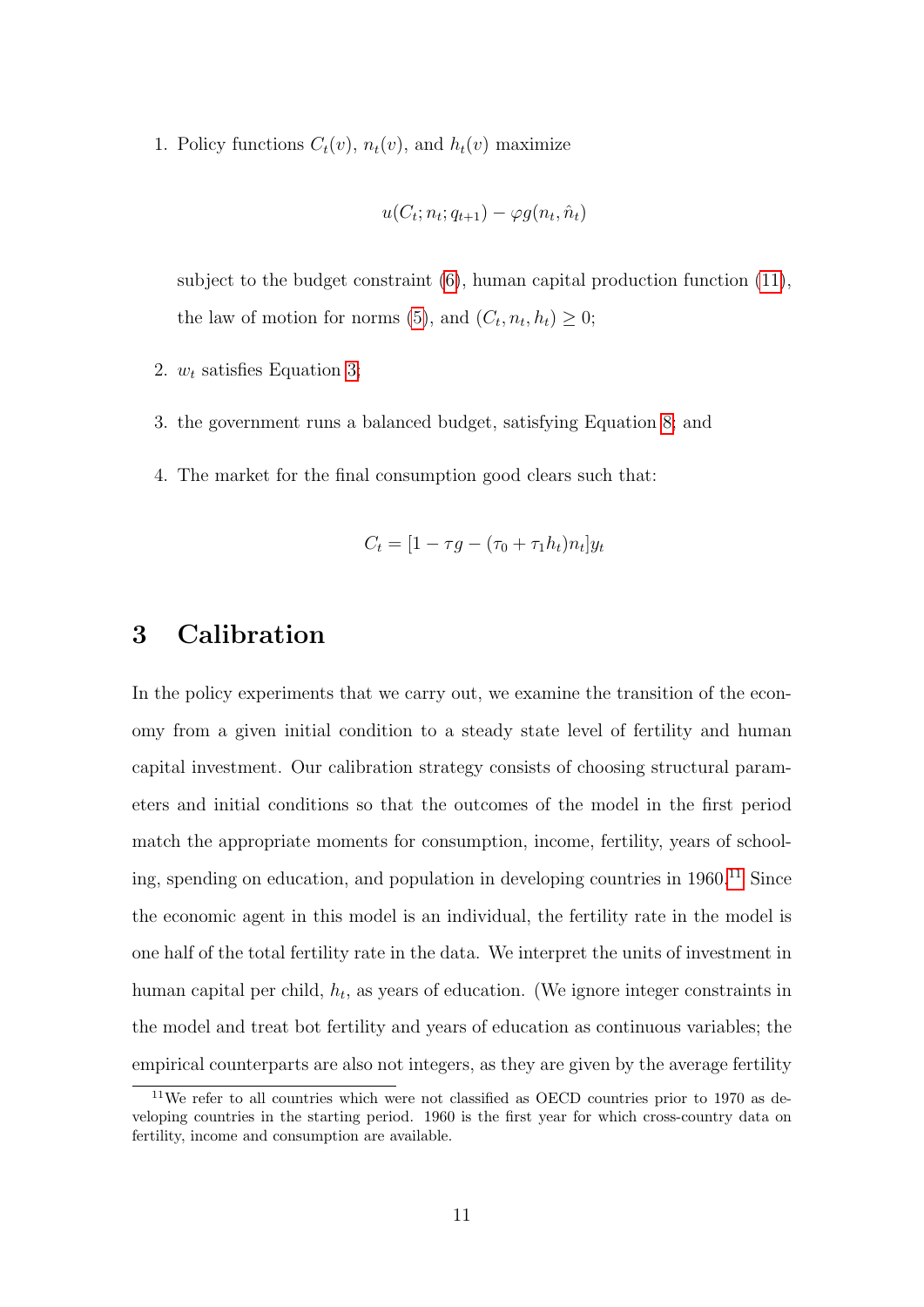1. Policy functions $C_t(v)$, $n_t(v)$, and $h_t(v)$ maximize

$$u(C_t; n_t; q_{t+1}) - \varphi g(n_t, \hat{n}_t)$$

subject to the budget constraint (6), human capital production function (11), the law of motion for norms (5), and $(C_t, n_t, h_t) \geq 0$;

2. $w_t$ satisfies Equation 3;

3. the government runs a balanced budget, satisfying Equation 8; and

4. The market for the final consumption good clears such that:

$$C_t = [1 - \tau g - (\tau_0 + \tau_1 h_t)n_t]y_t$$

# 3 Calibration

In the policy experiments that we carry out, we examine the transition of the economy from a given initial condition to a steady state level of fertility and human capital investment. Our calibration strategy consists of choosing structural parameters and initial conditions so that the outcomes of the model in the first period match the appropriate moments for consumption, income, fertility, years of schooling, spending on education, and population in developing countries in 1960.[11] Since the economic agent in this model is an individual, the fertility rate in the model is one half of the total fertility rate in the data. We interpret the units of investment in human capital per child, $h_t$, as years of education. (We ignore integer constraints in the model and treat bot fertility and years of education as continuous variables; the empirical counterparts are also not integers, as they are given by the average fertility

[11] We refer to all countries which were not classified as OECD countries prior to 1970 as developing countries in the starting period. 1960 is the first year for which cross-country data on fertility, income and consumption are available.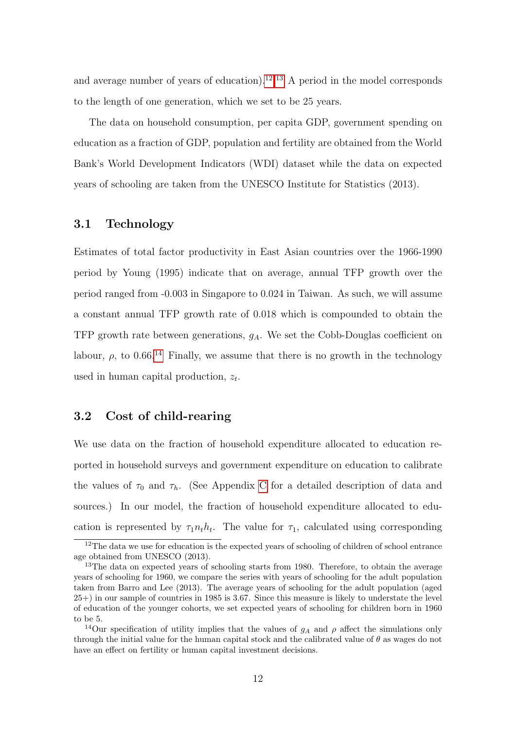and average number of years of education).[12] [13] A period in the model corresponds to the length of one generation, which we set to be 25 years.

The data on household consumption, per capita GDP, government spending on education as a fraction of GDP, population and fertility are obtained from the World Bank's World Development Indicators (WDI) dataset while the data on expected years of schooling are taken from the UNESCO Institute for Statistics (2013).

## 3.1 Technology

Estimates of total factor productivity in East Asian countries over the 1966-1990 period by Young (1995) indicate that on average, annual TFP growth over the period ranged from -0.003 in Singapore to 0.024 in Taiwan. As such, we will assume a constant annual TFP growth rate of 0.018 which is compounded to obtain the TFP growth rate between generations, $g_A$. We set the Cobb-Douglas coefficient on labour, $\rho$, to 0.66.[14] Finally, we assume that there is no growth in the technology used in human capital production, $z_t$.

## 3.2 Cost of child-rearing

We use data on the fraction of household expenditure allocated to education reported in household surveys and government expenditure on education to calibrate the values of $\tau_0$ and $\tau_h$. (See Appendix C for a detailed description of data and sources.) In our model, the fraction of household expenditure allocated to education is represented by $\tau_1 n_t h_t$. The value for $\tau_1$, calculated using corresponding

---

[12] The data we use for education is the expected years of schooling of children of school entrance age obtained from UNESCO (2013).

[13] The data on expected years of schooling starts from 1980. Therefore, to obtain the average years of schooling for 1960, we compare the series with years of schooling for the adult population taken from Barro and Lee (2013). The average years of schooling for the adult population (aged 25+) in our sample of countries in 1985 is 3.67. Since this measure is likely to understate the level of education of the younger cohorts, we set expected years of schooling for children born in 1960 to be 5.

[14] Our specification of utility implies that the values of $g_A$ and $\rho$ affect the simulations only through the initial value for the human capital stock and the calibrated value of $\theta$ as wages do not have an effect on fertility or human capital investment decisions.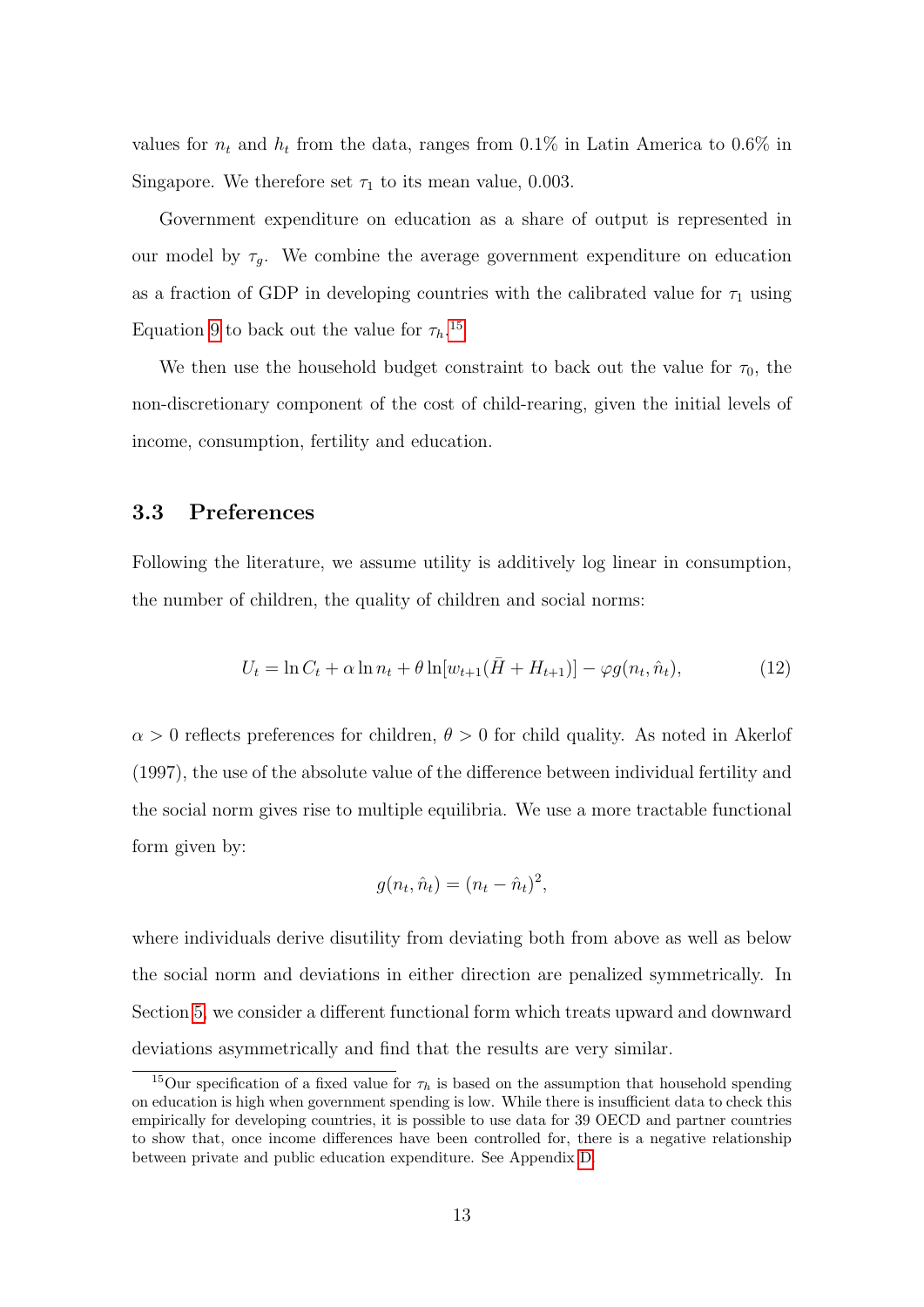values for $n_t$ and $h_t$ from the data, ranges from 0.1% in Latin America to 0.6% in Singapore. We therefore set $\tau_1$ to its mean value, 0.003.

Government expenditure on education as a share of output is represented in our model by $\tau_g$. We combine the average government expenditure on education as a fraction of GDP in developing countries with the calibrated value for $\tau_1$ using Equation 9 to back out the value for $\tau_h$.[15]

We then use the household budget constraint to back out the value for $\tau_0$, the non-discretionary component of the cost of child-rearing, given the initial levels of income, consumption, fertility and education.

## 3.3 Preferences

Following the literature, we assume utility is additively log linear in consumption, the number of children, the quality of children and social norms:

$$U_t = \ln C_t + \alpha \ln n_t + \theta \ln[w_{t+1}(\bar{H} + H_{t+1})] - \varphi g(n_t, \hat{n}_t), \tag{12}$$

$\alpha > 0$ reflects preferences for children, $\theta > 0$ for child quality. As noted in Akerlof (1997), the use of the absolute value of the difference between individual fertility and the social norm gives rise to multiple equilibria. We use a more tractable functional form given by:

$$g(n_t, \hat{n}_t) = (n_t - \hat{n}_t)^2,$$

where individuals derive disutility from deviating both from above as well as below the social norm and deviations in either direction are penalized symmetrically. In Section 5, we consider a different functional form which treats upward and downward deviations asymmetrically and find that the results are very similar.

[15] Our specification of a fixed value for $\tau_h$ is based on the assumption that household spending on education is high when government spending is low. While there is insufficient data to check this empirically for developing countries, it is possible to use data for 39 OECD and partner countries to show that, once income differences have been controlled for, there is a negative relationship between private and public education expenditure. See Appendix D.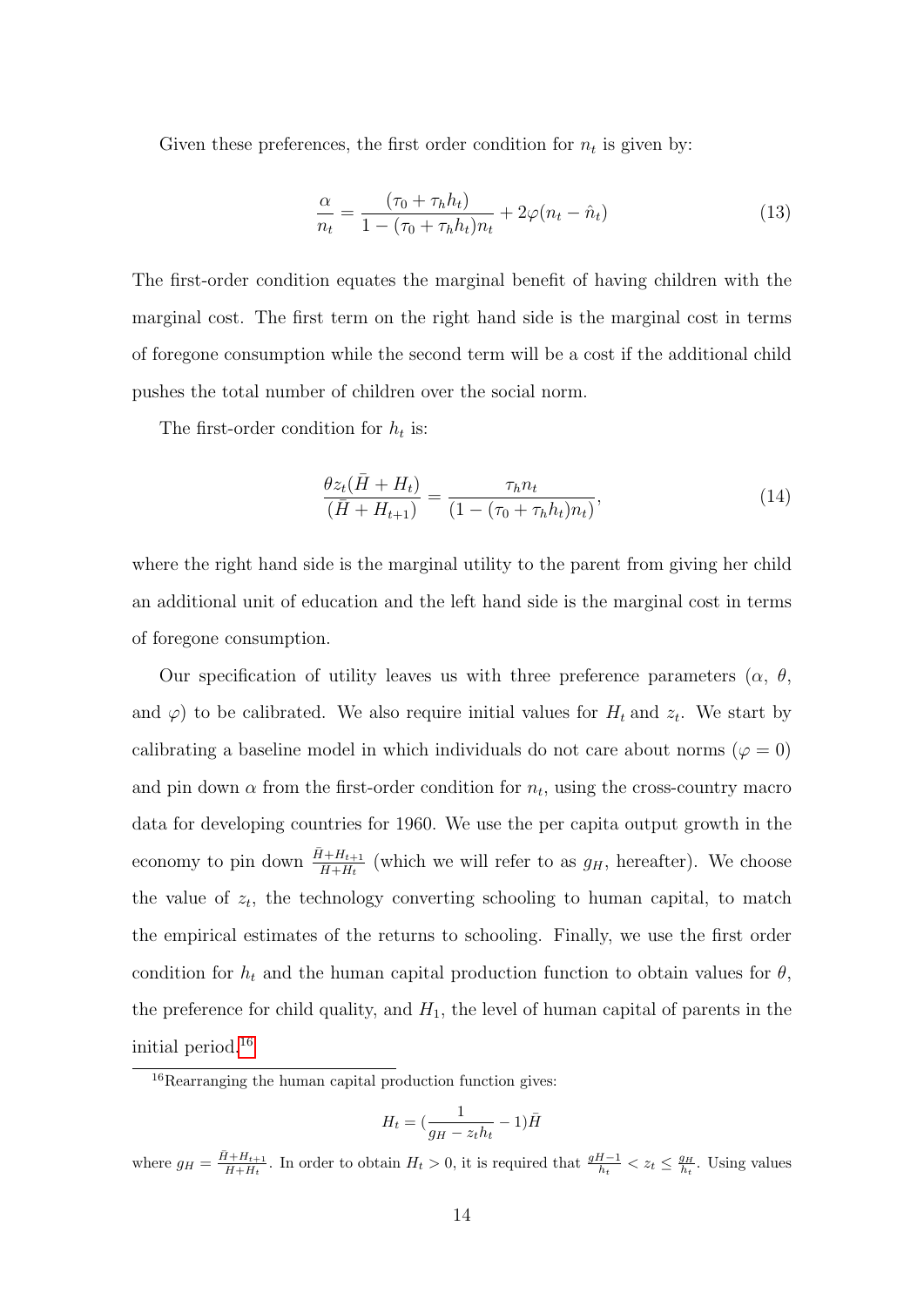Given these preferences, the first order condition for $n_t$ is given by:

$$\frac{\alpha}{n_t} = \frac{(\tau_0 + \tau_h h_t)}{1 - (\tau_0 + \tau_h h_t) n_t} + 2\varphi(n_t - \hat{n}_t) \tag{13}$$

The first-order condition equates the marginal benefit of having children with the marginal cost. The first term on the right hand side is the marginal cost in terms of foregone consumption while the second term will be a cost if the additional child pushes the total number of children over the social norm.

The first-order condition for $h_t$ is:

$$\frac{\theta z_t(\bar{H} + H_t)}{(\bar{H} + H_{t+1})} = \frac{\tau_h n_t}{(1 - (\tau_0 + \tau_h h_t) n_t)}, \tag{14}$$

where the right hand side is the marginal utility to the parent from giving her child an additional unit of education and the left hand side is the marginal cost in terms of foregone consumption.

Our specification of utility leaves us with three preference parameters ($\alpha$, $\theta$, and $\varphi$) to be calibrated. We also require initial values for $H_t$ and $z_t$. We start by calibrating a baseline model in which individuals do not care about norms ($\varphi = 0$) and pin down $\alpha$ from the first-order condition for $n_t$, using the cross-country macro data for developing countries for 1960. We use the per capita output growth in the economy to pin down $\frac{\bar{H}+H_{t+1}}{\bar{H}+H_t}$ (which we will refer to as $g_H$, hereafter). We choose the value of $z_t$, the technology converting schooling to human capital, to match the empirical estimates of the returns to schooling. Finally, we use the first order condition for $h_t$ and the human capital production function to obtain values for $\theta$, the preference for child quality, and $H_1$, the level of human capital of parents in the initial period.[16]

[16] Rearranging the human capital production function gives:

$$H_t = \left(\frac{1}{g_H - z_t h_t} - 1\right)\bar{H}$$

where $g_H = \frac{\bar{H}+H_{t+1}}{\bar{H}+H_t}$. In order to obtain $H_t > 0$, it is required that $\frac{gH-1}{h_t} < z_t \leq \frac{g_H}{h_t}$. Using values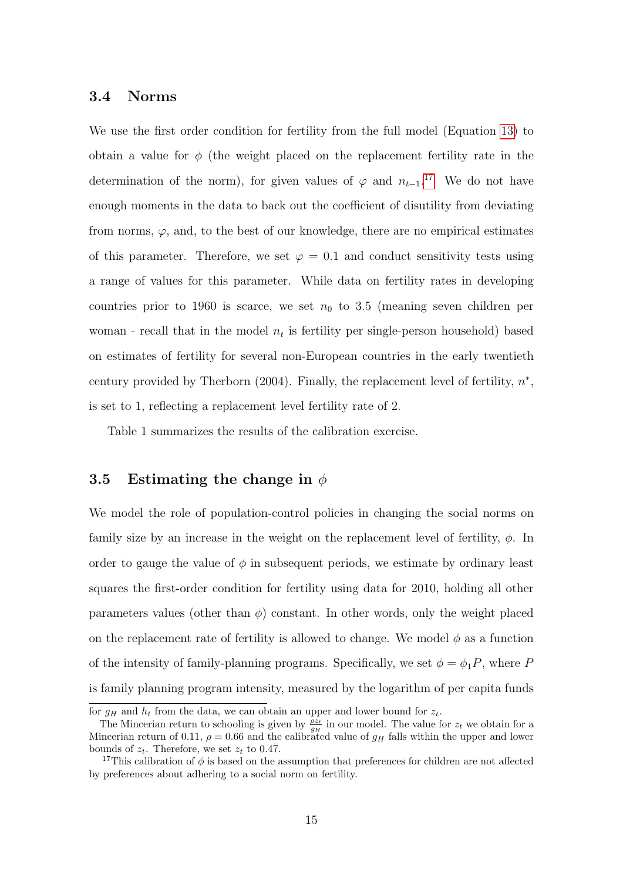### 3.4 Norms

We use the first order condition for fertility from the full model (Equation 13) to obtain a value for $\phi$ (the weight placed on the replacement fertility rate in the determination of the norm), for given values of $\varphi$ and $n_{t-1}$.[17] We do not have enough moments in the data to back out the coefficient of disutility from deviating from norms, $\varphi$, and, to the best of our knowledge, there are no empirical estimates of this parameter. Therefore, we set $\varphi = 0.1$ and conduct sensitivity tests using a range of values for this parameter. While data on fertility rates in developing countries prior to 1960 is scarce, we set $n_0$ to 3.5 (meaning seven children per woman - recall that in the model $n_t$ is fertility per single-person household) based on estimates of fertility for several non-European countries in the early twentieth century provided by Therborn (2004). Finally, the replacement level of fertility, $n^*$, is set to 1, reflecting a replacement level fertility rate of 2.

Table 1 summarizes the results of the calibration exercise.

### 3.5 Estimating the change in $\phi$

We model the role of population-control policies in changing the social norms on family size by an increase in the weight on the replacement level of fertility, $\phi$. In order to gauge the value of $\phi$ in subsequent periods, we estimate by ordinary least squares the first-order condition for fertility using data for 2010, holding all other parameters values (other than $\phi$) constant. In other words, only the weight placed on the replacement rate of fertility is allowed to change. We model $\phi$ as a function of the intensity of family-planning programs. Specifically, we set $\phi = \phi_1 P$, where $P$ is family planning program intensity, measured by the logarithm of per capita funds

---

for $g_H$ and $h_t$ from the data, we can obtain an upper and lower bound for $z_t$.

The Mincerian return to schooling is given by $\frac{\rho z_t}{g_H}$ in our model. The value for $z_t$ we obtain for a Mincerian return of 0.11, $\rho = 0.66$ and the calibrated value of $g_H$ falls within the upper and lower bounds of $z_t$. Therefore, we set $z_t$ to 0.47.

[17] This calibration of $\phi$ is based on the assumption that preferences for children are not affected by preferences about adhering to a social norm on fertility.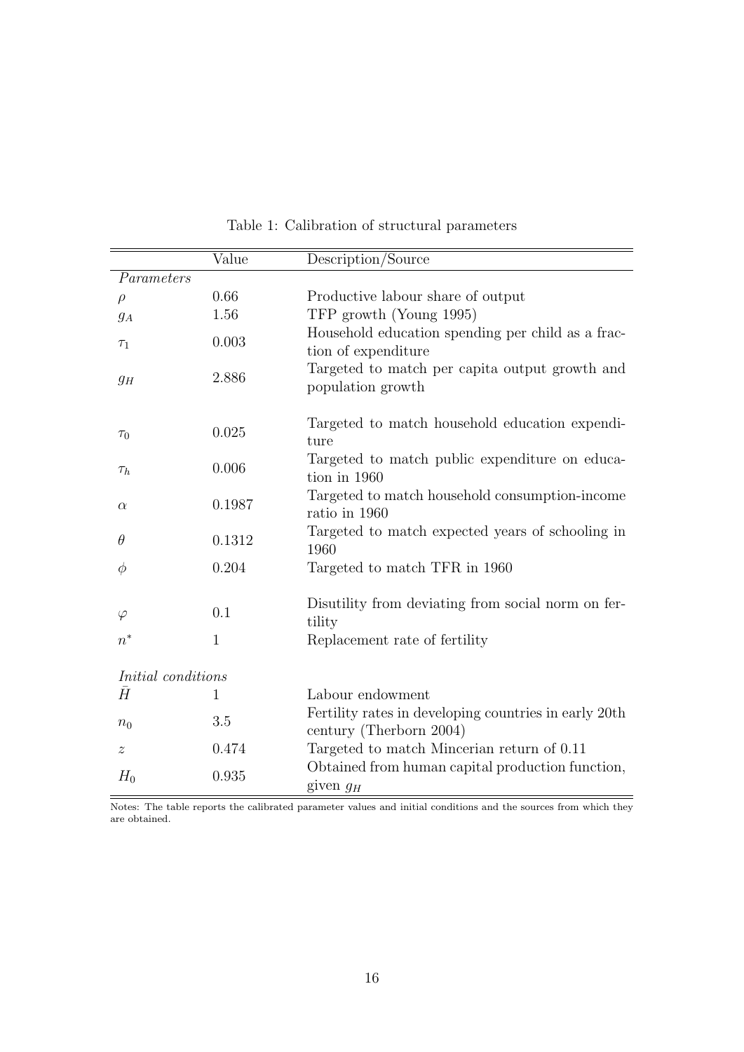Table 1: Calibration of structural parameters

| | Value | Description/Source |
|---|---|---|
| *Parameters* | | |
| $\rho$ | 0.66 | Productive labour share of output |
| $g_A$ | 1.56 | TFP growth (Young 1995) |
| $\tau_1$ | 0.003 | Household education spending per child as a fraction of expenditure |
| $g_H$ | 2.886 | Targeted to match per capita output growth and population growth |
| $\tau_0$ | 0.025 | Targeted to match household education expenditure |
| $\tau_h$ | 0.006 | Targeted to match public expenditure on education in 1960 |
| $\alpha$ | 0.1987 | Targeted to match household consumption-income ratio in 1960 |
| $\theta$ | 0.1312 | Targeted to match expected years of schooling in 1960 |
| $\phi$ | 0.204 | Targeted to match TFR in 1960 |
| $\varphi$ | 0.1 | Disutility from deviating from social norm on fertility |
| $n^*$ | 1 | Replacement rate of fertility |
| *Initial conditions* | | |
| $\bar{H}$ | 1 | Labour endowment |
| $n_0$ | 3.5 | Fertility rates in developing countries in early 20th century (Therborn 2004) |
| $z$ | 0.474 | Targeted to match Mincerian return of 0.11 |
| $H_0$ | 0.935 | Obtained from human capital production function, given $g_H$ |

Notes: The table reports the calibrated parameter values and initial conditions and the sources from which they are obtained.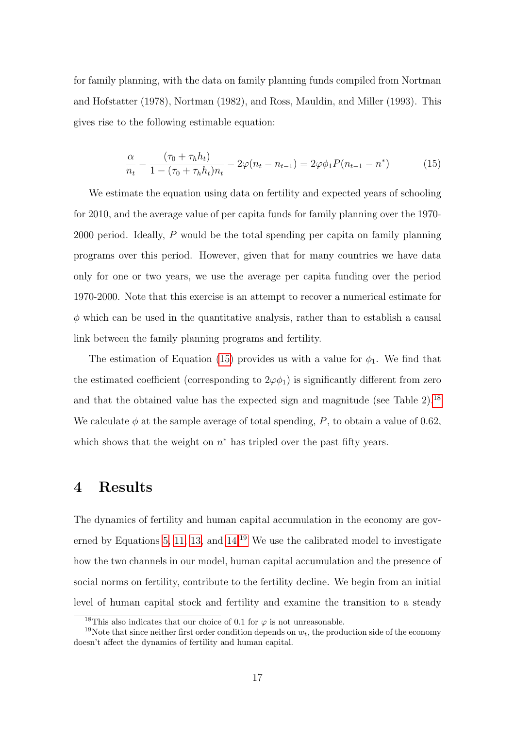for family planning, with the data on family planning funds compiled from Nortman and Hofstatter (1978), Nortman (1982), and Ross, Mauldin, and Miller (1993). This gives rise to the following estimable equation:

$$\frac{\alpha}{n_t} - \frac{(\tau_0 + \tau_h h_t)}{1 - (\tau_0 + \tau_h h_t) n_t} - 2\varphi(n_t - n_{t-1}) = 2\varphi\phi_1 P(n_{t-1} - n^*) \tag{15}$$

We estimate the equation using data on fertility and expected years of schooling for 2010, and the average value of per capita funds for family planning over the 1970-2000 period. Ideally, $P$ would be the total spending per capita on family planning programs over this period. However, given that for many countries we have data only for one or two years, we use the average per capita funding over the period 1970-2000. Note that this exercise is an attempt to recover a numerical estimate for $\phi$ which can be used in the quantitative analysis, rather than to establish a causal link between the family planning programs and fertility.

The estimation of Equation (15) provides us with a value for $\phi_1$. We find that the estimated coefficient (corresponding to $2\varphi\phi_1$) is significantly different from zero and that the obtained value has the expected sign and magnitude (see Table 2).[18] We calculate $\phi$ at the sample average of total spending, $P$, to obtain a value of 0.62, which shows that the weight on $n^*$ has tripled over the past fifty years.

# 4 Results

The dynamics of fertility and human capital accumulation in the economy are governed by Equations 5, 11, 13, and 14.[19] We use the calibrated model to investigate how the two channels in our model, human capital accumulation and the presence of social norms on fertility, contribute to the fertility decline. We begin from an initial level of human capital stock and fertility and examine the transition to a steady

[18] This also indicates that our choice of 0.1 for $\varphi$ is not unreasonable.

[19] Note that since neither first order condition depends on $w_t$, the production side of the economy doesn't affect the dynamics of fertility and human capital.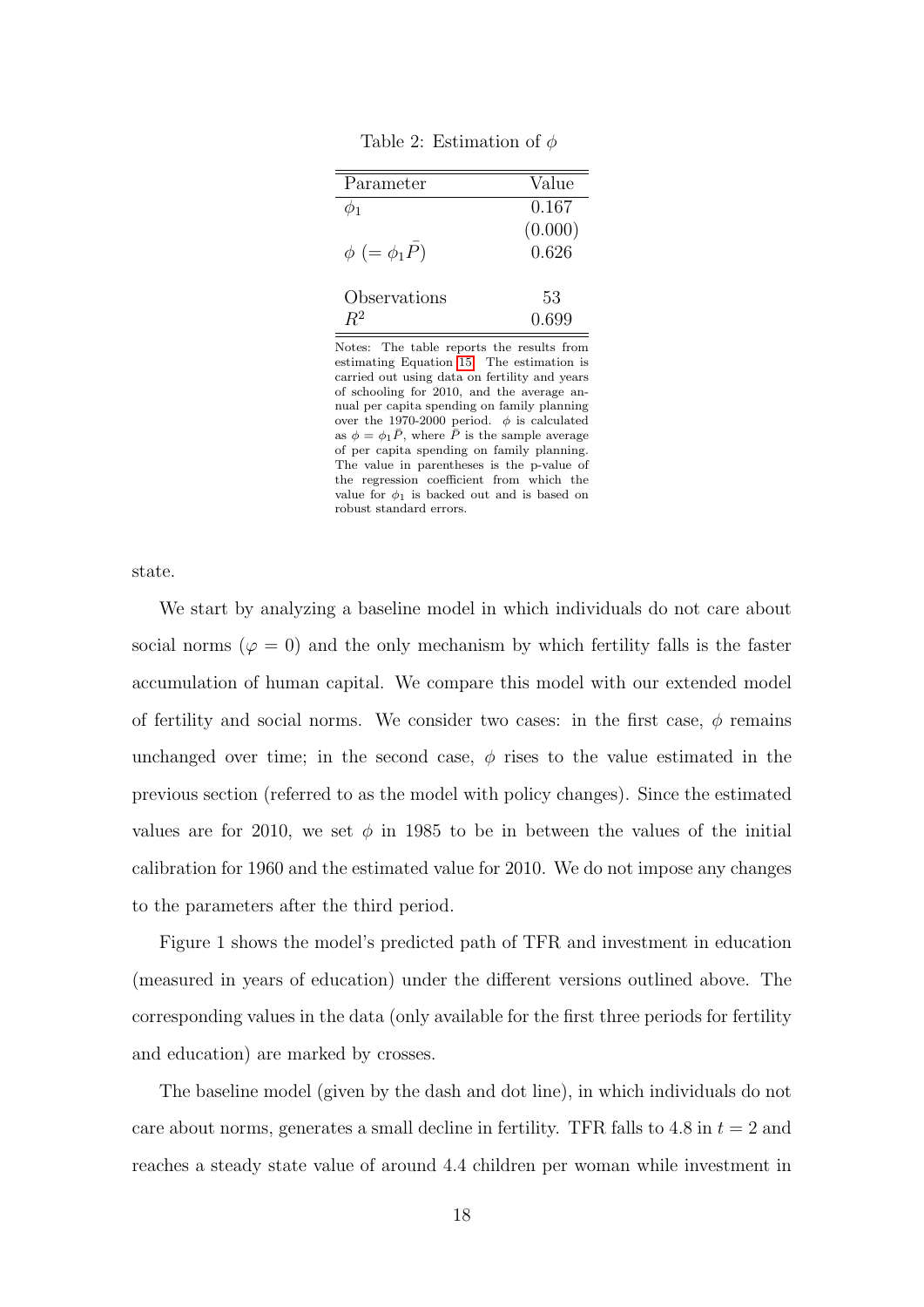Table 2: Estimation of $\phi$

| Parameter | Value |
|---|---|
| $\phi_1$ | 0.167 |
| | (0.000) |
| $\phi$ $(= \phi_1 \bar{P})$ | 0.626 |
| | |
| Observations | 53 |
| $R^2$ | 0.699 |

Notes: The table reports the results from estimating Equation 15. The estimation is carried out using data on fertility and years of schooling for 2010, and the average annual per capita spending on family planning over the 1970-2000 period. $\phi$ is calculated as $\phi = \phi_1 \bar{P}$, where $\bar{P}$ is the sample average of per capita spending on family planning. The value in parentheses is the p-value of the regression coefficient from which the value for $\phi_1$ is backed out and is based on robust standard errors.

state.

We start by analyzing a baseline model in which individuals do not care about social norms ($\varphi = 0$) and the only mechanism by which fertility falls is the faster accumulation of human capital. We compare this model with our extended model of fertility and social norms. We consider two cases: in the first case, $\phi$ remains unchanged over time; in the second case, $\phi$ rises to the value estimated in the previous section (referred to as the model with policy changes). Since the estimated values are for 2010, we set $\phi$ in 1985 to be in between the values of the initial calibration for 1960 and the estimated value for 2010. We do not impose any changes to the parameters after the third period.

Figure 1 shows the model's predicted path of TFR and investment in education (measured in years of education) under the different versions outlined above. The corresponding values in the data (only available for the first three periods for fertility and education) are marked by crosses.

The baseline model (given by the dash and dot line), in which individuals do not care about norms, generates a small decline in fertility. TFR falls to 4.8 in $t = 2$ and reaches a steady state value of around 4.4 children per woman while investment in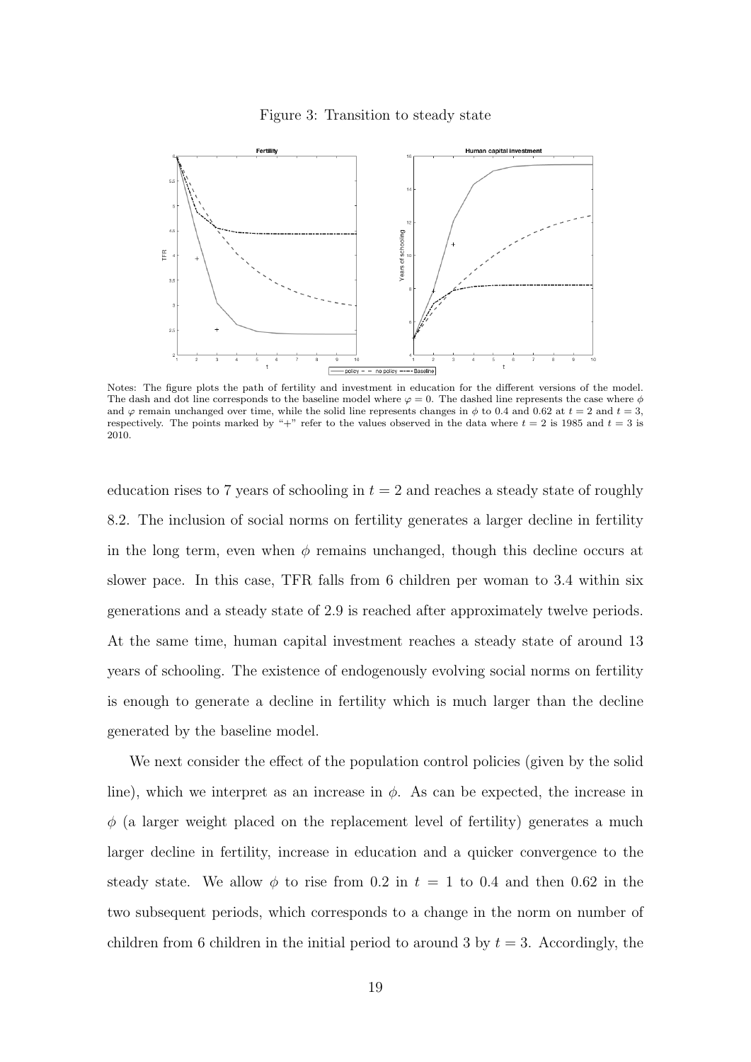Figure 3: Transition to steady state

Notes: The figure plots the path of fertility and investment in education for the different versions of the model. The dash and dot line corresponds to the baseline model where $\varphi = 0$. The dashed line represents the case where $\phi$ and $\varphi$ remain unchanged over time, while the solid line represents changes in $\phi$ to 0.4 and 0.62 at $t = 2$ and $t = 3$, respectively. The points marked by "+" refer to the values observed in the data where $t = 2$ is 1985 and $t = 3$ is 2010.

education rises to 7 years of schooling in $t = 2$ and reaches a steady state of roughly 8.2. The inclusion of social norms on fertility generates a larger decline in fertility in the long term, even when $\phi$ remains unchanged, though this decline occurs at slower pace. In this case, TFR falls from 6 children per woman to 3.4 within six generations and a steady state of 2.9 is reached after approximately twelve periods. At the same time, human capital investment reaches a steady state of around 13 years of schooling. The existence of endogenously evolving social norms on fertility is enough to generate a decline in fertility which is much larger than the decline generated by the baseline model.

We next consider the effect of the population control policies (given by the solid line), which we interpret as an increase in $\phi$. As can be expected, the increase in $\phi$ (a larger weight placed on the replacement level of fertility) generates a much larger decline in fertility, increase in education and a quicker convergence to the steady state. We allow $\phi$ to rise from 0.2 in $t = 1$ to 0.4 and then 0.62 in the two subsequent periods, which corresponds to a change in the norm on number of children from 6 children in the initial period to around 3 by $t = 3$. Accordingly, the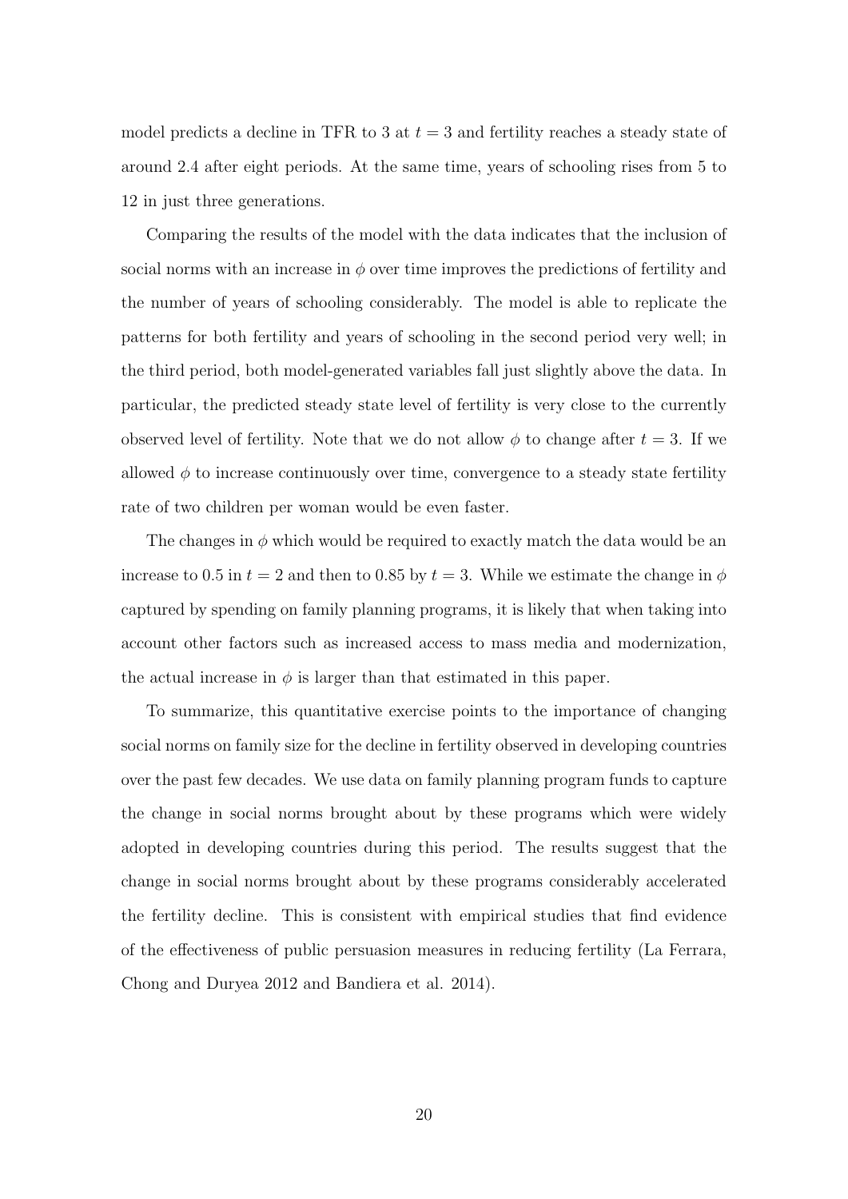model predicts a decline in TFR to 3 at $t = 3$ and fertility reaches a steady state of around 2.4 after eight periods. At the same time, years of schooling rises from 5 to 12 in just three generations.

Comparing the results of the model with the data indicates that the inclusion of social norms with an increase in $\phi$ over time improves the predictions of fertility and the number of years of schooling considerably. The model is able to replicate the patterns for both fertility and years of schooling in the second period very well; in the third period, both model-generated variables fall just slightly above the data. In particular, the predicted steady state level of fertility is very close to the currently observed level of fertility. Note that we do not allow $\phi$ to change after $t = 3$. If we allowed $\phi$ to increase continuously over time, convergence to a steady state fertility rate of two children per woman would be even faster.

The changes in $\phi$ which would be required to exactly match the data would be an increase to 0.5 in $t = 2$ and then to 0.85 by $t = 3$. While we estimate the change in $\phi$ captured by spending on family planning programs, it is likely that when taking into account other factors such as increased access to mass media and modernization, the actual increase in $\phi$ is larger than that estimated in this paper.

To summarize, this quantitative exercise points to the importance of changing social norms on family size for the decline in fertility observed in developing countries over the past few decades. We use data on family planning program funds to capture the change in social norms brought about by these programs which were widely adopted in developing countries during this period. The results suggest that the change in social norms brought about by these programs considerably accelerated the fertility decline. This is consistent with empirical studies that find evidence of the effectiveness of public persuasion measures in reducing fertility (La Ferrara, Chong and Duryea 2012 and Bandiera et al. 2014).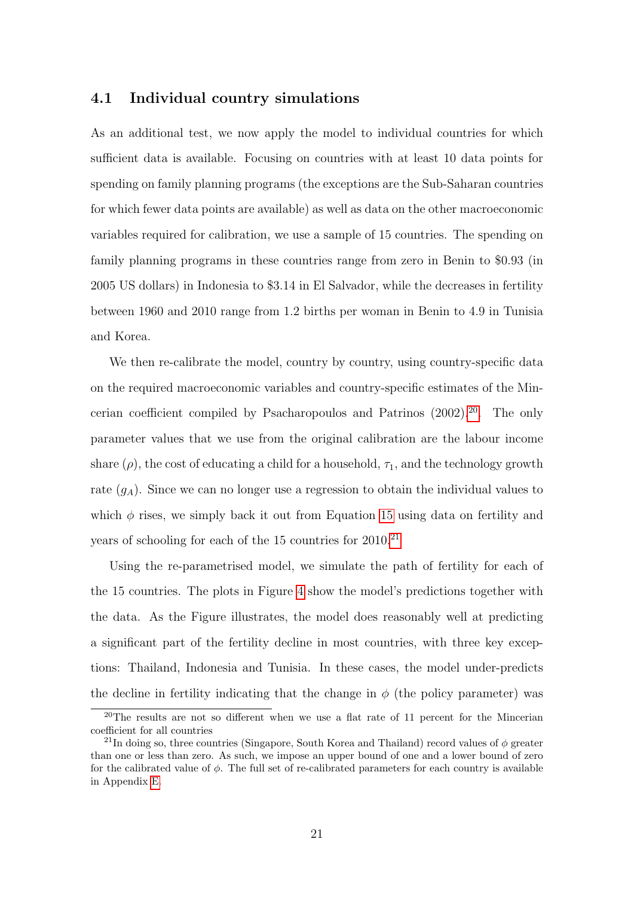### 4.1 Individual country simulations

As an additional test, we now apply the model to individual countries for which sufficient data is available. Focusing on countries with at least 10 data points for spending on family planning programs (the exceptions are the Sub-Saharan countries for which fewer data points are available) as well as data on the other macroeconomic variables required for calibration, we use a sample of 15 countries. The spending on family planning programs in these countries range from zero in Benin to \$0.93 (in 2005 US dollars) in Indonesia to \$3.14 in El Salvador, while the decreases in fertility between 1960 and 2010 range from 1.2 births per woman in Benin to 4.9 in Tunisia and Korea.

We then re-calibrate the model, country by country, using country-specific data on the required macroeconomic variables and country-specific estimates of the Mincerian coefficient compiled by Psacharopoulos and Patrinos (2002).[20]. The only parameter values that we use from the original calibration are the labour income share ($\rho$), the cost of educating a child for a household, $\tau_1$, and the technology growth rate ($g_A$). Since we can no longer use a regression to obtain the individual values to which $\phi$ rises, we simply back it out from Equation 15 using data on fertility and years of schooling for each of the 15 countries for 2010.[21]

Using the re-parametrised model, we simulate the path of fertility for each of the 15 countries. The plots in Figure 4 show the model's predictions together with the data. As the Figure illustrates, the model does reasonably well at predicting a significant part of the fertility decline in most countries, with three key exceptions: Thailand, Indonesia and Tunisia. In these cases, the model under-predicts the decline in fertility indicating that the change in $\phi$ (the policy parameter) was

[20]The results are not so different when we use a flat rate of 11 percent for the Mincerian coefficient for all countries

[21]In doing so, three countries (Singapore, South Korea and Thailand) record values of $\phi$ greater than one or less than zero. As such, we impose an upper bound of one and a lower bound of zero for the calibrated value of $\phi$. The full set of re-calibrated parameters for each country is available in Appendix E.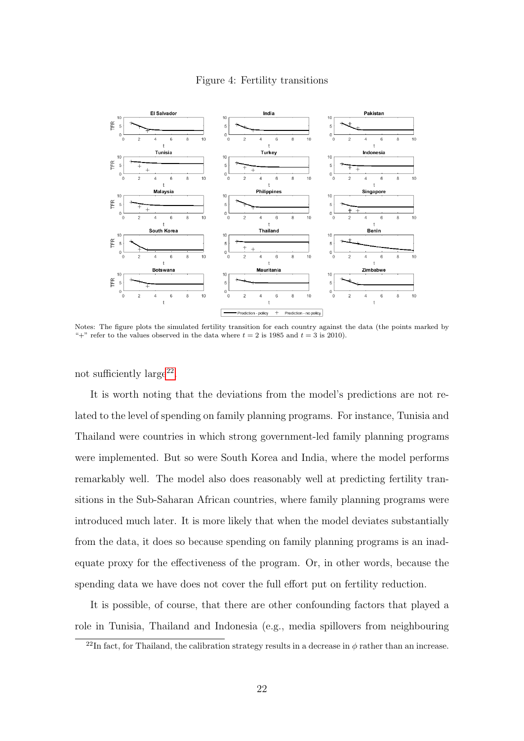Figure 4: Fertility transitions

Notes: The figure plots the simulated fertility transition for each country against the data (the points marked by "+" refer to the values observed in the data where $t = 2$ is 1985 and $t = 3$ is 2010).

not sufficiently large[22].

It is worth noting that the deviations from the model's predictions are not related to the level of spending on family planning programs. For instance, Tunisia and Thailand were countries in which strong government-led family planning programs were implemented. But so were South Korea and India, where the model performs remarkably well. The model also does reasonably well at predicting fertility transitions in the Sub-Saharan African countries, where family planning programs were introduced much later. It is more likely that when the model deviates substantially from the data, it does so because spending on family planning programs is an inadequate proxy for the effectiveness of the program. Or, in other words, because the spending data we have does not cover the full effort put on fertility reduction.

It is possible, of course, that there are other confounding factors that played a role in Tunisia, Thailand and Indonesia (e.g., media spillovers from neighbouring

[22] In fact, for Thailand, the calibration strategy results in a decrease in $\phi$ rather than an increase.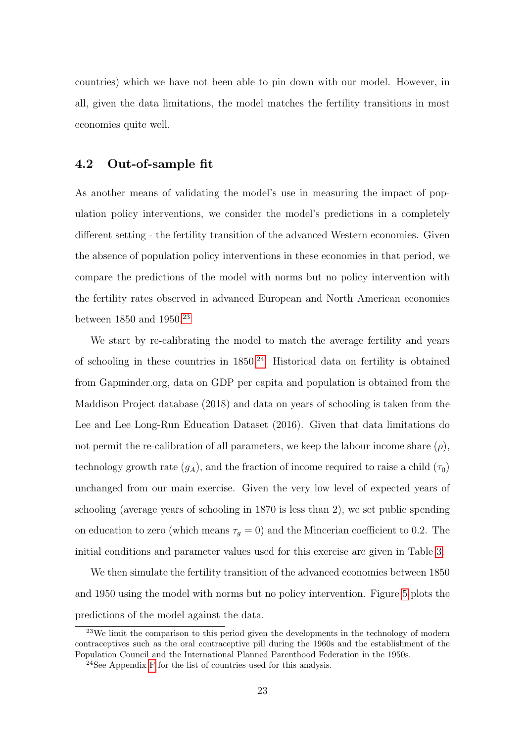countries) which we have not been able to pin down with our model. However, in all, given the data limitations, the model matches the fertility transitions in most economies quite well.

### 4.2 Out-of-sample fit

As another means of validating the model's use in measuring the impact of population policy interventions, we consider the model's predictions in a completely different setting - the fertility transition of the advanced Western economies. Given the absence of population policy interventions in these economies in that period, we compare the predictions of the model with norms but no policy intervention with the fertility rates observed in advanced European and North American economies between 1850 and 1950.[23]

We start by re-calibrating the model to match the average fertility and years of schooling in these countries in 1850.[24] Historical data on fertility is obtained from Gapminder.org, data on GDP per capita and population is obtained from the Maddison Project database (2018) and data on years of schooling is taken from the Lee and Lee Long-Run Education Dataset (2016). Given that data limitations do not permit the re-calibration of all parameters, we keep the labour income share ($\rho$), technology growth rate ($g_A$), and the fraction of income required to raise a child ($\tau_0$) unchanged from our main exercise. Given the very low level of expected years of schooling (average years of schooling in 1870 is less than 2), we set public spending on education to zero (which means $\tau_g = 0$) and the Mincerian coefficient to 0.2. The initial conditions and parameter values used for this exercise are given in Table 3.

We then simulate the fertility transition of the advanced economies between 1850 and 1950 using the model with norms but no policy intervention. Figure 5 plots the predictions of the model against the data.

[23] We limit the comparison to this period given the developments in the technology of modern contraceptives such as the oral contraceptive pill during the 1960s and the establishment of the Population Council and the International Planned Parenthood Federation in the 1950s.

[24] See Appendix F for the list of countries used for this analysis.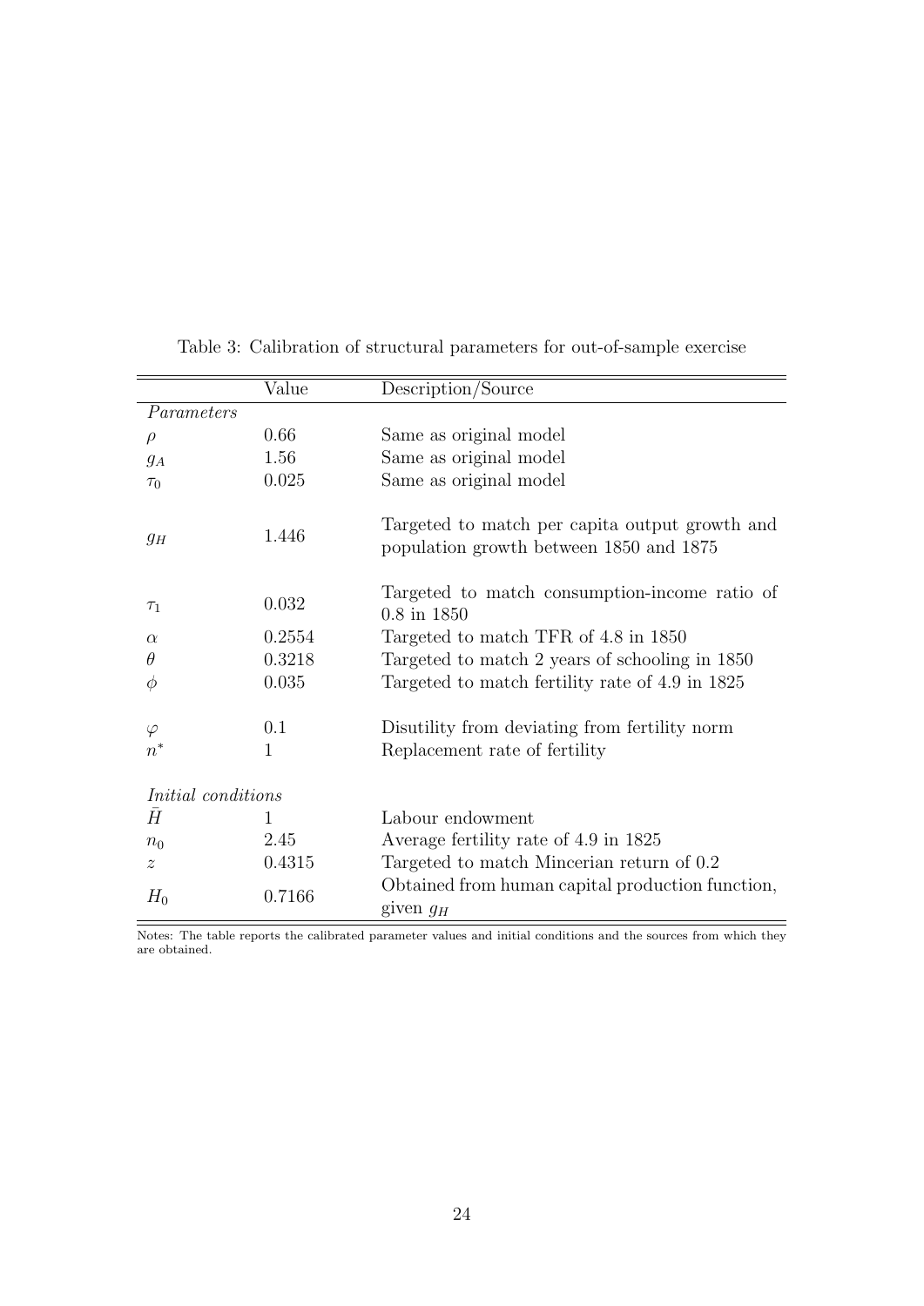Table 3: Calibration of structural parameters for out-of-sample exercise

| | Value | Description/Source |
|---|---|---|
| *Parameters* | | |
| $\rho$ | 0.66 | Same as original model |
| $g_A$ | 1.56 | Same as original model |
| $\tau_0$ | 0.025 | Same as original model |
| $g_H$ | 1.446 | Targeted to match per capita output growth and population growth between 1850 and 1875 |
| $\tau_1$ | 0.032 | Targeted to match consumption-income ratio of 0.8 in 1850 |
| $\alpha$ | 0.2554 | Targeted to match TFR of 4.8 in 1850 |
| $\theta$ | 0.3218 | Targeted to match 2 years of schooling in 1850 |
| $\phi$ | 0.035 | Targeted to match fertility rate of 4.9 in 1825 |
| $\varphi$ | 0.1 | Disutility from deviating from fertility norm |
| $n^*$ | 1 | Replacement rate of fertility |
| *Initial conditions* | | |
| $\bar{H}$ | 1 | Labour endowment |
| $n_0$ | 2.45 | Average fertility rate of 4.9 in 1825 |
| $z$ | 0.4315 | Targeted to match Mincerian return of 0.2 |
| $H_0$ | 0.7166 | Obtained from human capital production function, given $g_H$ |

Notes: The table reports the calibrated parameter values and initial conditions and the sources from which they are obtained.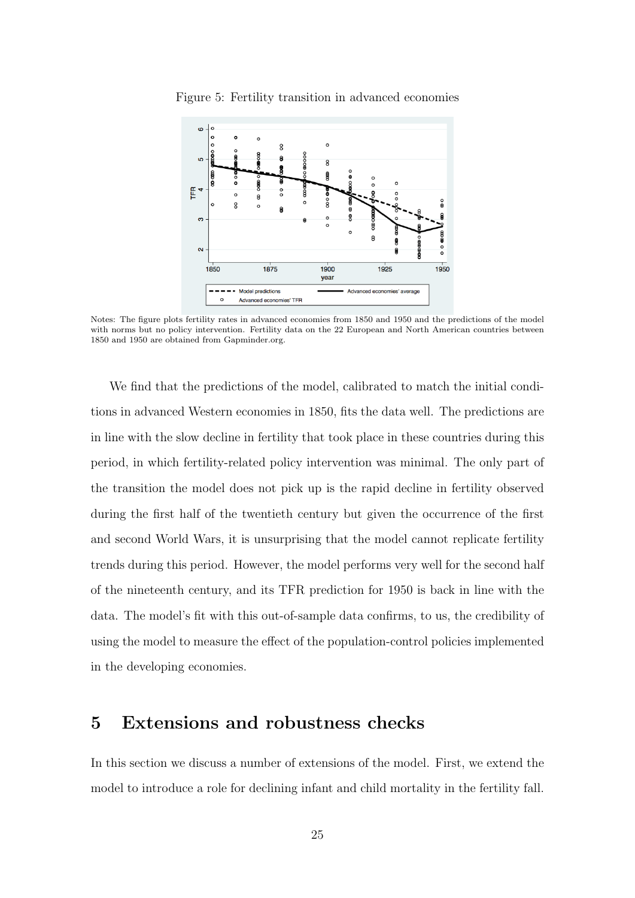Figure 5: Fertility transition in advanced economies

Notes: The figure plots fertility rates in advanced economies from 1850 and 1950 and the predictions of the model with norms but no policy intervention. Fertility data on the 22 European and North American countries between 1850 and 1950 are obtained from Gapminder.org.

We find that the predictions of the model, calibrated to match the initial conditions in advanced Western economies in 1850, fits the data well. The predictions are in line with the slow decline in fertility that took place in these countries during this period, in which fertility-related policy intervention was minimal. The only part of the transition the model does not pick up is the rapid decline in fertility observed during the first half of the twentieth century but given the occurrence of the first and second World Wars, it is unsurprising that the model cannot replicate fertility trends during this period. However, the model performs very well for the second half of the nineteenth century, and its TFR prediction for 1950 is back in line with the data. The model's fit with this out-of-sample data confirms, to us, the credibility of using the model to measure the effect of the population-control policies implemented in the developing economies.

# 5 Extensions and robustness checks

In this section we discuss a number of extensions of the model. First, we extend the model to introduce a role for declining infant and child mortality in the fertility fall.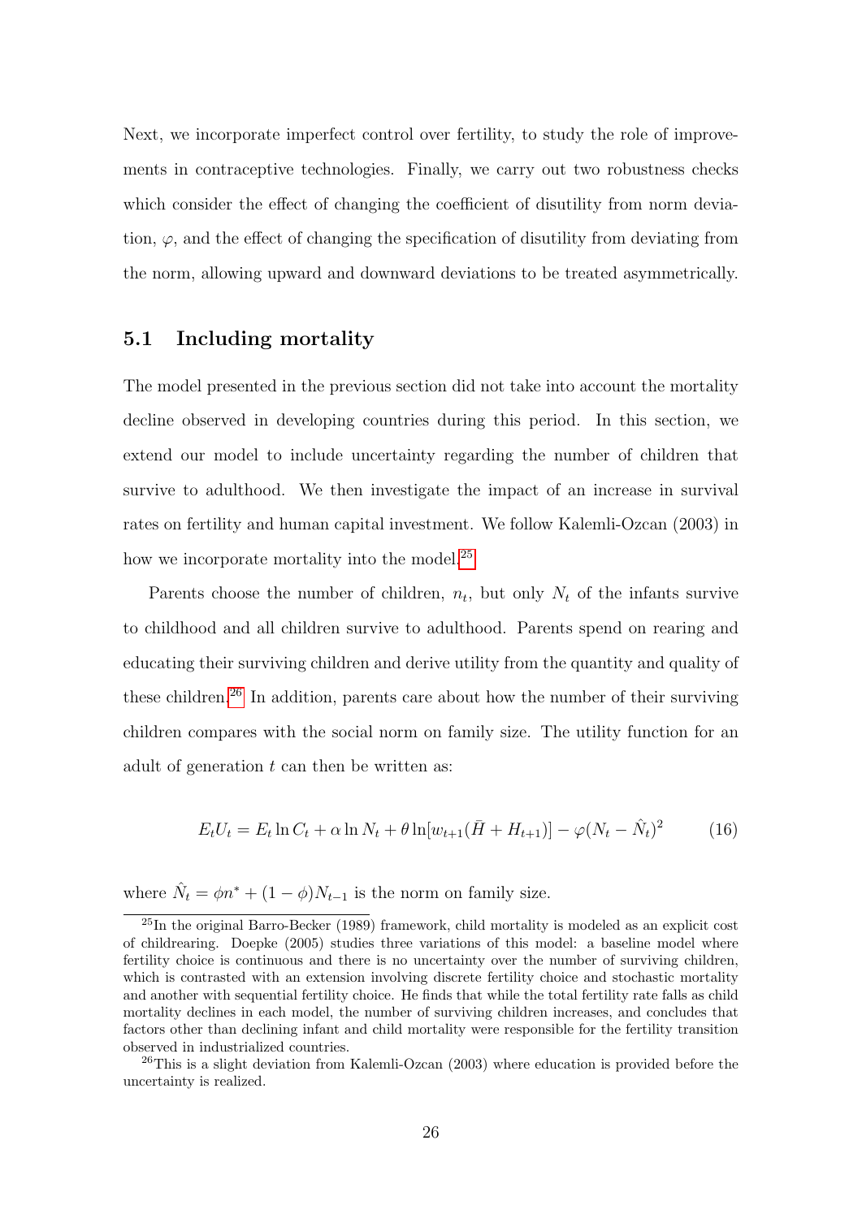Next, we incorporate imperfect control over fertility, to study the role of improvements in contraceptive technologies. Finally, we carry out two robustness checks which consider the effect of changing the coefficient of disutility from norm deviation, $\varphi$, and the effect of changing the specification of disutility from deviating from the norm, allowing upward and downward deviations to be treated asymmetrically.

## 5.1 Including mortality

The model presented in the previous section did not take into account the mortality decline observed in developing countries during this period. In this section, we extend our model to include uncertainty regarding the number of children that survive to adulthood. We then investigate the impact of an increase in survival rates on fertility and human capital investment. We follow Kalemli-Ozcan (2003) in how we incorporate mortality into the model.[25]

Parents choose the number of children, $n_t$, but only $N_t$ of the infants survive to childhood and all children survive to adulthood. Parents spend on rearing and educating their surviving children and derive utility from the quantity and quality of these children.[26] In addition, parents care about how the number of their surviving children compares with the social norm on family size. The utility function for an adult of generation $t$ can then be written as:

$$E_t U_t = E_t \ln C_t + \alpha \ln N_t + \theta \ln[w_{t+1}(\bar{H} + H_{t+1})] - \varphi(N_t - \hat{N}_t)^2 \tag{16}$$

where $\hat{N}_t = \phi n^* + (1 - \phi)N_{t-1}$ is the norm on family size.

[25] In the original Barro-Becker (1989) framework, child mortality is modeled as an explicit cost of childrearing. Doepke (2005) studies three variations of this model: a baseline model where fertility choice is continuous and there is no uncertainty over the number of surviving children, which is contrasted with an extension involving discrete fertility choice and stochastic mortality and another with sequential fertility choice. He finds that while the total fertility rate falls as child mortality declines in each model, the number of surviving children increases, and concludes that factors other than declining infant and child mortality were responsible for the fertility transition observed in industrialized countries.

[26] This is a slight deviation from Kalemli-Ozcan (2003) where education is provided before the uncertainty is realized.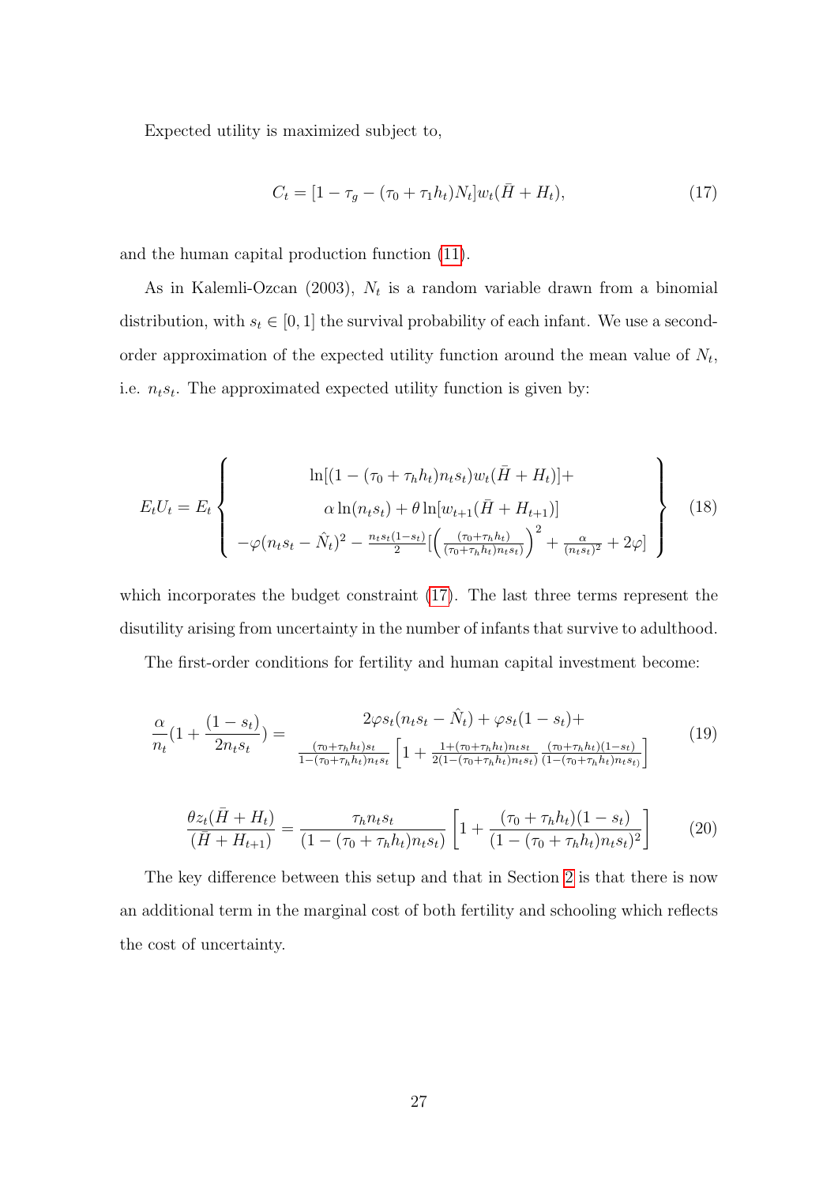Expected utility is maximized subject to,

$$C_t = [1 - \tau_g - (\tau_0 + \tau_1 h_t)N_t]w_t(\bar{H} + H_t), \tag{17}$$

and the human capital production function (11).

As in Kalemli-Ozcan (2003), $N_t$ is a random variable drawn from a binomial distribution, with $s_t \in [0, 1]$ the survival probability of each infant. We use a second-order approximation of the expected utility function around the mean value of $N_t$, i.e. $n_t s_t$. The approximated expected utility function is given by:

$$E_t U_t = E_t \left\{ \begin{array}{c} \ln[(1 - (\tau_0 + \tau_h h_t)n_t s_t)w_t(\bar{H} + H_t)] + \\ \alpha \ln(n_t s_t) + \theta \ln[w_{t+1}(\bar{H} + H_{t+1})] \\ -\varphi(n_t s_t - \hat{N}_t)^2 - \frac{n_t s_t (1-s_t)}{2}[\left(\frac{(\tau_0 + \tau_h h_t)}{(\tau_0 + \tau_h h_t)n_t s_t)}\right)^2 + \frac{\alpha}{(n_t s_t)^2} + 2\varphi] \end{array} \right\} \tag{18}$$

which incorporates the budget constraint (17). The last three terms represent the disutility arising from uncertainty in the number of infants that survive to adulthood.

The first-order conditions for fertility and human capital investment become:

$$\frac{\alpha}{n_t}(1 + \frac{(1-s_t)}{2n_t s_t}) = \begin{array}{c} 2\varphi s_t(n_t s_t - \hat{N}_t) + \varphi s_t(1 - s_t) + \\ \frac{(\tau_0 + \tau_h h_t)s_t}{1 - (\tau_0 + \tau_h h_t)n_t s_t}\left[1 + \frac{1 + (\tau_0 + \tau_h h_t)n_t s_t}{2(1 - (\tau_0 + \tau_h h_t)n_t s_t)} \frac{(\tau_0 + \tau_h h_t)(1 - s_t)}{(1 - (\tau_0 + \tau_h h_t)n_t s_t)}\right] \end{array} \tag{19}$$

$$\frac{\theta z_t(\bar{H} + H_t)}{(\bar{H} + H_{t+1})} = \frac{\tau_h n_t s_t}{(1 - (\tau_0 + \tau_h h_t)n_t s_t)}\left[1 + \frac{(\tau_0 + \tau_h h_t)(1 - s_t)}{(1 - (\tau_0 + \tau_h h_t)n_t s_t)^2}\right] \tag{20}$$

The key difference between this setup and that in Section 2 is that there is now an additional term in the marginal cost of both fertility and schooling which reflects the cost of uncertainty.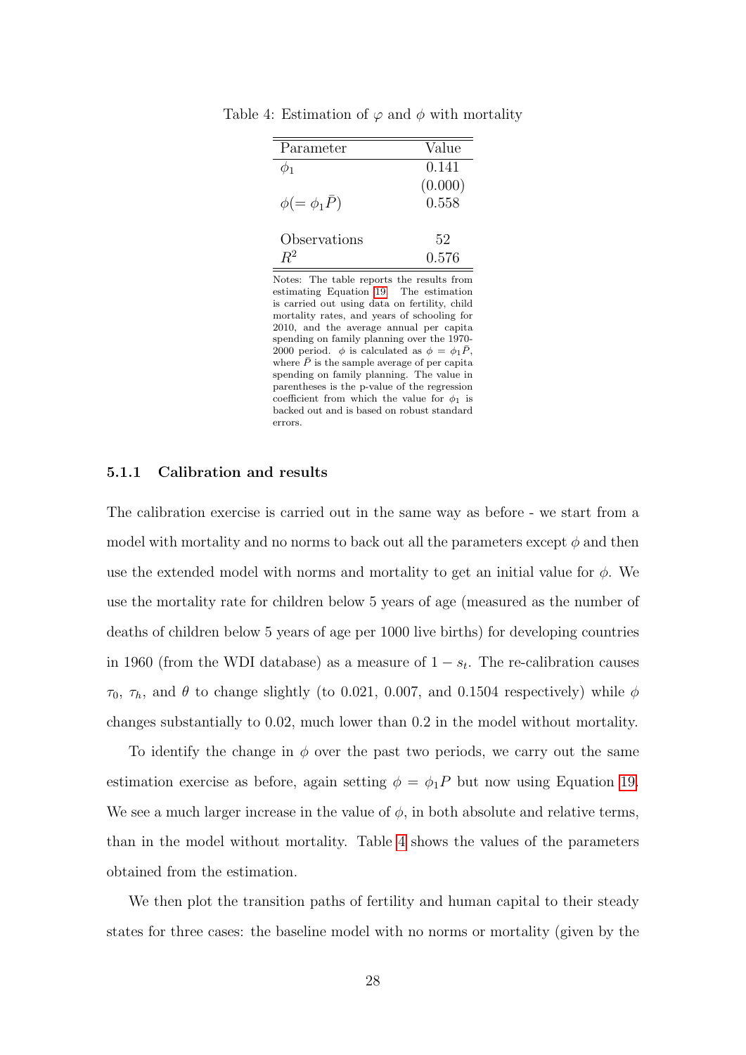Table 4: Estimation of $\varphi$ and $\phi$ with mortality

| Parameter | Value |
|---|---|
| $\phi_1$ | 0.141 |
| | (0.000) |
| $\phi (= \phi_1 \bar{P})$ | 0.558 |
| | |
| Observations | 52 |
| $R^2$ | 0.576 |

Notes: The table reports the results from estimating Equation 19. The estimation is carried out using data on fertility, child mortality rates, and years of schooling for 2010, and the average annual per capita spending on family planning over the 1970-2000 period. $\phi$ is calculated as $\phi = \phi_1 \bar{P}$, where $\bar{P}$ is the sample average of per capita spending on family planning. The value in parentheses is the p-value of the regression coefficient from which the value for $\phi_1$ is backed out and is based on robust standard errors.

### 5.1.1 Calibration and results

The calibration exercise is carried out in the same way as before - we start from a model with mortality and no norms to back out all the parameters except $\phi$ and then use the extended model with norms and mortality to get an initial value for $\phi$. We use the mortality rate for children below 5 years of age (measured as the number of deaths of children below 5 years of age per 1000 live births) for developing countries in 1960 (from the WDI database) as a measure of $1 - s_t$. The re-calibration causes $\tau_0$, $\tau_h$, and $\theta$ to change slightly (to 0.021, 0.007, and 0.1504 respectively) while $\phi$ changes substantially to 0.02, much lower than 0.2 in the model without mortality.

To identify the change in $\phi$ over the past two periods, we carry out the same estimation exercise as before, again setting $\phi = \phi_1 P$ but now using Equation 19. We see a much larger increase in the value of $\phi$, in both absolute and relative terms, than in the model without mortality. Table 4 shows the values of the parameters obtained from the estimation.

We then plot the transition paths of fertility and human capital to their steady states for three cases: the baseline model with no norms or mortality (given by the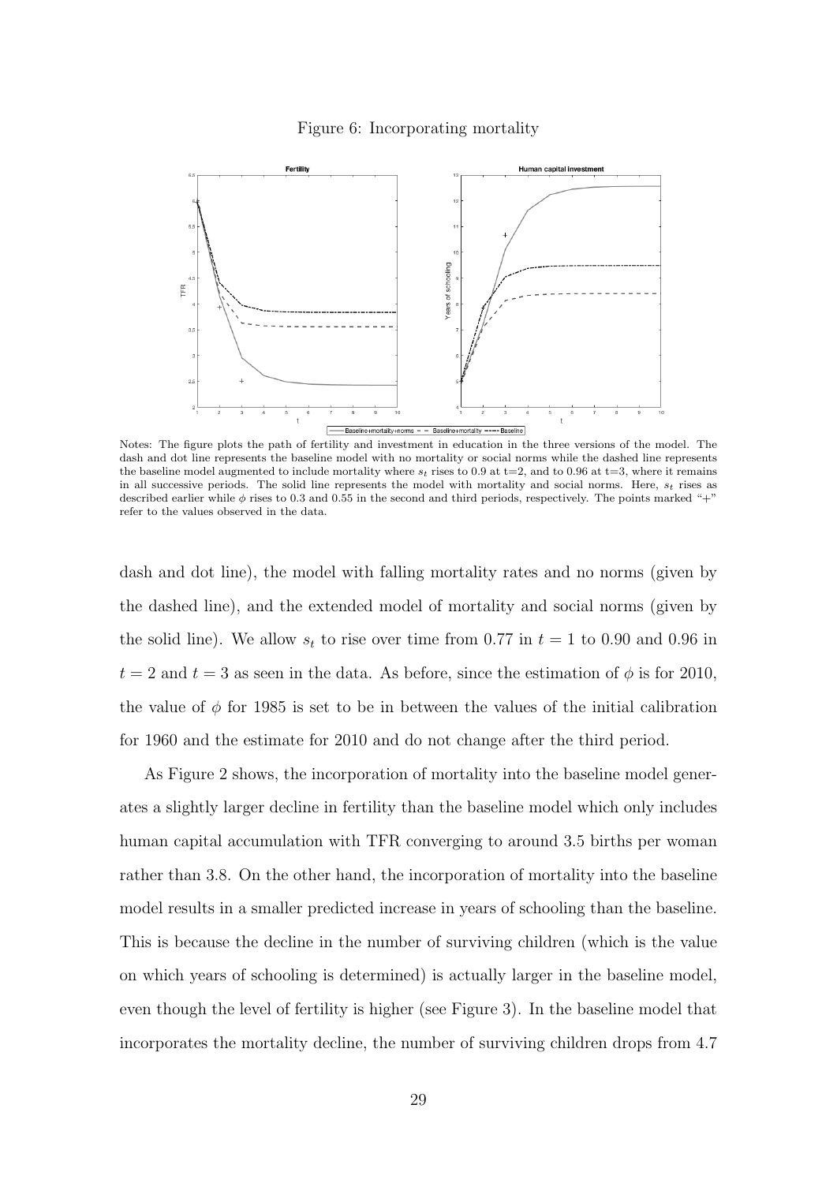Figure 6: Incorporating mortality

Notes: The figure plots the path of fertility and investment in education in the three versions of the model. The dash and dot line represents the baseline model with no mortality or social norms while the dashed line represents the baseline model augmented to include mortality where $s_t$ rises to 0.9 at t=2, and to 0.96 at t=3, where it remains in all successive periods. The solid line represents the model with mortality and social norms. Here, $s_t$ rises as described earlier while $\phi$ rises to 0.3 and 0.55 in the second and third periods, respectively. The points marked "+" refer to the values observed in the data.

dash and dot line), the model with falling mortality rates and no norms (given by the dashed line), and the extended model of mortality and social norms (given by the solid line). We allow $s_t$ to rise over time from 0.77 in $t = 1$ to 0.90 and 0.96 in $t = 2$ and $t = 3$ as seen in the data. As before, since the estimation of $\phi$ is for 2010, the value of $\phi$ for 1985 is set to be in between the values of the initial calibration for 1960 and the estimate for 2010 and do not change after the third period.

As Figure 2 shows, the incorporation of mortality into the baseline model generates a slightly larger decline in fertility than the baseline model which only includes human capital accumulation with TFR converging to around 3.5 births per woman rather than 3.8. On the other hand, the incorporation of mortality into the baseline model results in a smaller predicted increase in years of schooling than the baseline. This is because the decline in the number of surviving children (which is the value on which years of schooling is determined) is actually larger in the baseline model, even though the level of fertility is higher (see Figure 3). In the baseline model that incorporates the mortality decline, the number of surviving children drops from 4.7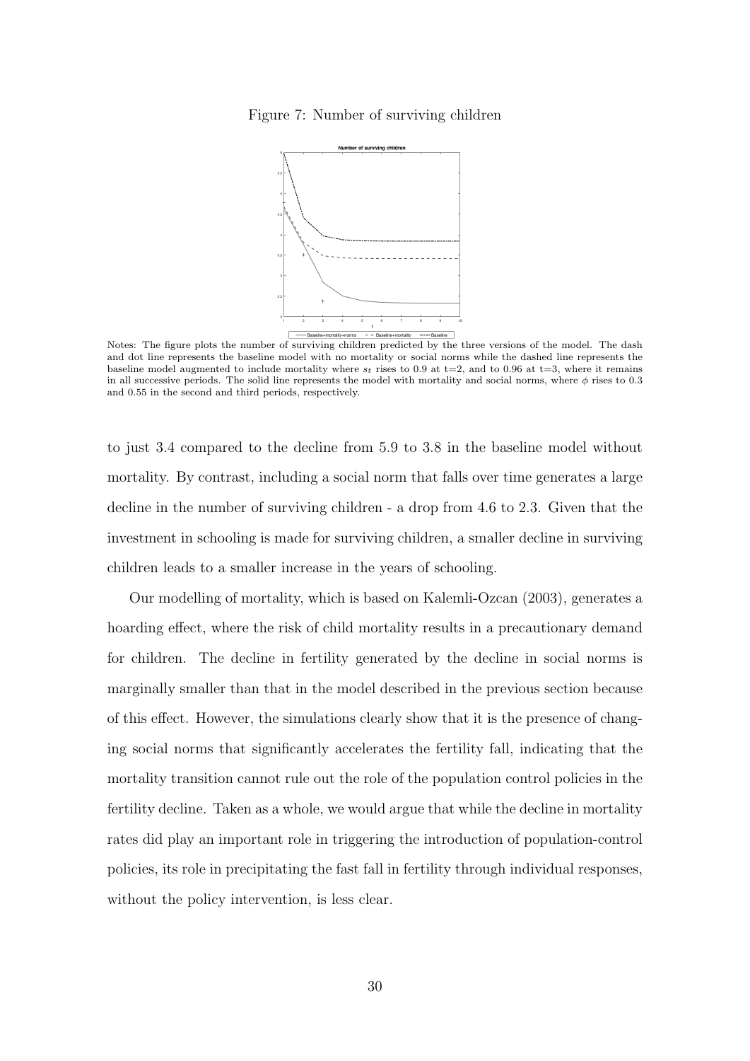Figure 7: Number of surviving children

Notes: The figure plots the number of surviving children predicted by the three versions of the model. The dash and dot line represents the baseline model with no mortality or social norms while the dashed line represents the baseline model augmented to include mortality where $s_t$ rises to 0.9 at t=2, and to 0.96 at t=3, where it remains in all successive periods. The solid line represents the model with mortality and social norms, where $\phi$ rises to 0.3 and 0.55 in the second and third periods, respectively.

to just 3.4 compared to the decline from 5.9 to 3.8 in the baseline model without mortality. By contrast, including a social norm that falls over time generates a large decline in the number of surviving children - a drop from 4.6 to 2.3. Given that the investment in schooling is made for surviving children, a smaller decline in surviving children leads to a smaller increase in the years of schooling.

Our modelling of mortality, which is based on Kalemli-Ozcan (2003), generates a hoarding effect, where the risk of child mortality results in a precautionary demand for children. The decline in fertility generated by the decline in social norms is marginally smaller than that in the model described in the previous section because of this effect. However, the simulations clearly show that it is the presence of changing social norms that significantly accelerates the fertility fall, indicating that the mortality transition cannot rule out the role of the population control policies in the fertility decline. Taken as a whole, we would argue that while the decline in mortality rates did play an important role in triggering the introduction of population-control policies, its role in precipitating the fast fall in fertility through individual responses, without the policy intervention, is less clear.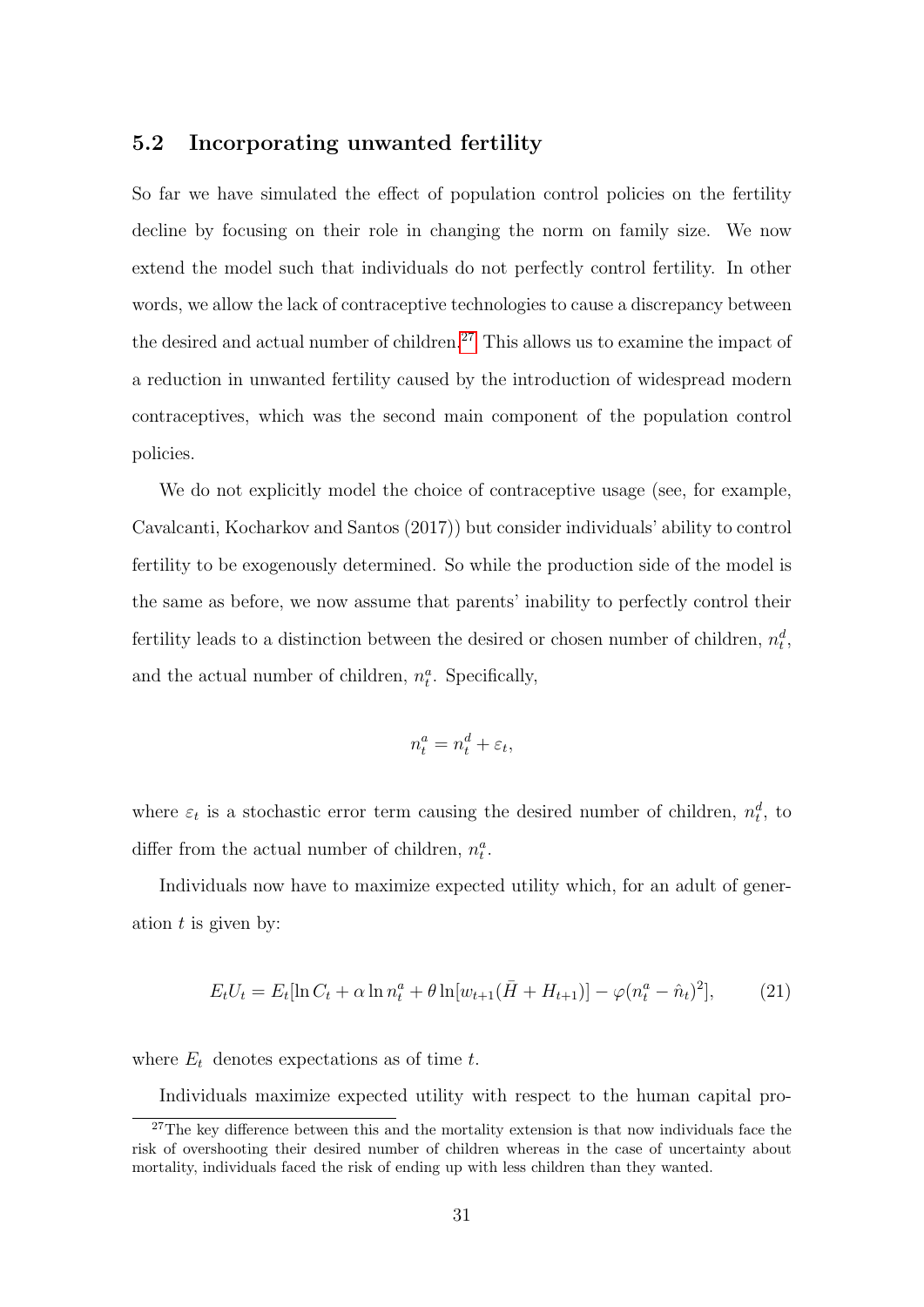### 5.2 Incorporating unwanted fertility

So far we have simulated the effect of population control policies on the fertility decline by focusing on their role in changing the norm on family size. We now extend the model such that individuals do not perfectly control fertility. In other words, we allow the lack of contraceptive technologies to cause a discrepancy between the desired and actual number of children.[27] This allows us to examine the impact of a reduction in unwanted fertility caused by the introduction of widespread modern contraceptives, which was the second main component of the population control policies.

We do not explicitly model the choice of contraceptive usage (see, for example, Cavalcanti, Kocharkov and Santos (2017)) but consider individuals' ability to control fertility to be exogenously determined. So while the production side of the model is the same as before, we now assume that parents' inability to perfectly control their fertility leads to a distinction between the desired or chosen number of children, $n_t^d$, and the actual number of children, $n_t^a$. Specifically,

$$n_t^a = n_t^d + \varepsilon_t,$$

where $\varepsilon_t$ is a stochastic error term causing the desired number of children, $n_t^d$, to differ from the actual number of children, $n_t^a$.

Individuals now have to maximize expected utility which, for an adult of generation $t$ is given by:

$$E_t U_t = E_t[\ln C_t + \alpha \ln n_t^a + \theta \ln[w_{t+1}(\bar{H} + H_{t+1})] - \varphi(n_t^a - \hat{n}_t)^2], \tag{21}$$

where $E_t$ denotes expectations as of time $t$.

Individuals maximize expected utility with respect to the human capital pro-

[27] The key difference between this and the mortality extension is that now individuals face the risk of overshooting their desired number of children whereas in the case of uncertainty about mortality, individuals faced the risk of ending up with less children than they wanted.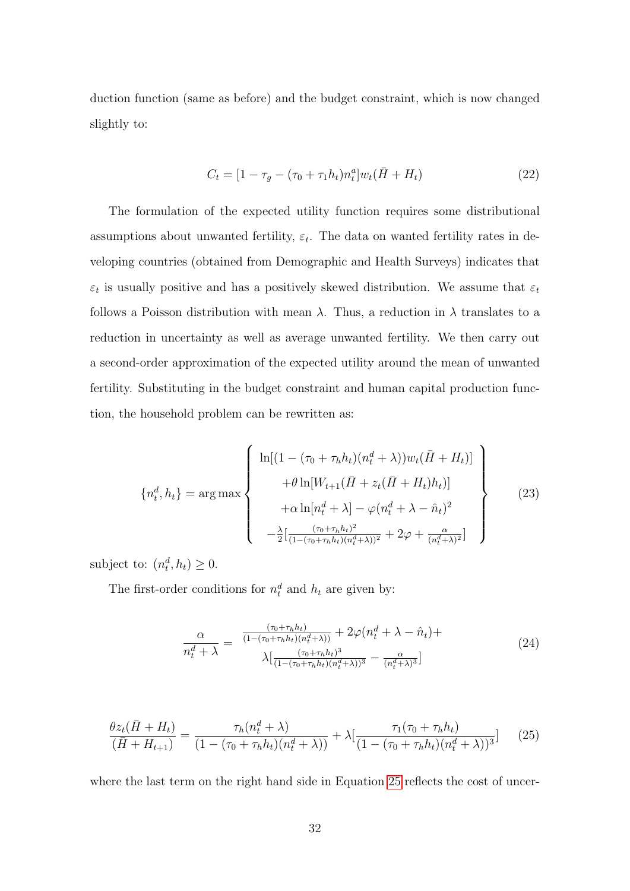duction function (same as before) and the budget constraint, which is now changed slightly to:

$$C_t = [1 - \tau_g - (\tau_0 + \tau_1 h_t) n_t^a] w_t(\bar{H} + H_t) \tag{22}$$

The formulation of the expected utility function requires some distributional assumptions about unwanted fertility, $\varepsilon_t$. The data on wanted fertility rates in developing countries (obtained from Demographic and Health Surveys) indicates that $\varepsilon_t$ is usually positive and has a positively skewed distribution. We assume that $\varepsilon_t$ follows a Poisson distribution with mean $\lambda$. Thus, a reduction in $\lambda$ translates to a reduction in uncertainty as well as average unwanted fertility. We then carry out a second-order approximation of the expected utility around the mean of unwanted fertility. Substituting in the budget constraint and human capital production function, the household problem can be rewritten as:

$$\{n_t^d, h_t\} = \arg\max \left\{ \begin{array}{c} \ln[(1 - (\tau_0 + \tau_h h_t)(n_t^d + \lambda)) w_t(\bar{H} + H_t)] \\ +\theta \ln[W_{t+1}(\bar{H} + z_t(\bar{H} + H_t) h_t)] \\ +\alpha \ln[n_t^d + \lambda] - \varphi(n_t^d + \lambda - \hat{n}_t)^2 \\ -\frac{\lambda}{2}[\frac{(\tau_0 + \tau_h h_t)^2}{(1 - (\tau_0 + \tau_h h_t)(n_t^d + \lambda))^2} + 2\varphi + \frac{\alpha}{(n_t^d + \lambda)^2}] \end{array} \right\} \tag{23}$$

subject to: $(n_t^d, h_t) \geq 0$.

The first-order conditions for $n_t^d$ and $h_t$ are given by:

$$\frac{\alpha}{n_t^d + \lambda} = \begin{array}{c} \frac{(\tau_0 + \tau_h h_t)}{(1 - (\tau_0 + \tau_h h_t)(n_t^d + \lambda))} + 2\varphi(n_t^d + \lambda - \hat{n}_t) + \\ \lambda[\frac{(\tau_0 + \tau_h h_t)^3}{(1 - (\tau_0 + \tau_h h_t)(n_t^d + \lambda))^3} - \frac{\alpha}{(n_t^d + \lambda)^3}] \end{array} \tag{24}$$

$$\frac{\theta z_t(\bar{H} + H_t)}{(\bar{H} + H_{t+1})} = \frac{\tau_h(n_t^d + \lambda)}{(1 - (\tau_0 + \tau_h h_t)(n_t^d + \lambda))} + \lambda[\frac{\tau_1(\tau_0 + \tau_h h_t)}{(1 - (\tau_0 + \tau_h h_t)(n_t^d + \lambda))^3}] \tag{25}$$

where the last term on the right hand side in Equation 25 reflects the cost of uncer-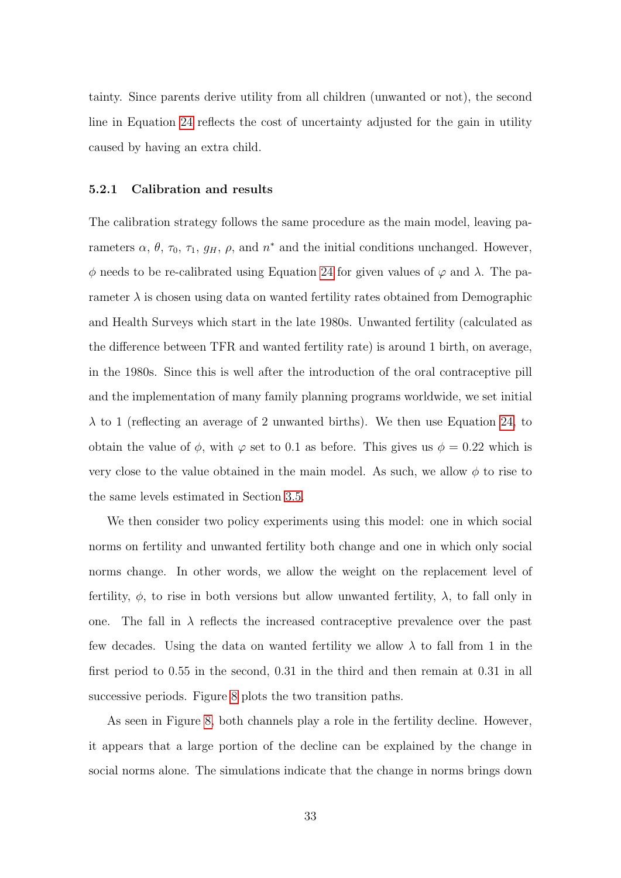tainty. Since parents derive utility from all children (unwanted or not), the second line in Equation 24 reflects the cost of uncertainty adjusted for the gain in utility caused by having an extra child.

### 5.2.1 Calibration and results

The calibration strategy follows the same procedure as the main model, leaving parameters $\alpha$, $\theta$, $\tau_0$, $\tau_1$, $g_H$, $\rho$, and $n^*$ and the initial conditions unchanged. However, $\phi$ needs to be re-calibrated using Equation 24 for given values of $\varphi$ and $\lambda$. The parameter $\lambda$ is chosen using data on wanted fertility rates obtained from Demographic and Health Surveys which start in the late 1980s. Unwanted fertility (calculated as the difference between TFR and wanted fertility rate) is around 1 birth, on average, in the 1980s. Since this is well after the introduction of the oral contraceptive pill and the implementation of many family planning programs worldwide, we set initial $\lambda$ to 1 (reflecting an average of 2 unwanted births). We then use Equation 24, to obtain the value of $\phi$, with $\varphi$ set to 0.1 as before. This gives us $\phi = 0.22$ which is very close to the value obtained in the main model. As such, we allow $\phi$ to rise to the same levels estimated in Section 3.5.

We then consider two policy experiments using this model: one in which social norms on fertility and unwanted fertility both change and one in which only social norms change. In other words, we allow the weight on the replacement level of fertility, $\phi$, to rise in both versions but allow unwanted fertility, $\lambda$, to fall only in one. The fall in $\lambda$ reflects the increased contraceptive prevalence over the past few decades. Using the data on wanted fertility we allow $\lambda$ to fall from 1 in the first period to 0.55 in the second, 0.31 in the third and then remain at 0.31 in all successive periods. Figure 8 plots the two transition paths.

As seen in Figure 8, both channels play a role in the fertility decline. However, it appears that a large portion of the decline can be explained by the change in social norms alone. The simulations indicate that the change in norms brings down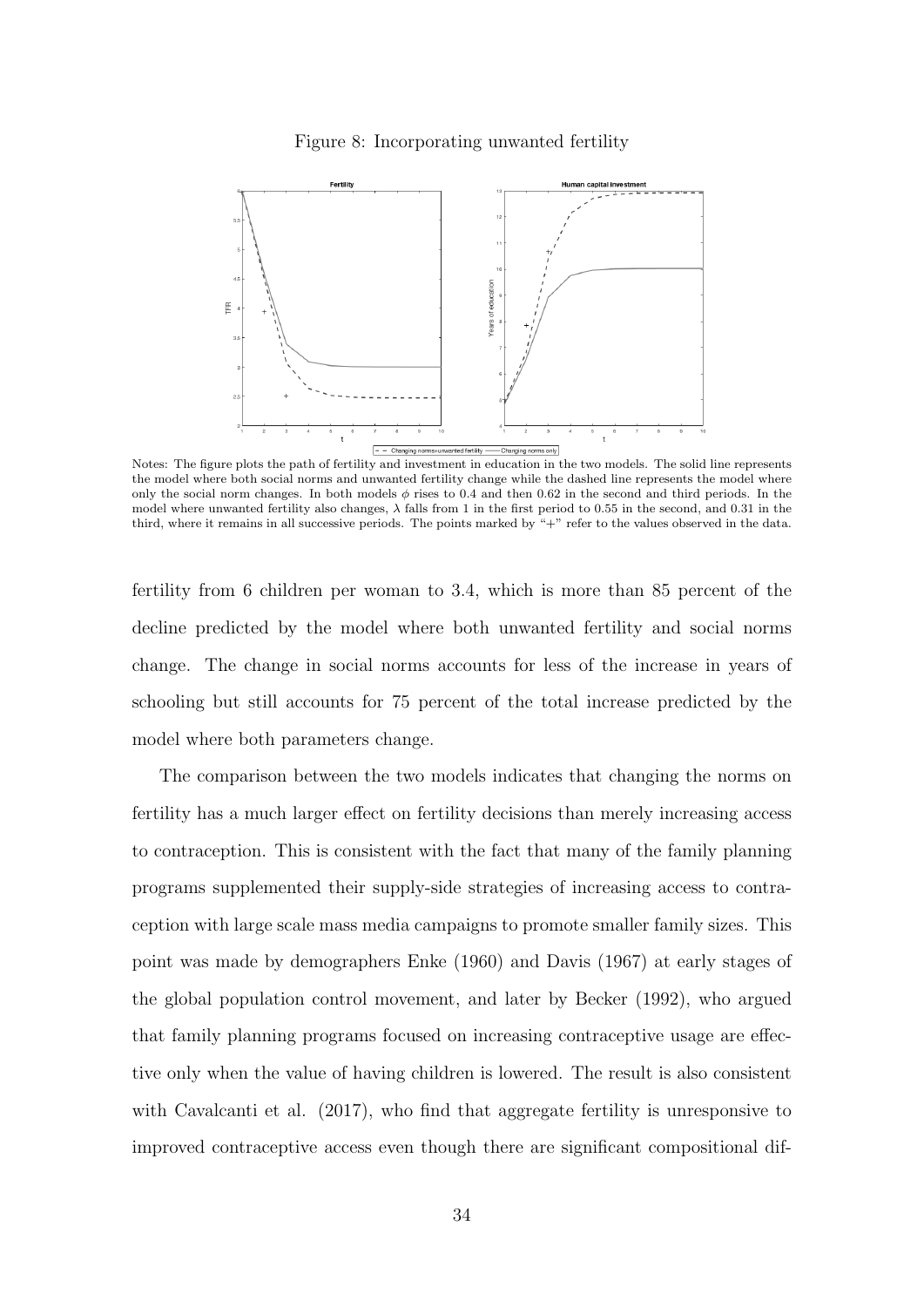Figure 8: Incorporating unwanted fertility

Notes: The figure plots the path of fertility and investment in education in the two models. The solid line represents the model where both social norms and unwanted fertility change while the dashed line represents the model where only the social norm changes. In both models $\phi$ rises to 0.4 and then 0.62 in the second and third periods. In the model where unwanted fertility also changes, $\lambda$ falls from 1 in the first period to 0.55 in the second, and 0.31 in the third, where it remains in all successive periods. The points marked by "+" refer to the values observed in the data.

fertility from 6 children per woman to 3.4, which is more than 85 percent of the decline predicted by the model where both unwanted fertility and social norms change. The change in social norms accounts for less of the increase in years of schooling but still accounts for 75 percent of the total increase predicted by the model where both parameters change.

The comparison between the two models indicates that changing the norms on fertility has a much larger effect on fertility decisions than merely increasing access to contraception. This is consistent with the fact that many of the family planning programs supplemented their supply-side strategies of increasing access to contraception with large scale mass media campaigns to promote smaller family sizes. This point was made by demographers Enke (1960) and Davis (1967) at early stages of the global population control movement, and later by Becker (1992), who argued that family planning programs focused on increasing contraceptive usage are effective only when the value of having children is lowered. The result is also consistent with Cavalcanti et al. (2017), who find that aggregate fertility is unresponsive to improved contraceptive access even though there are significant compositional dif-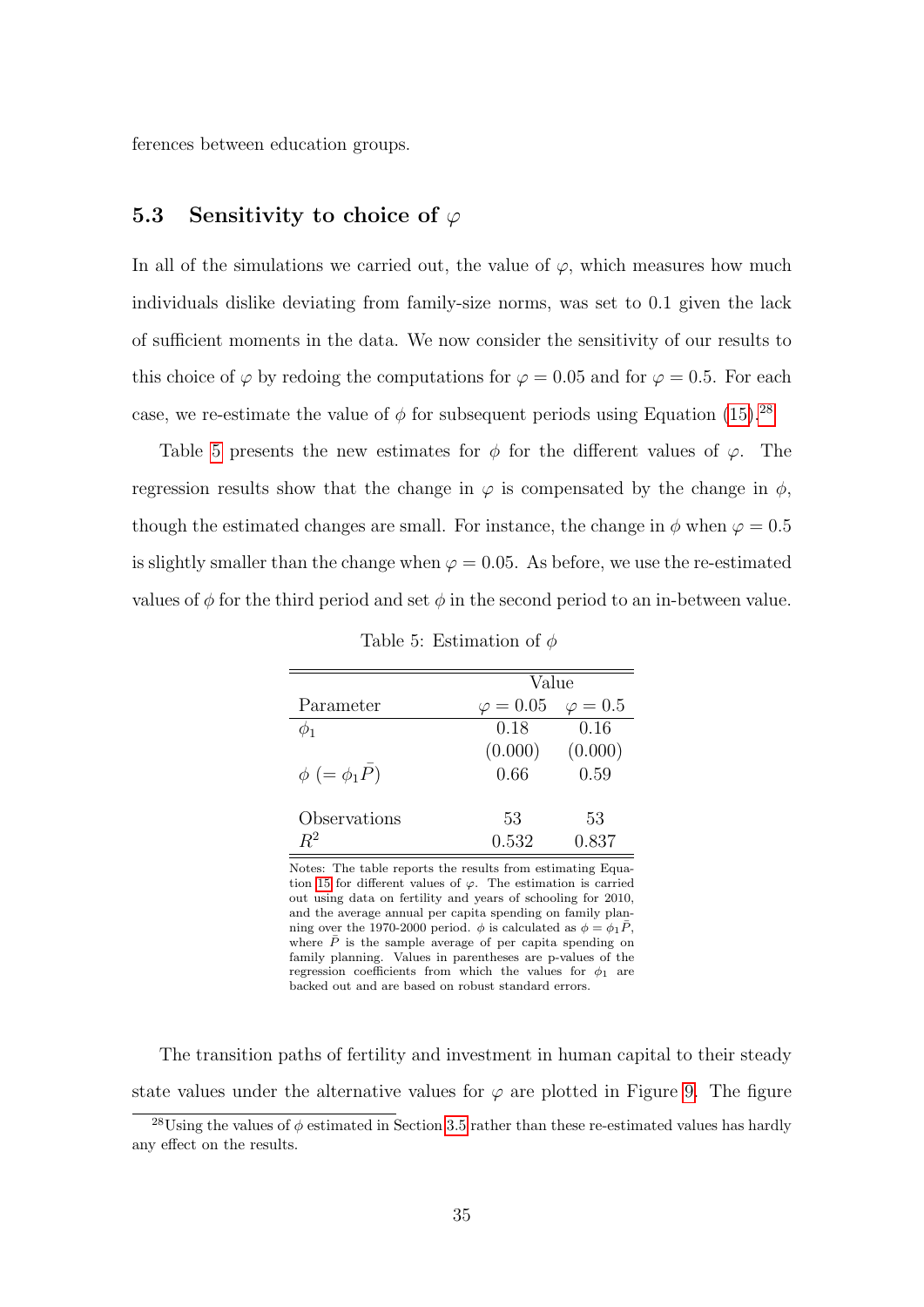ferences between education groups.

### 5.3 Sensitivity to choice of $\varphi$

In all of the simulations we carried out, the value of $\varphi$, which measures how much individuals dislike deviating from family-size norms, was set to 0.1 given the lack of sufficient moments in the data. We now consider the sensitivity of our results to this choice of $\varphi$ by redoing the computations for $\varphi = 0.05$ and for $\varphi = 0.5$. For each case, we re-estimate the value of $\phi$ for subsequent periods using Equation (15).[28]

Table 5 presents the new estimates for $\phi$ for the different values of $\varphi$. The regression results show that the change in $\varphi$ is compensated by the change in $\phi$, though the estimated changes are small. For instance, the change in $\phi$ when $\varphi = 0.5$ is slightly smaller than the change when $\varphi = 0.05$. As before, we use the re-estimated values of $\phi$ for the third period and set $\phi$ in the second period to an in-between value.

Table 5: Estimation of $\phi$

| | Value | |
|---|---|---|
| Parameter | $\varphi = 0.05$ | $\varphi = 0.5$ |
| $\phi_1$ | 0.18 | 0.16 |
| | (0.000) | (0.000) |
| $\phi$ $(= \phi_1 \bar{P})$ | 0.66 | 0.59 |
| Observations | 53 | 53 |
| $R^2$ | 0.532 | 0.837 |

Notes: The table reports the results from estimating Equation 15 for different values of $\varphi$. The estimation is carried out using data on fertility and years of schooling for 2010, and the average annual per capita spending on family planning over the 1970-2000 period. $\phi$ is calculated as $\phi = \phi_1 \bar{P}$, where $\bar{P}$ is the sample average of per capita spending on family planning. Values in parentheses are p-values of the regression coefficients from which the values for $\phi_1$ are backed out and are based on robust standard errors.

The transition paths of fertility and investment in human capital to their steady state values under the alternative values for $\varphi$ are plotted in Figure 9. The figure

[28] Using the values of $\phi$ estimated in Section 3.5 rather than these re-estimated values has hardly any effect on the results.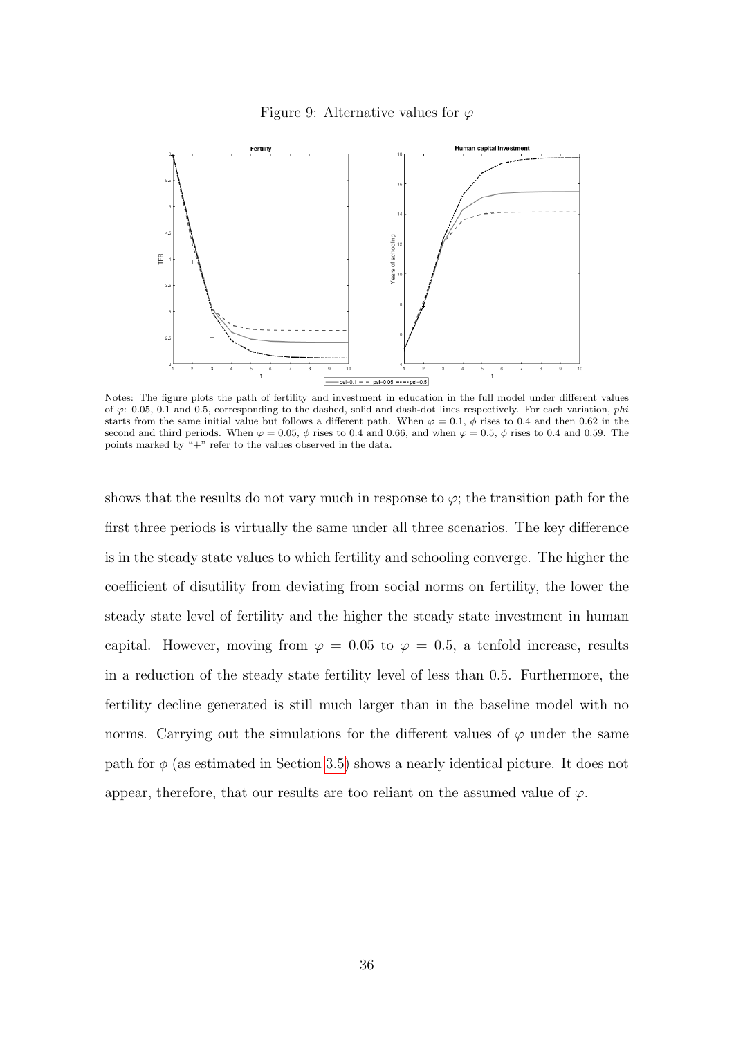Figure 9: Alternative values for $\varphi$

Notes: The figure plots the path of fertility and investment in education in the full model under different values of $\varphi$: 0.05, 0.1 and 0.5, corresponding to the dashed, solid and dash-dot lines respectively. For each variation, *phi* starts from the same initial value but follows a different path. When $\varphi = 0.1$, $\phi$ rises to 0.4 and then 0.62 in the second and third periods. When $\varphi = 0.05$, $\phi$ rises to 0.4 and 0.66, and when $\varphi = 0.5$, $\phi$ rises to 0.4 and 0.59. The points marked by "+" refer to the values observed in the data.

shows that the results do not vary much in response to $\varphi$; the transition path for the first three periods is virtually the same under all three scenarios. The key difference is in the steady state values to which fertility and schooling converge. The higher the coefficient of disutility from deviating from social norms on fertility, the lower the steady state level of fertility and the higher the steady state investment in human capital. However, moving from $\varphi = 0.05$ to $\varphi = 0.5$, a tenfold increase, results in a reduction of the steady state fertility level of less than 0.5. Furthermore, the fertility decline generated is still much larger than in the baseline model with no norms. Carrying out the simulations for the different values of $\varphi$ under the same path for $\phi$ (as estimated in Section 3.5) shows a nearly identical picture. It does not appear, therefore, that our results are too reliant on the assumed value of $\varphi$.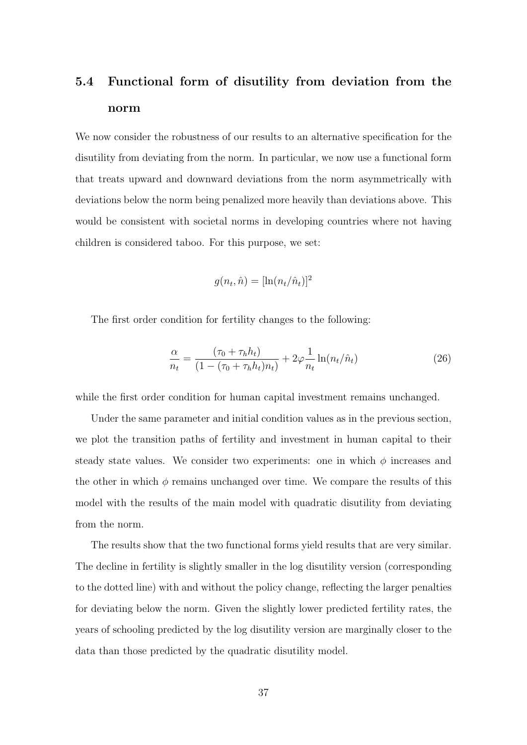### 5.4 Functional form of disutility from deviation from the norm

We now consider the robustness of our results to an alternative specification for the disutility from deviating from the norm. In particular, we now use a functional form that treats upward and downward deviations from the norm asymmetrically with deviations below the norm being penalized more heavily than deviations above. This would be consistent with societal norms in developing countries where not having children is considered taboo. For this purpose, we set:

$$g(n_t, \hat{n}) = [\ln(n_t/\hat{n}_t)]^2$$

The first order condition for fertility changes to the following:

$$\frac{\alpha}{n_t} = \frac{(\tau_0 + \tau_h h_t)}{(1 - (\tau_0 + \tau_h h_t)n_t)} + 2\varphi \frac{1}{n_t} \ln(n_t/\hat{n}_t) \tag{26}$$

while the first order condition for human capital investment remains unchanged.

Under the same parameter and initial condition values as in the previous section, we plot the transition paths of fertility and investment in human capital to their steady state values. We consider two experiments: one in which $\phi$ increases and the other in which $\phi$ remains unchanged over time. We compare the results of this model with the results of the main model with quadratic disutility from deviating from the norm.

The results show that the two functional forms yield results that are very similar. The decline in fertility is slightly smaller in the log disutility version (corresponding to the dotted line) with and without the policy change, reflecting the larger penalties for deviating below the norm. Given the slightly lower predicted fertility rates, the years of schooling predicted by the log disutility version are marginally closer to the data than those predicted by the quadratic disutility model.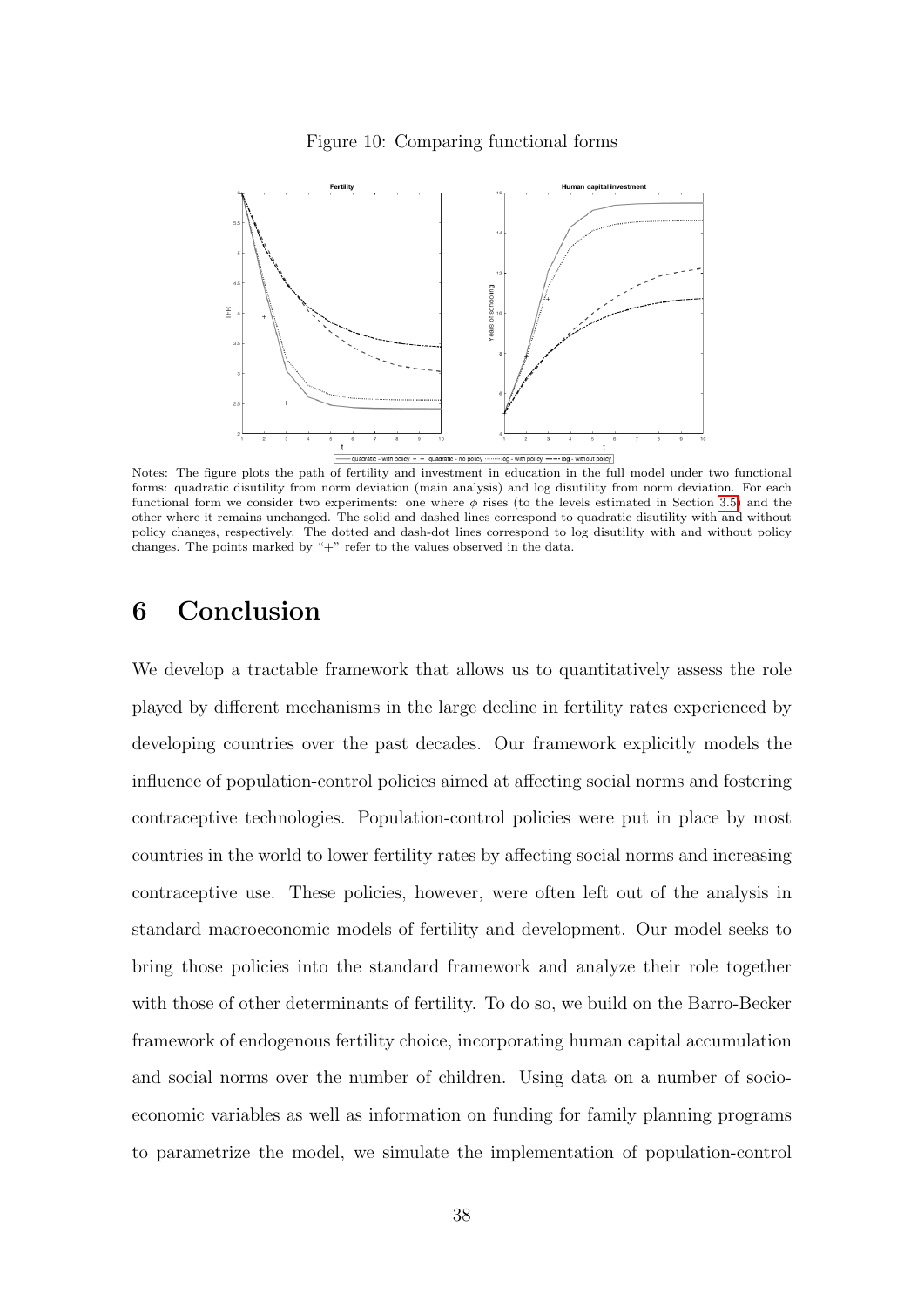Figure 10: Comparing functional forms

Notes: The figure plots the path of fertility and investment in education in the full model under two functional forms: quadratic disutility from norm deviation (main analysis) and log disutility from norm deviation. For each functional form we consider two experiments: one where $\phi$ rises (to the levels estimated in Section 3.5) and the other where it remains unchanged. The solid and dashed lines correspond to quadratic disutility with and without policy changes, respectively. The dotted and dash-dot lines correspond to log disutility with and without policy changes. The points marked by "+" refer to the values observed in the data.

# 6 Conclusion

We develop a tractable framework that allows us to quantitatively assess the role played by different mechanisms in the large decline in fertility rates experienced by developing countries over the past decades. Our framework explicitly models the influence of population-control policies aimed at affecting social norms and fostering contraceptive technologies. Population-control policies were put in place by most countries in the world to lower fertility rates by affecting social norms and increasing contraceptive use. These policies, however, were often left out of the analysis in standard macroeconomic models of fertility and development. Our model seeks to bring those policies into the standard framework and analyze their role together with those of other determinants of fertility. To do so, we build on the Barro-Becker framework of endogenous fertility choice, incorporating human capital accumulation and social norms over the number of children. Using data on a number of socio-economic variables as well as information on funding for family planning programs to parametrize the model, we simulate the implementation of population-control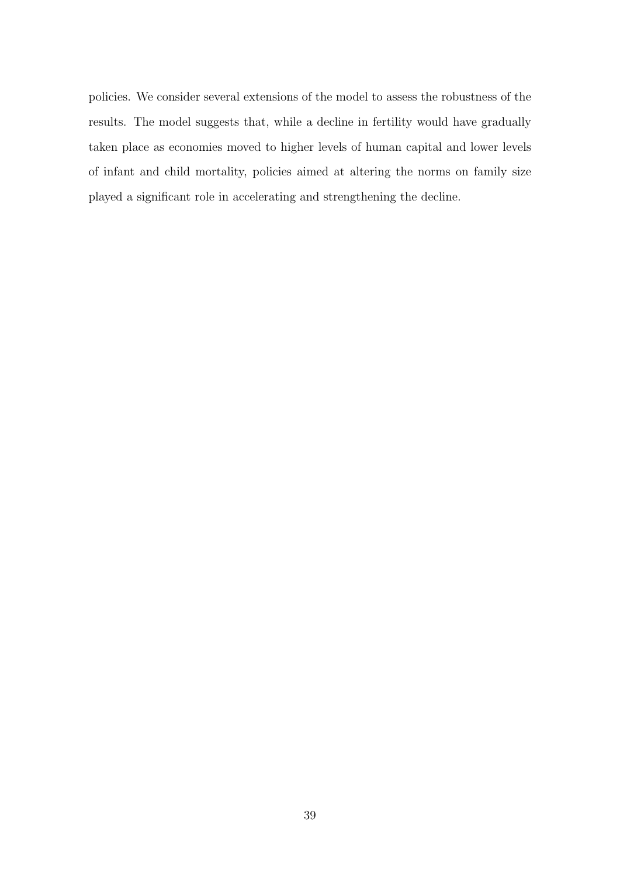policies. We consider several extensions of the model to assess the robustness of the results. The model suggests that, while a decline in fertility would have gradually taken place as economies moved to higher levels of human capital and lower levels of infant and child mortality, policies aimed at altering the norms on family size played a significant role in accelerating and strengthening the decline.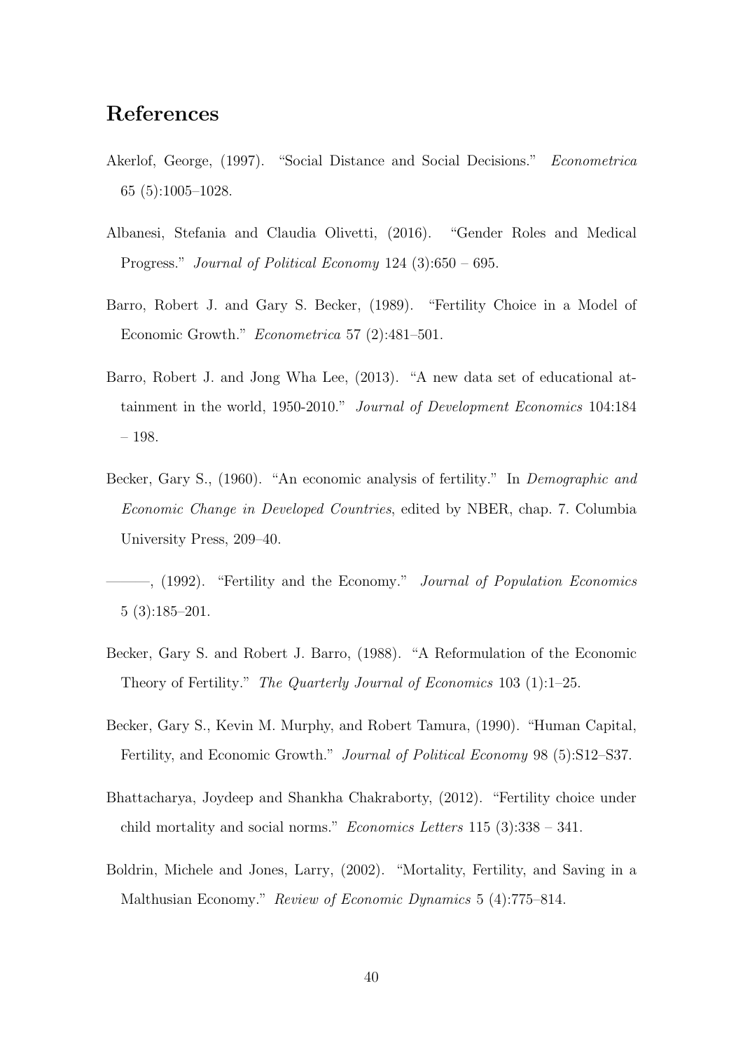## References

Akerlof, George, (1997). "Social Distance and Social Decisions." *Econometrica* 65 (5):1005–1028.

Albanesi, Stefania and Claudia Olivetti, (2016). "Gender Roles and Medical Progress." *Journal of Political Economy* 124 (3):650 – 695.

Barro, Robert J. and Gary S. Becker, (1989). "Fertility Choice in a Model of Economic Growth." *Econometrica* 57 (2):481–501.

Barro, Robert J. and Jong Wha Lee, (2013). "A new data set of educational attainment in the world, 1950-2010." *Journal of Development Economics* 104:184 – 198.

Becker, Gary S., (1960). "An economic analysis of fertility." In *Demographic and Economic Change in Developed Countries*, edited by NBER, chap. 7. Columbia University Press, 209–40.

———, (1992). "Fertility and the Economy." *Journal of Population Economics* 5 (3):185–201.

Becker, Gary S. and Robert J. Barro, (1988). "A Reformulation of the Economic Theory of Fertility." *The Quarterly Journal of Economics* 103 (1):1–25.

Becker, Gary S., Kevin M. Murphy, and Robert Tamura, (1990). "Human Capital, Fertility, and Economic Growth." *Journal of Political Economy* 98 (5):S12–S37.

Bhattacharya, Joydeep and Shankha Chakraborty, (2012). "Fertility choice under child mortality and social norms." *Economics Letters* 115 (3):338 – 341.

Boldrin, Michele and Jones, Larry, (2002). "Mortality, Fertility, and Saving in a Malthusian Economy." *Review of Economic Dynamics* 5 (4):775–814.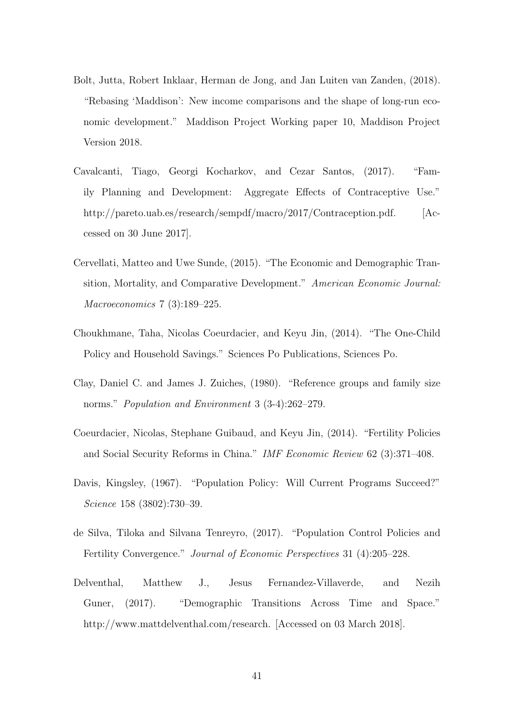Bolt, Jutta, Robert Inklaar, Herman de Jong, and Jan Luiten van Zanden, (2018). "Rebasing 'Maddison': New income comparisons and the shape of long-run economic development." Maddison Project Working paper 10, Maddison Project Version 2018.

Cavalcanti, Tiago, Georgi Kocharkov, and Cezar Santos, (2017). "Family Planning and Development: Aggregate Effects of Contraceptive Use." http://pareto.uab.es/research/sempdf/macro/2017/Contraception.pdf. [Accessed on 30 June 2017].

Cervellati, Matteo and Uwe Sunde, (2015). "The Economic and Demographic Transition, Mortality, and Comparative Development." *American Economic Journal: Macroeconomics* 7 (3):189–225.

Choukhmane, Taha, Nicolas Coeurdacier, and Keyu Jin, (2014). "The One-Child Policy and Household Savings." Sciences Po Publications, Sciences Po.

Clay, Daniel C. and James J. Zuiches, (1980). "Reference groups and family size norms." *Population and Environment* 3 (3-4):262–279.

Coeurdacier, Nicolas, Stephane Guibaud, and Keyu Jin, (2014). "Fertility Policies and Social Security Reforms in China." *IMF Economic Review* 62 (3):371–408.

Davis, Kingsley, (1967). "Population Policy: Will Current Programs Succeed?" *Science* 158 (3802):730–39.

de Silva, Tiloka and Silvana Tenreyro, (2017). "Population Control Policies and Fertility Convergence." *Journal of Economic Perspectives* 31 (4):205–228.

Delventhal, Matthew J., Jesus Fernandez-Villaverde, and Nezih Guner, (2017). "Demographic Transitions Across Time and Space." http://www.mattdelventhal.com/research. [Accessed on 03 March 2018].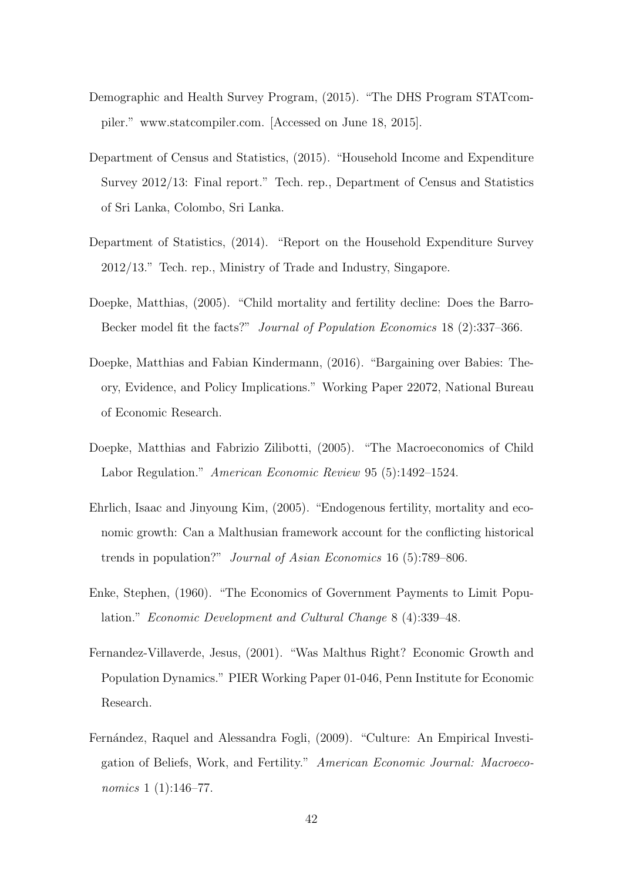Demographic and Health Survey Program, (2015). "The DHS Program STATcompiler." www.statcompiler.com. [Accessed on June 18, 2015].

Department of Census and Statistics, (2015). "Household Income and Expenditure Survey 2012/13: Final report." Tech. rep., Department of Census and Statistics of Sri Lanka, Colombo, Sri Lanka.

Department of Statistics, (2014). "Report on the Household Expenditure Survey 2012/13." Tech. rep., Ministry of Trade and Industry, Singapore.

Doepke, Matthias, (2005). "Child mortality and fertility decline: Does the Barro-Becker model fit the facts?" *Journal of Population Economics* 18 (2):337–366.

Doepke, Matthias and Fabian Kindermann, (2016). "Bargaining over Babies: Theory, Evidence, and Policy Implications." Working Paper 22072, National Bureau of Economic Research.

Doepke, Matthias and Fabrizio Zilibotti, (2005). "The Macroeconomics of Child Labor Regulation." *American Economic Review* 95 (5):1492–1524.

Ehrlich, Isaac and Jinyoung Kim, (2005). "Endogenous fertility, mortality and economic growth: Can a Malthusian framework account for the conflicting historical trends in population?" *Journal of Asian Economics* 16 (5):789–806.

Enke, Stephen, (1960). "The Economics of Government Payments to Limit Population." *Economic Development and Cultural Change* 8 (4):339–48.

Fernandez-Villaverde, Jesus, (2001). "Was Malthus Right? Economic Growth and Population Dynamics." PIER Working Paper 01-046, Penn Institute for Economic Research.

Fernández, Raquel and Alessandra Fogli, (2009). "Culture: An Empirical Investigation of Beliefs, Work, and Fertility." *American Economic Journal: Macroeconomics* 1 (1):146–77.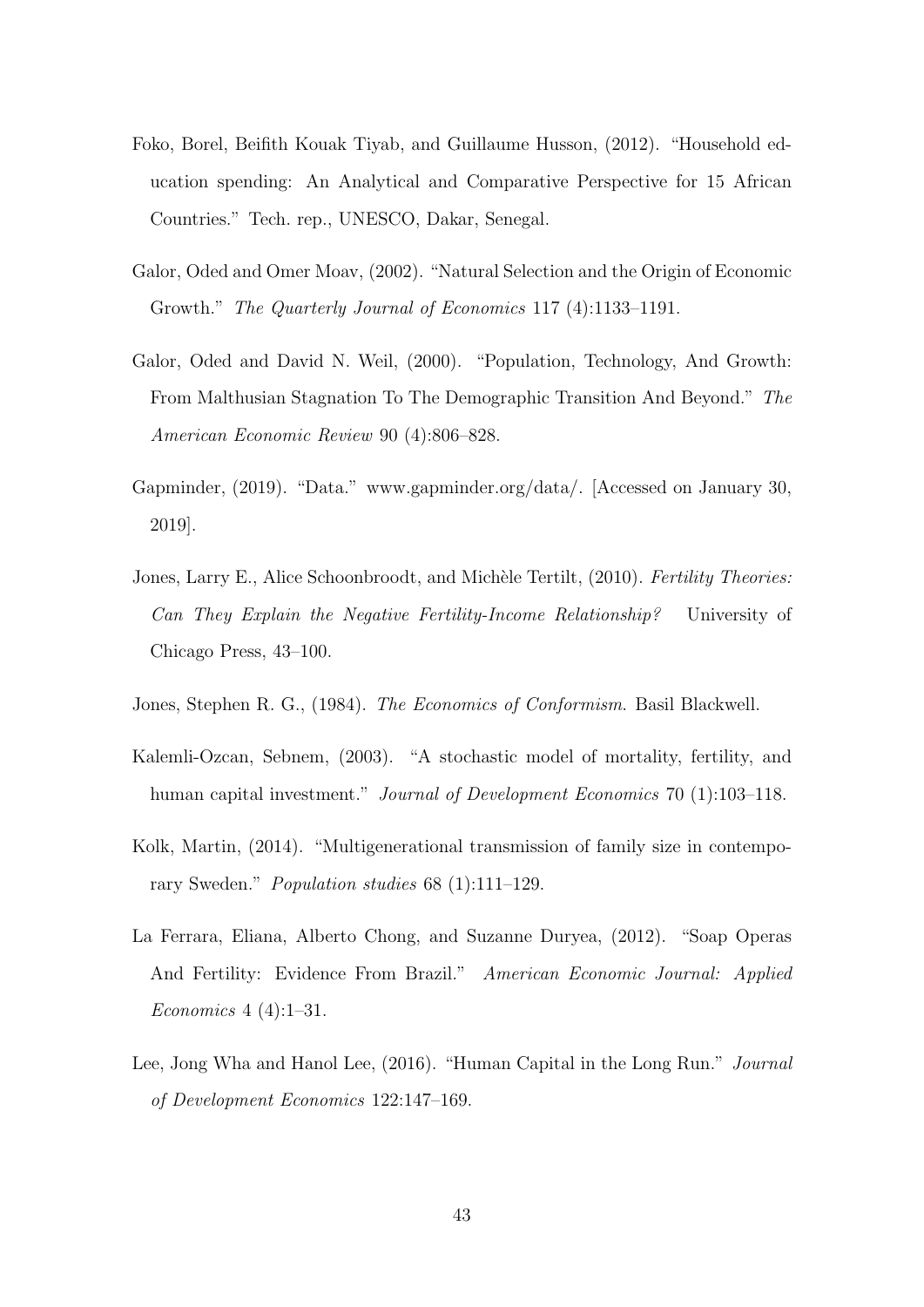Foko, Borel, Beifith Kouak Tiyab, and Guillaume Husson, (2012). "Household education spending: An Analytical and Comparative Perspective for 15 African Countries." Tech. rep., UNESCO, Dakar, Senegal.

Galor, Oded and Omer Moav, (2002). "Natural Selection and the Origin of Economic Growth." *The Quarterly Journal of Economics* 117 (4):1133–1191.

Galor, Oded and David N. Weil, (2000). "Population, Technology, And Growth: From Malthusian Stagnation To The Demographic Transition And Beyond." *The American Economic Review* 90 (4):806–828.

Gapminder, (2019). "Data." www.gapminder.org/data/. [Accessed on January 30, 2019].

Jones, Larry E., Alice Schoonbroodt, and Michèle Tertilt, (2010). *Fertility Theories: Can They Explain the Negative Fertility-Income Relationship?* University of Chicago Press, 43–100.

Jones, Stephen R. G., (1984). *The Economics of Conformism*. Basil Blackwell.

Kalemli-Ozcan, Sebnem, (2003). "A stochastic model of mortality, fertility, and human capital investment." *Journal of Development Economics* 70 (1):103–118.

Kolk, Martin, (2014). "Multigenerational transmission of family size in contemporary Sweden." *Population studies* 68 (1):111–129.

La Ferrara, Eliana, Alberto Chong, and Suzanne Duryea, (2012). "Soap Operas And Fertility: Evidence From Brazil." *American Economic Journal: Applied Economics* 4 (4):1–31.

Lee, Jong Wha and Hanol Lee, (2016). "Human Capital in the Long Run." *Journal of Development Economics* 122:147–169.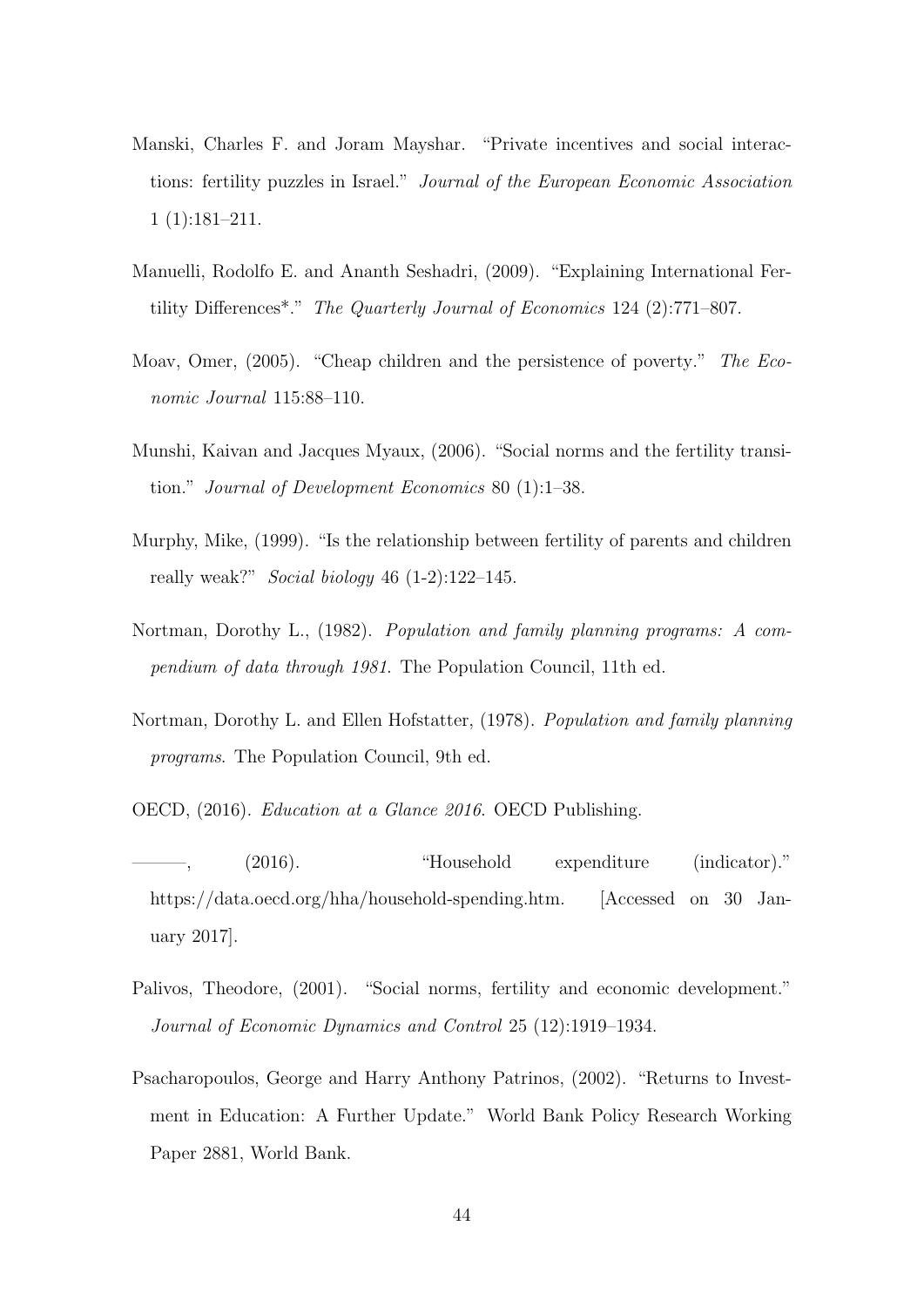Manski, Charles F. and Joram Mayshar. "Private incentives and social interactions: fertility puzzles in Israel." *Journal of the European Economic Association* 1 (1):181–211.

Manuelli, Rodolfo E. and Ananth Seshadri, (2009). "Explaining International Fertility Differences*." *The Quarterly Journal of Economics* 124 (2):771–807.

Moav, Omer, (2005). "Cheap children and the persistence of poverty." *The Economic Journal* 115:88–110.

Munshi, Kaivan and Jacques Myaux, (2006). "Social norms and the fertility transition." *Journal of Development Economics* 80 (1):1–38.

Murphy, Mike, (1999). "Is the relationship between fertility of parents and children really weak?" *Social biology* 46 (1-2):122–145.

Nortman, Dorothy L., (1982). *Population and family planning programs: A compendium of data through 1981*. The Population Council, 11th ed.

Nortman, Dorothy L. and Ellen Hofstatter, (1978). *Population and family planning programs*. The Population Council, 9th ed.

OECD, (2016). *Education at a Glance 2016*. OECD Publishing.

———, (2016). "Household expenditure (indicator)." https://data.oecd.org/hha/household-spending.htm. [Accessed on 30 January 2017].

Palivos, Theodore, (2001). "Social norms, fertility and economic development." *Journal of Economic Dynamics and Control* 25 (12):1919–1934.

Psacharopoulos, George and Harry Anthony Patrinos, (2002). "Returns to Investment in Education: A Further Update." World Bank Policy Research Working Paper 2881, World Bank.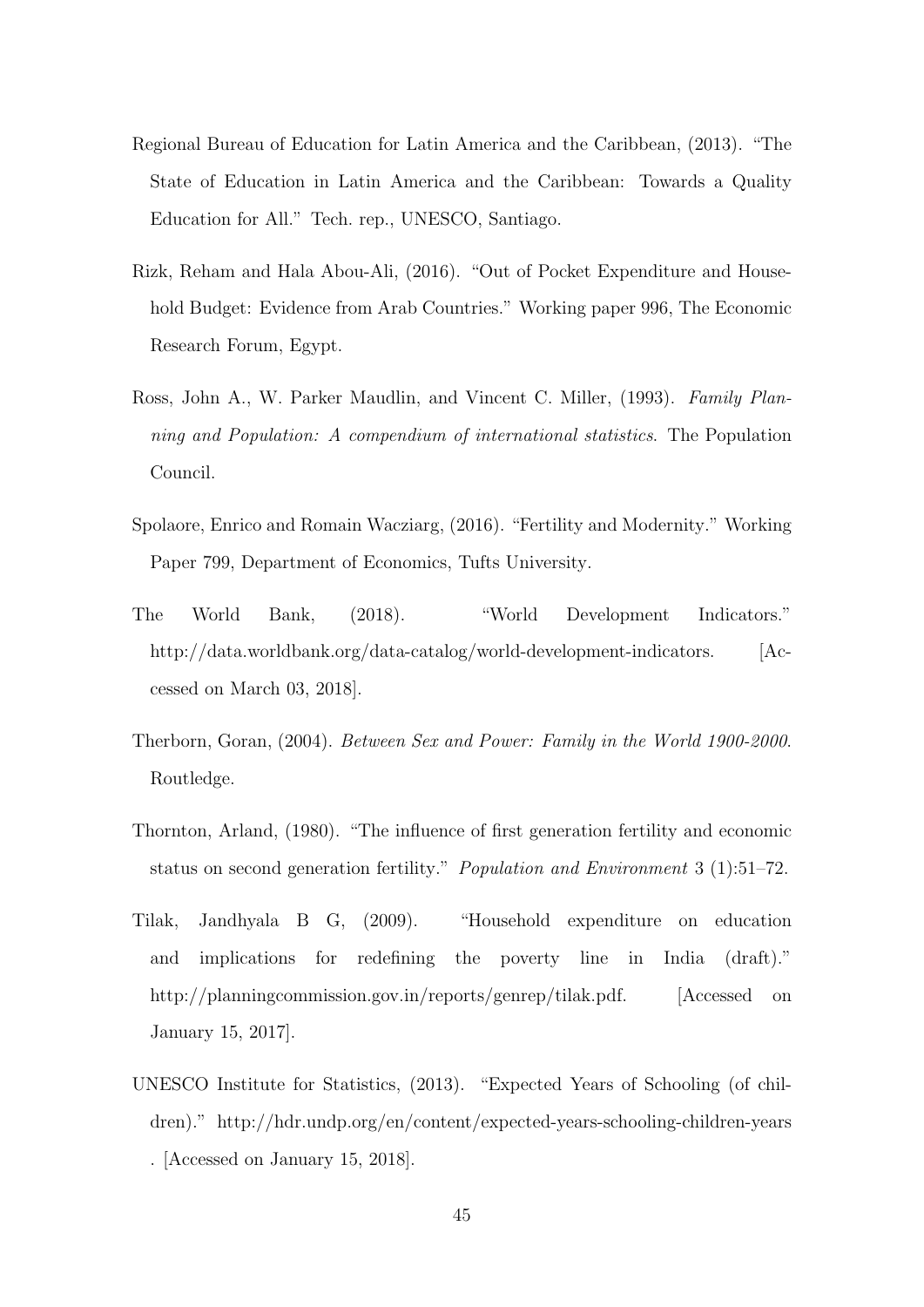Regional Bureau of Education for Latin America and the Caribbean, (2013). "The State of Education in Latin America and the Caribbean: Towards a Quality Education for All." Tech. rep., UNESCO, Santiago.

Rizk, Reham and Hala Abou-Ali, (2016). "Out of Pocket Expenditure and Household Budget: Evidence from Arab Countries." Working paper 996, The Economic Research Forum, Egypt.

Ross, John A., W. Parker Maudlin, and Vincent C. Miller, (1993). *Family Planning and Population: A compendium of international statistics*. The Population Council.

Spolaore, Enrico and Romain Wacziarg, (2016). "Fertility and Modernity." Working Paper 799, Department of Economics, Tufts University.

The World Bank, (2018). "World Development Indicators." http://data.worldbank.org/data-catalog/world-development-indicators. [Accessed on March 03, 2018].

Therborn, Goran, (2004). *Between Sex and Power: Family in the World 1900-2000*. Routledge.

Thornton, Arland, (1980). "The influence of first generation fertility and economic status on second generation fertility." *Population and Environment* 3 (1):51–72.

Tilak, Jandhyala B G, (2009). "Household expenditure on education and implications for redefining the poverty line in India (draft)." http://planningcommission.gov.in/reports/genrep/tilak.pdf. [Accessed on January 15, 2017].

UNESCO Institute for Statistics, (2013). "Expected Years of Schooling (of children)." http://hdr.undp.org/en/content/expected-years-schooling-children-years . [Accessed on January 15, 2018].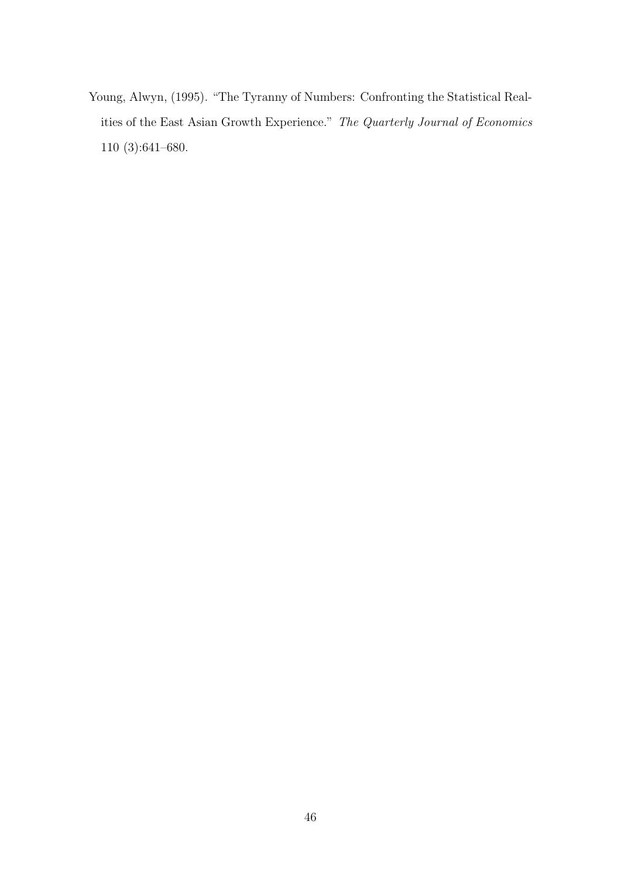Young, Alwyn, (1995). "The Tyranny of Numbers: Confronting the Statistical Realities of the East Asian Growth Experience." *The Quarterly Journal of Economics* 110 (3):641–680.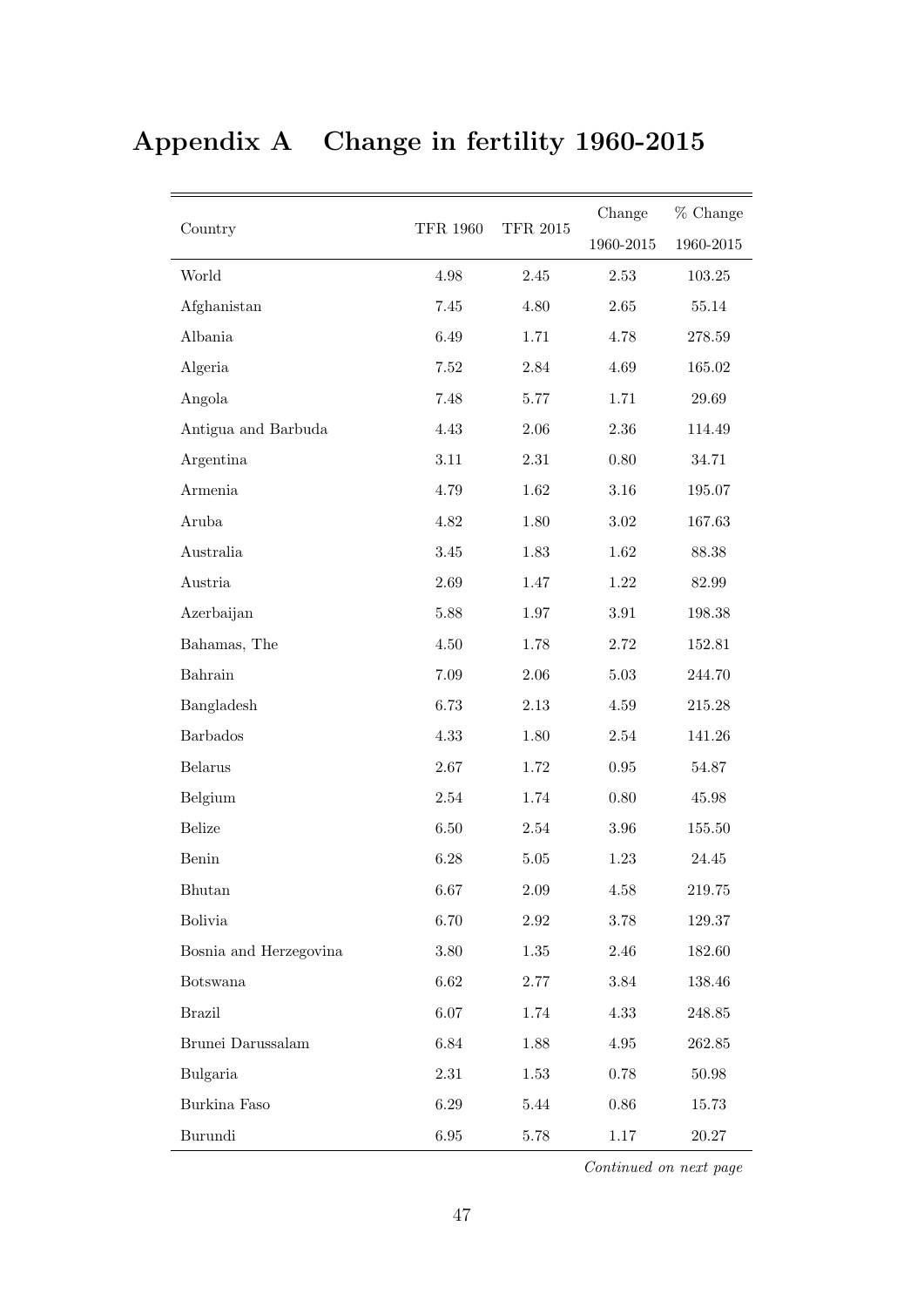# Appendix A Change in fertility 1960-2015

| Country | TFR 1960 | TFR 2015 | Change 1960-2015 | % Change 1960-2015 |
|---|---|---|---|---|
| World | 4.98 | 2.45 | 2.53 | 103.25 |
| Afghanistan | 7.45 | 4.80 | 2.65 | 55.14 |
| Albania | 6.49 | 1.71 | 4.78 | 278.59 |
| Algeria | 7.52 | 2.84 | 4.69 | 165.02 |
| Angola | 7.48 | 5.77 | 1.71 | 29.69 |
| Antigua and Barbuda | 4.43 | 2.06 | 2.36 | 114.49 |
| Argentina | 3.11 | 2.31 | 0.80 | 34.71 |
| Armenia | 4.79 | 1.62 | 3.16 | 195.07 |
| Aruba | 4.82 | 1.80 | 3.02 | 167.63 |
| Australia | 3.45 | 1.83 | 1.62 | 88.38 |
| Austria | 2.69 | 1.47 | 1.22 | 82.99 |
| Azerbaijan | 5.88 | 1.97 | 3.91 | 198.38 |
| Bahamas, The | 4.50 | 1.78 | 2.72 | 152.81 |
| Bahrain | 7.09 | 2.06 | 5.03 | 244.70 |
| Bangladesh | 6.73 | 2.13 | 4.59 | 215.28 |
| Barbados | 4.33 | 1.80 | 2.54 | 141.26 |
| Belarus | 2.67 | 1.72 | 0.95 | 54.87 |
| Belgium | 2.54 | 1.74 | 0.80 | 45.98 |
| Belize | 6.50 | 2.54 | 3.96 | 155.50 |
| Benin | 6.28 | 5.05 | 1.23 | 24.45 |
| Bhutan | 6.67 | 2.09 | 4.58 | 219.75 |
| Bolivia | 6.70 | 2.92 | 3.78 | 129.37 |
| Bosnia and Herzegovina | 3.80 | 1.35 | 2.46 | 182.60 |
| Botswana | 6.62 | 2.77 | 3.84 | 138.46 |
| Brazil | 6.07 | 1.74 | 4.33 | 248.85 |
| Brunei Darussalam | 6.84 | 1.88 | 4.95 | 262.85 |
| Bulgaria | 2.31 | 1.53 | 0.78 | 50.98 |
| Burkina Faso | 6.29 | 5.44 | 0.86 | 15.73 |
| Burundi | 6.95 | 5.78 | 1.17 | 20.27 |

*Continued on next page*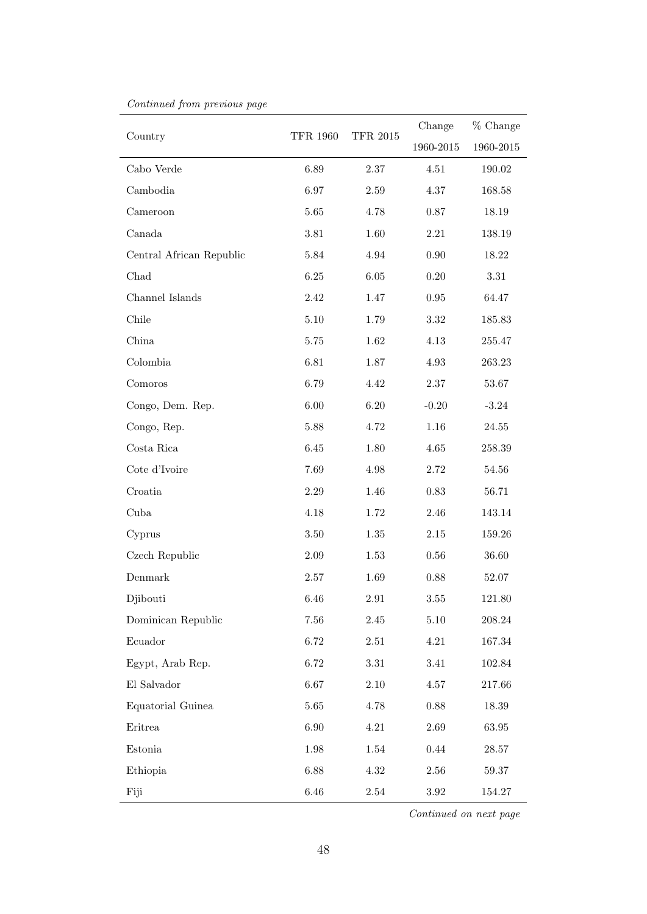*Continued from previous page*

| Country | TFR 1960 | TFR 2015 | Change 1960-2015 | % Change 1960-2015 |
|---|---|---|---|---|
| Cabo Verde | 6.89 | 2.37 | 4.51 | 190.02 |
| Cambodia | 6.97 | 2.59 | 4.37 | 168.58 |
| Cameroon | 5.65 | 4.78 | 0.87 | 18.19 |
| Canada | 3.81 | 1.60 | 2.21 | 138.19 |
| Central African Republic | 5.84 | 4.94 | 0.90 | 18.22 |
| Chad | 6.25 | 6.05 | 0.20 | 3.31 |
| Channel Islands | 2.42 | 1.47 | 0.95 | 64.47 |
| Chile | 5.10 | 1.79 | 3.32 | 185.83 |
| China | 5.75 | 1.62 | 4.13 | 255.47 |
| Colombia | 6.81 | 1.87 | 4.93 | 263.23 |
| Comoros | 6.79 | 4.42 | 2.37 | 53.67 |
| Congo, Dem. Rep. | 6.00 | 6.20 | -0.20 | -3.24 |
| Congo, Rep. | 5.88 | 4.72 | 1.16 | 24.55 |
| Costa Rica | 6.45 | 1.80 | 4.65 | 258.39 |
| Cote d'Ivoire | 7.69 | 4.98 | 2.72 | 54.56 |
| Croatia | 2.29 | 1.46 | 0.83 | 56.71 |
| Cuba | 4.18 | 1.72 | 2.46 | 143.14 |
| Cyprus | 3.50 | 1.35 | 2.15 | 159.26 |
| Czech Republic | 2.09 | 1.53 | 0.56 | 36.60 |
| Denmark | 2.57 | 1.69 | 0.88 | 52.07 |
| Djibouti | 6.46 | 2.91 | 3.55 | 121.80 |
| Dominican Republic | 7.56 | 2.45 | 5.10 | 208.24 |
| Ecuador | 6.72 | 2.51 | 4.21 | 167.34 |
| Egypt, Arab Rep. | 6.72 | 3.31 | 3.41 | 102.84 |
| El Salvador | 6.67 | 2.10 | 4.57 | 217.66 |
| Equatorial Guinea | 5.65 | 4.78 | 0.88 | 18.39 |
| Eritrea | 6.90 | 4.21 | 2.69 | 63.95 |
| Estonia | 1.98 | 1.54 | 0.44 | 28.57 |
| Ethiopia | 6.88 | 4.32 | 2.56 | 59.37 |
| Fiji | 6.46 | 2.54 | 3.92 | 154.27 |

*Continued on next page*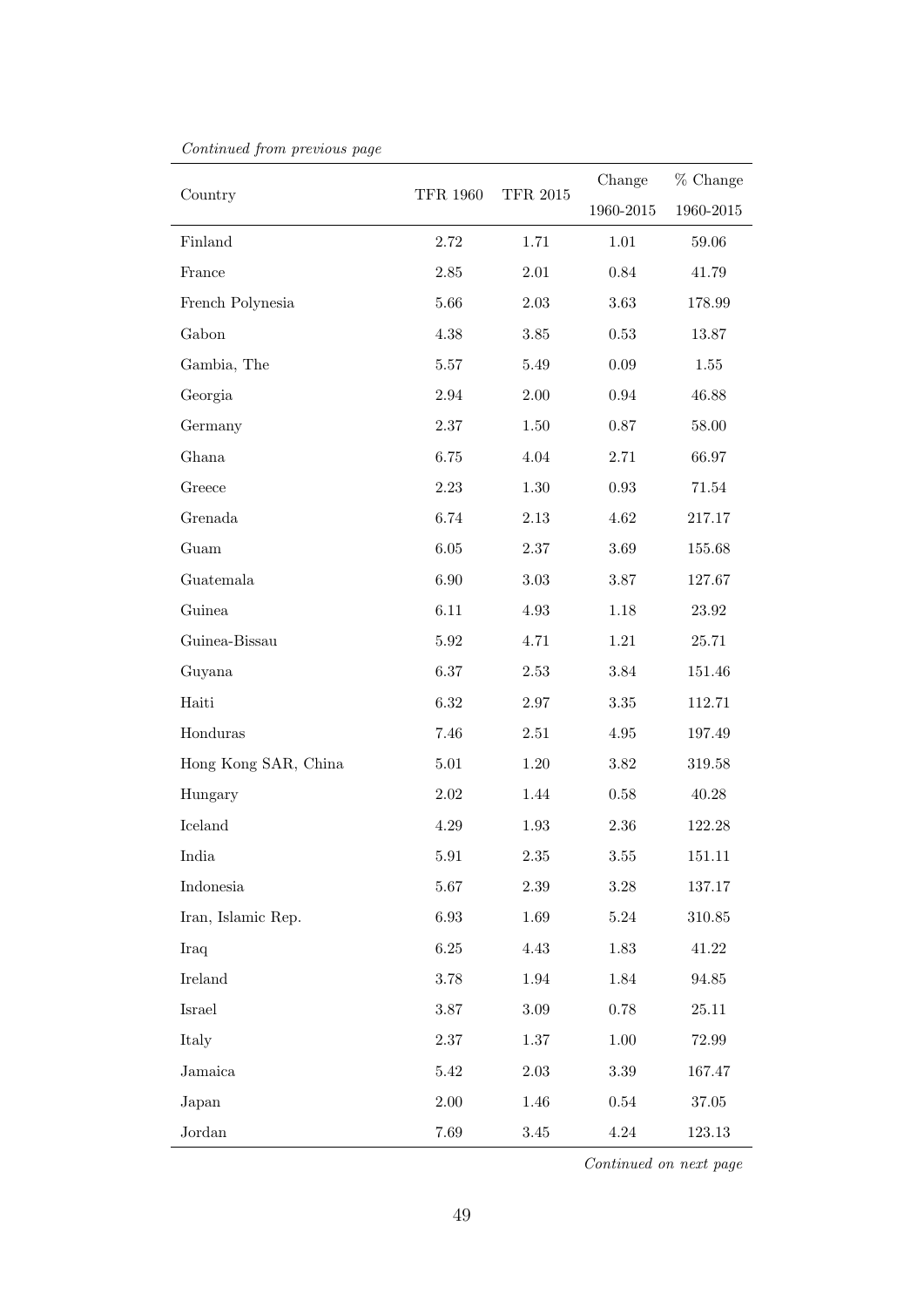*Continued from previous page*

| Country | TFR 1960 | TFR 2015 | Change 1960-2015 | % Change 1960-2015 |
|---|---|---|---|---|
| Finland | 2.72 | 1.71 | 1.01 | 59.06 |
| France | 2.85 | 2.01 | 0.84 | 41.79 |
| French Polynesia | 5.66 | 2.03 | 3.63 | 178.99 |
| Gabon | 4.38 | 3.85 | 0.53 | 13.87 |
| Gambia, The | 5.57 | 5.49 | 0.09 | 1.55 |
| Georgia | 2.94 | 2.00 | 0.94 | 46.88 |
| Germany | 2.37 | 1.50 | 0.87 | 58.00 |
| Ghana | 6.75 | 4.04 | 2.71 | 66.97 |
| Greece | 2.23 | 1.30 | 0.93 | 71.54 |
| Grenada | 6.74 | 2.13 | 4.62 | 217.17 |
| Guam | 6.05 | 2.37 | 3.69 | 155.68 |
| Guatemala | 6.90 | 3.03 | 3.87 | 127.67 |
| Guinea | 6.11 | 4.93 | 1.18 | 23.92 |
| Guinea-Bissau | 5.92 | 4.71 | 1.21 | 25.71 |
| Guyana | 6.37 | 2.53 | 3.84 | 151.46 |
| Haiti | 6.32 | 2.97 | 3.35 | 112.71 |
| Honduras | 7.46 | 2.51 | 4.95 | 197.49 |
| Hong Kong SAR, China | 5.01 | 1.20 | 3.82 | 319.58 |
| Hungary | 2.02 | 1.44 | 0.58 | 40.28 |
| Iceland | 4.29 | 1.93 | 2.36 | 122.28 |
| India | 5.91 | 2.35 | 3.55 | 151.11 |
| Indonesia | 5.67 | 2.39 | 3.28 | 137.17 |
| Iran, Islamic Rep. | 6.93 | 1.69 | 5.24 | 310.85 |
| Iraq | 6.25 | 4.43 | 1.83 | 41.22 |
| Ireland | 3.78 | 1.94 | 1.84 | 94.85 |
| Israel | 3.87 | 3.09 | 0.78 | 25.11 |
| Italy | 2.37 | 1.37 | 1.00 | 72.99 |
| Jamaica | 5.42 | 2.03 | 3.39 | 167.47 |
| Japan | 2.00 | 1.46 | 0.54 | 37.05 |
| Jordan | 7.69 | 3.45 | 4.24 | 123.13 |

*Continued on next page*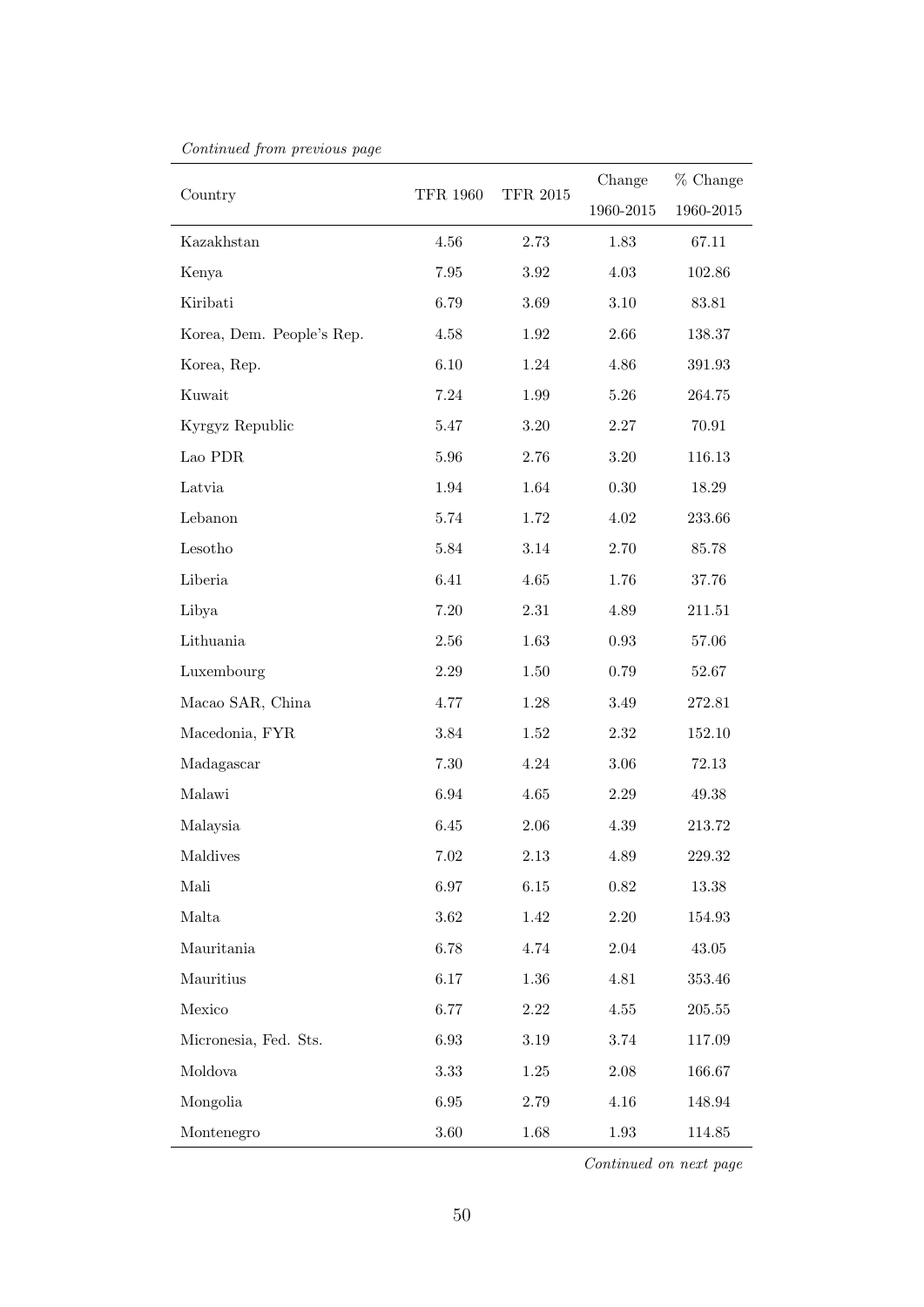*Continued from previous page*

| Country | TFR 1960 | TFR 2015 | Change 1960-2015 | % Change 1960-2015 |
|---|---|---|---|---|
| Kazakhstan | 4.56 | 2.73 | 1.83 | 67.11 |
| Kenya | 7.95 | 3.92 | 4.03 | 102.86 |
| Kiribati | 6.79 | 3.69 | 3.10 | 83.81 |
| Korea, Dem. People's Rep. | 4.58 | 1.92 | 2.66 | 138.37 |
| Korea, Rep. | 6.10 | 1.24 | 4.86 | 391.93 |
| Kuwait | 7.24 | 1.99 | 5.26 | 264.75 |
| Kyrgyz Republic | 5.47 | 3.20 | 2.27 | 70.91 |
| Lao PDR | 5.96 | 2.76 | 3.20 | 116.13 |
| Latvia | 1.94 | 1.64 | 0.30 | 18.29 |
| Lebanon | 5.74 | 1.72 | 4.02 | 233.66 |
| Lesotho | 5.84 | 3.14 | 2.70 | 85.78 |
| Liberia | 6.41 | 4.65 | 1.76 | 37.76 |
| Libya | 7.20 | 2.31 | 4.89 | 211.51 |
| Lithuania | 2.56 | 1.63 | 0.93 | 57.06 |
| Luxembourg | 2.29 | 1.50 | 0.79 | 52.67 |
| Macao SAR, China | 4.77 | 1.28 | 3.49 | 272.81 |
| Macedonia, FYR | 3.84 | 1.52 | 2.32 | 152.10 |
| Madagascar | 7.30 | 4.24 | 3.06 | 72.13 |
| Malawi | 6.94 | 4.65 | 2.29 | 49.38 |
| Malaysia | 6.45 | 2.06 | 4.39 | 213.72 |
| Maldives | 7.02 | 2.13 | 4.89 | 229.32 |
| Mali | 6.97 | 6.15 | 0.82 | 13.38 |
| Malta | 3.62 | 1.42 | 2.20 | 154.93 |
| Mauritania | 6.78 | 4.74 | 2.04 | 43.05 |
| Mauritius | 6.17 | 1.36 | 4.81 | 353.46 |
| Mexico | 6.77 | 2.22 | 4.55 | 205.55 |
| Micronesia, Fed. Sts. | 6.93 | 3.19 | 3.74 | 117.09 |
| Moldova | 3.33 | 1.25 | 2.08 | 166.67 |
| Mongolia | 6.95 | 2.79 | 4.16 | 148.94 |
| Montenegro | 3.60 | 1.68 | 1.93 | 114.85 |

*Continued on next page*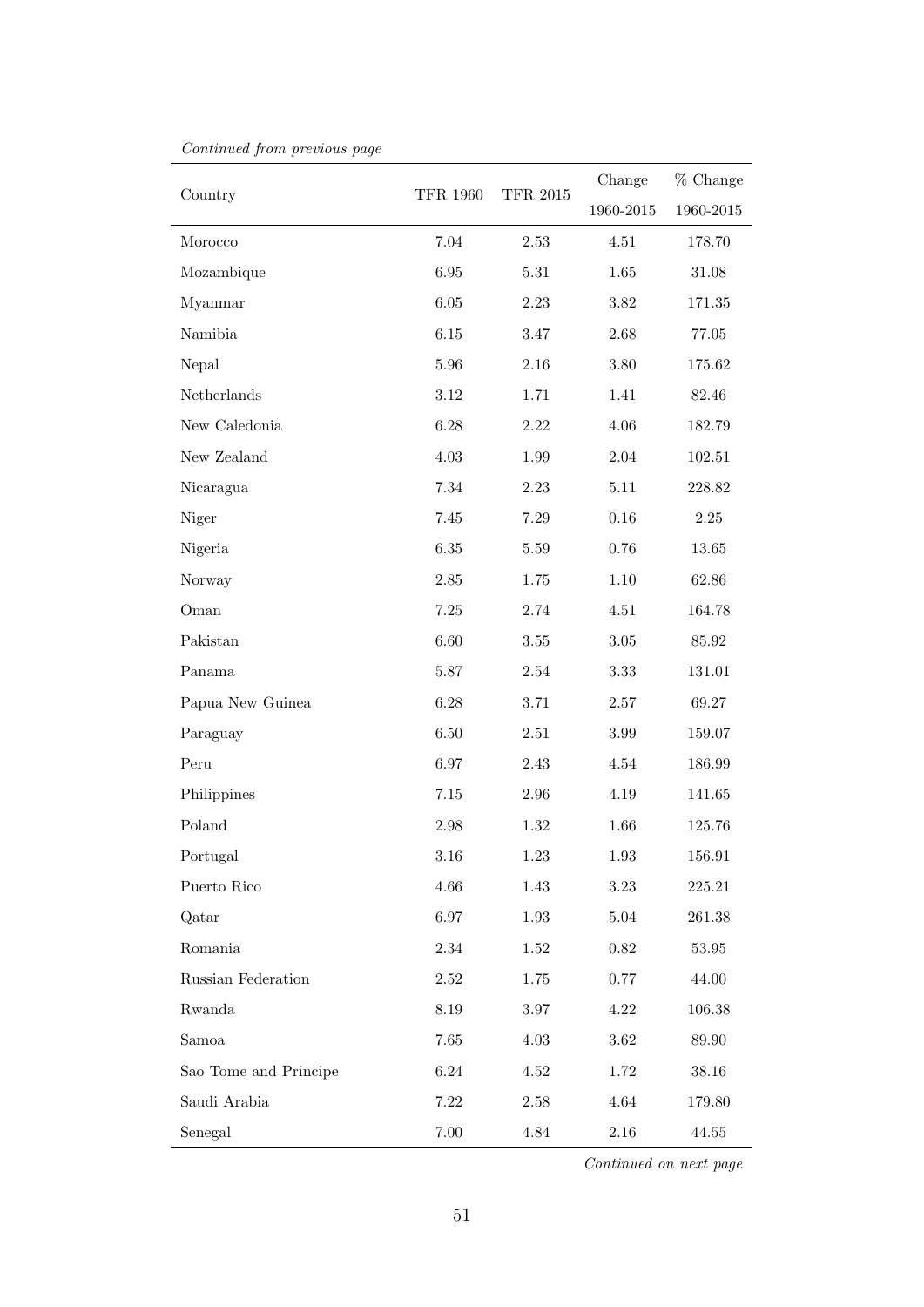*Continued from previous page*

| Country | TFR 1960 | TFR 2015 | Change 1960-2015 | % Change 1960-2015 |
|---|---|---|---|---|
| Morocco | 7.04 | 2.53 | 4.51 | 178.70 |
| Mozambique | 6.95 | 5.31 | 1.65 | 31.08 |
| Myanmar | 6.05 | 2.23 | 3.82 | 171.35 |
| Namibia | 6.15 | 3.47 | 2.68 | 77.05 |
| Nepal | 5.96 | 2.16 | 3.80 | 175.62 |
| Netherlands | 3.12 | 1.71 | 1.41 | 82.46 |
| New Caledonia | 6.28 | 2.22 | 4.06 | 182.79 |
| New Zealand | 4.03 | 1.99 | 2.04 | 102.51 |
| Nicaragua | 7.34 | 2.23 | 5.11 | 228.82 |
| Niger | 7.45 | 7.29 | 0.16 | 2.25 |
| Nigeria | 6.35 | 5.59 | 0.76 | 13.65 |
| Norway | 2.85 | 1.75 | 1.10 | 62.86 |
| Oman | 7.25 | 2.74 | 4.51 | 164.78 |
| Pakistan | 6.60 | 3.55 | 3.05 | 85.92 |
| Panama | 5.87 | 2.54 | 3.33 | 131.01 |
| Papua New Guinea | 6.28 | 3.71 | 2.57 | 69.27 |
| Paraguay | 6.50 | 2.51 | 3.99 | 159.07 |
| Peru | 6.97 | 2.43 | 4.54 | 186.99 |
| Philippines | 7.15 | 2.96 | 4.19 | 141.65 |
| Poland | 2.98 | 1.32 | 1.66 | 125.76 |
| Portugal | 3.16 | 1.23 | 1.93 | 156.91 |
| Puerto Rico | 4.66 | 1.43 | 3.23 | 225.21 |
| Qatar | 6.97 | 1.93 | 5.04 | 261.38 |
| Romania | 2.34 | 1.52 | 0.82 | 53.95 |
| Russian Federation | 2.52 | 1.75 | 0.77 | 44.00 |
| Rwanda | 8.19 | 3.97 | 4.22 | 106.38 |
| Samoa | 7.65 | 4.03 | 3.62 | 89.90 |
| Sao Tome and Principe | 6.24 | 4.52 | 1.72 | 38.16 |
| Saudi Arabia | 7.22 | 2.58 | 4.64 | 179.80 |
| Senegal | 7.00 | 4.84 | 2.16 | 44.55 |

*Continued on next page*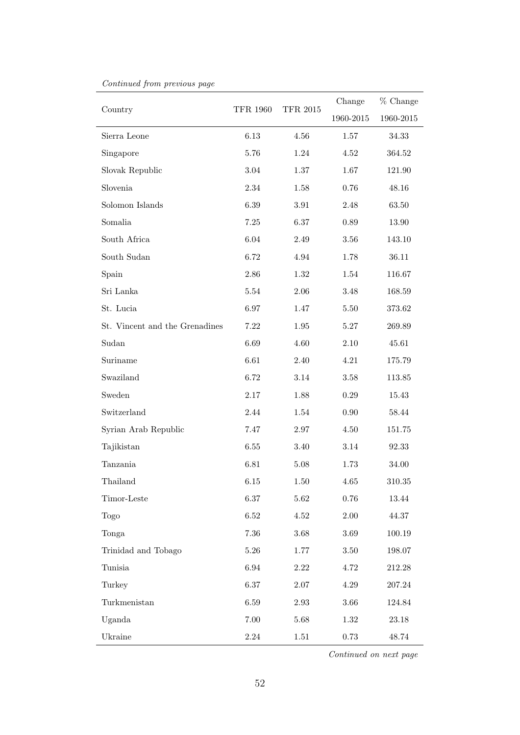*Continued from previous page*

| Country | TFR 1960 | TFR 2015 | Change 1960-2015 | % Change 1960-2015 |
|---|---|---|---|---|
| Sierra Leone | 6.13 | 4.56 | 1.57 | 34.33 |
| Singapore | 5.76 | 1.24 | 4.52 | 364.52 |
| Slovak Republic | 3.04 | 1.37 | 1.67 | 121.90 |
| Slovenia | 2.34 | 1.58 | 0.76 | 48.16 |
| Solomon Islands | 6.39 | 3.91 | 2.48 | 63.50 |
| Somalia | 7.25 | 6.37 | 0.89 | 13.90 |
| South Africa | 6.04 | 2.49 | 3.56 | 143.10 |
| South Sudan | 6.72 | 4.94 | 1.78 | 36.11 |
| Spain | 2.86 | 1.32 | 1.54 | 116.67 |
| Sri Lanka | 5.54 | 2.06 | 3.48 | 168.59 |
| St. Lucia | 6.97 | 1.47 | 5.50 | 373.62 |
| St. Vincent and the Grenadines | 7.22 | 1.95 | 5.27 | 269.89 |
| Sudan | 6.69 | 4.60 | 2.10 | 45.61 |
| Suriname | 6.61 | 2.40 | 4.21 | 175.79 |
| Swaziland | 6.72 | 3.14 | 3.58 | 113.85 |
| Sweden | 2.17 | 1.88 | 0.29 | 15.43 |
| Switzerland | 2.44 | 1.54 | 0.90 | 58.44 |
| Syrian Arab Republic | 7.47 | 2.97 | 4.50 | 151.75 |
| Tajikistan | 6.55 | 3.40 | 3.14 | 92.33 |
| Tanzania | 6.81 | 5.08 | 1.73 | 34.00 |
| Thailand | 6.15 | 1.50 | 4.65 | 310.35 |
| Timor-Leste | 6.37 | 5.62 | 0.76 | 13.44 |
| Togo | 6.52 | 4.52 | 2.00 | 44.37 |
| Tonga | 7.36 | 3.68 | 3.69 | 100.19 |
| Trinidad and Tobago | 5.26 | 1.77 | 3.50 | 198.07 |
| Tunisia | 6.94 | 2.22 | 4.72 | 212.28 |
| Turkey | 6.37 | 2.07 | 4.29 | 207.24 |
| Turkmenistan | 6.59 | 2.93 | 3.66 | 124.84 |
| Uganda | 7.00 | 5.68 | 1.32 | 23.18 |
| Ukraine | 2.24 | 1.51 | 0.73 | 48.74 |

*Continued on next page*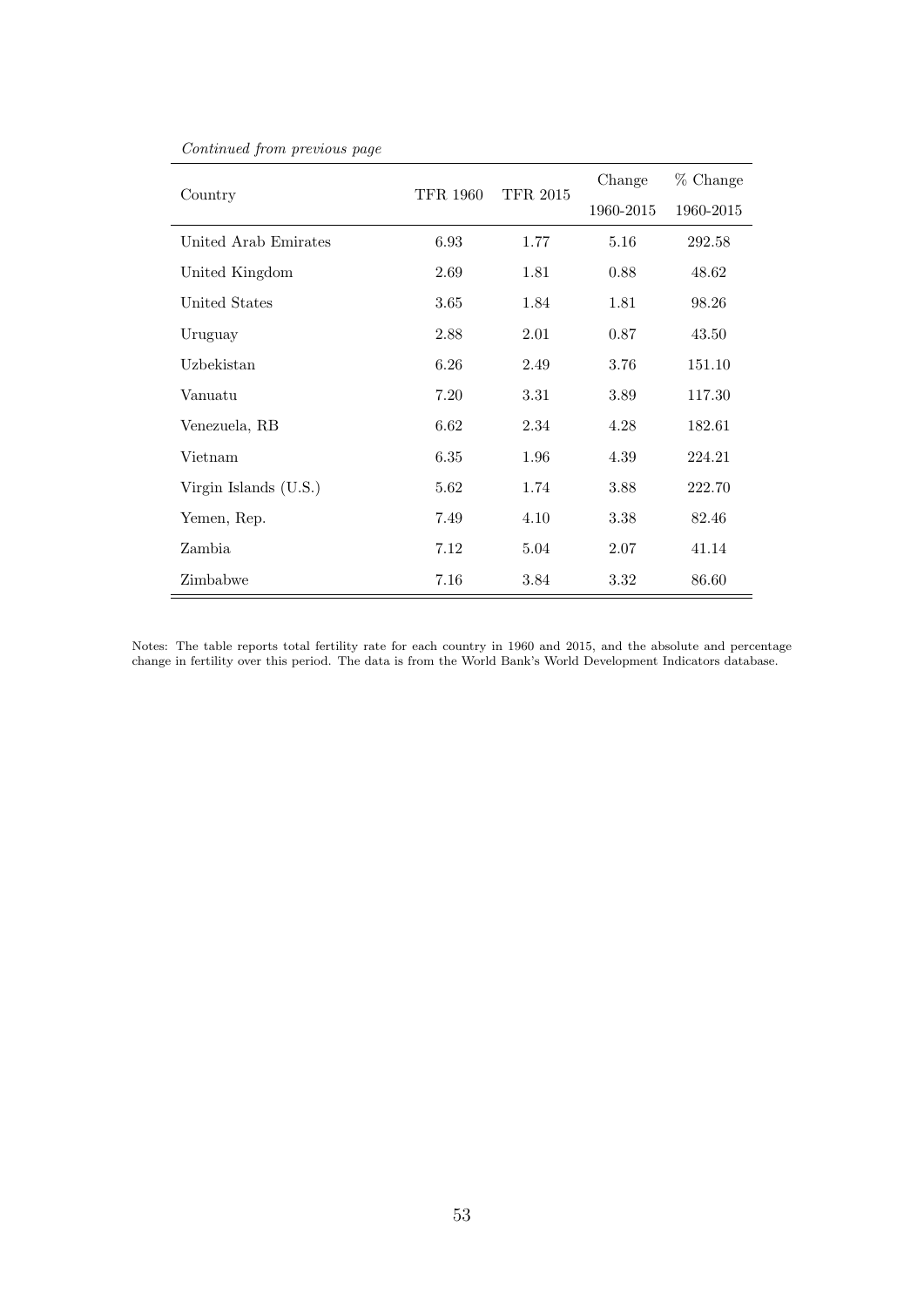*Continued from previous page*

| Country | TFR 1960 | TFR 2015 | Change 1960-2015 | % Change 1960-2015 |
|---|---|---|---|---|
| United Arab Emirates | 6.93 | 1.77 | 5.16 | 292.58 |
| United Kingdom | 2.69 | 1.81 | 0.88 | 48.62 |
| United States | 3.65 | 1.84 | 1.81 | 98.26 |
| Uruguay | 2.88 | 2.01 | 0.87 | 43.50 |
| Uzbekistan | 6.26 | 2.49 | 3.76 | 151.10 |
| Vanuatu | 7.20 | 3.31 | 3.89 | 117.30 |
| Venezuela, RB | 6.62 | 2.34 | 4.28 | 182.61 |
| Vietnam | 6.35 | 1.96 | 4.39 | 224.21 |
| Virgin Islands (U.S.) | 5.62 | 1.74 | 3.88 | 222.70 |
| Yemen, Rep. | 7.49 | 4.10 | 3.38 | 82.46 |
| Zambia | 7.12 | 5.04 | 2.07 | 41.14 |
| Zimbabwe | 7.16 | 3.84 | 3.32 | 86.60 |

Notes: The table reports total fertility rate for each country in 1960 and 2015, and the absolute and percentage change in fertility over this period. The data is from the World Bank's World Development Indicators database.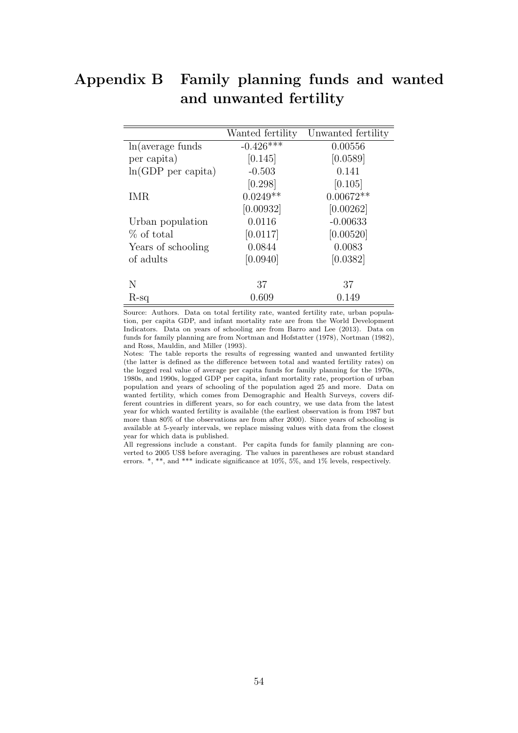# Appendix B Family planning funds and wanted and unwanted fertility

| | Wanted fertility | Unwanted fertility |
|---|---|---|
| ln(average funds | -0.426*** | 0.00556 |
| per capita) | [0.145] | [0.0589] |
| ln(GDP per capita) | -0.503 | 0.141 |
| | [0.298] | [0.105] |
| IMR | 0.0249** | 0.00672** |
| | [0.00932] | [0.00262] |
| Urban population | 0.0116 | -0.00633 |
| % of total | [0.0117] | [0.00520] |
| Years of schooling | 0.0844 | 0.0083 |
| of adults | [0.0940] | [0.0382] |
| | | |
| N | 37 | 37 |
| R-sq | 0.609 | 0.149 |

Source: Authors. Data on total fertility rate, wanted fertility rate, urban population, per capita GDP, and infant mortality rate are from the World Development Indicators. Data on years of schooling are from Barro and Lee (2013). Data on funds for family planning are from Nortman and Hofstatter (1978), Nortman (1982), and Ross, Mauldin, and Miller (1993).

Notes: The table reports the results of regressing wanted and unwanted fertility (the latter is defined as the difference between total and wanted fertility rates) on the logged real value of average per capita funds for family planning for the 1970s, 1980s, and 1990s, logged GDP per capita, infant mortality rate, proportion of urban population and years of schooling of the population aged 25 and more. Data on wanted fertility, which comes from Demographic and Health Surveys, covers different countries in different years, so for each country, we use data from the latest year for which wanted fertility is available (the earliest observation is from 1987 but more than 80% of the observations are from after 2000). Since years of schooling is available at 5-yearly intervals, we replace missing values with data from the closest year for which data is published.

All regressions include a constant. Per capita funds for family planning are converted to 2005 US$ before averaging. The values in parentheses are robust standard errors. *, **, and *** indicate significance at 10%, 5%, and 1% levels, respectively.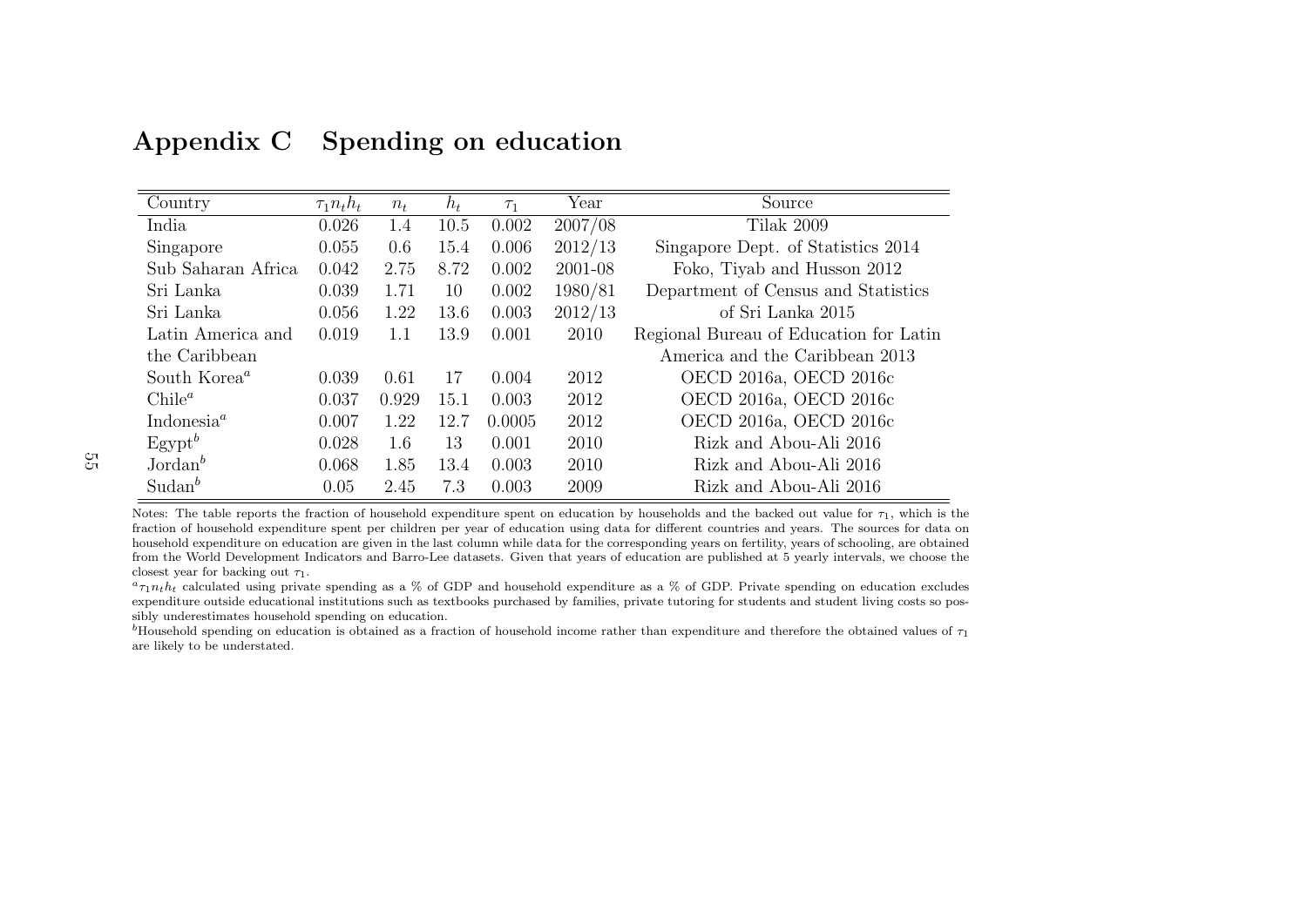## Appendix C Spending on education

| Country | $\tau_1 n_t h_t$ | $n_t$ | $h_t$ | $\tau_1$ | Year | Source |
|---|---|---|---|---|---|---|
| India | 0.026 | 1.4 | 10.5 | 0.002 | 2007/08 | Tilak 2009 |
| Singapore | 0.055 | 0.6 | 15.4 | 0.006 | 2012/13 | Singapore Dept. of Statistics 2014 |
| Sub Saharan Africa | 0.042 | 2.75 | 8.72 | 0.002 | 2001-08 | Foko, Tiyab and Husson 2012 |
| Sri Lanka | 0.039 | 1.71 | 10 | 0.002 | 1980/81 | Department of Census and Statistics |
| Sri Lanka | 0.056 | 1.22 | 13.6 | 0.003 | 2012/13 | of Sri Lanka 2015 |
| Latin America and the Caribbean | 0.019 | 1.1 | 13.9 | 0.001 | 2010 | Regional Bureau of Education for Latin America and the Caribbean 2013 |
| South Korea[a] | 0.039 | 0.61 | 17 | 0.004 | 2012 | OECD 2016a, OECD 2016c |
| Chile[a] | 0.037 | 0.929 | 15.1 | 0.003 | 2012 | OECD 2016a, OECD 2016c |
| Indonesia[a] | 0.007 | 1.22 | 12.7 | 0.0005 | 2012 | OECD 2016a, OECD 2016c |
| Egypt[b] | 0.028 | 1.6 | 13 | 0.001 | 2010 | Rizk and Abou-Ali 2016 |
| Jordan[b] | 0.068 | 1.85 | 13.4 | 0.003 | 2010 | Rizk and Abou-Ali 2016 |
| Sudan[b] | 0.05 | 2.45 | 7.3 | 0.003 | 2009 | Rizk and Abou-Ali 2016 |

Notes: The table reports the fraction of household expenditure spent on education by households and the backed out value for $\tau_1$, which is the fraction of household expenditure spent per children per year of education using data for different countries and years. The sources for data on household expenditure on education are given in the last column while data for the corresponding years on fertility, years of schooling, are obtained from the World Development Indicators and Barro-Lee datasets. Given that years of education are published at 5 yearly intervals, we choose the closest year for backing out $\tau_1$.

[a] $\tau_1 n_t h_t$ calculated using private spending as a % of GDP and household expenditure as a % of GDP. Private spending on education excludes expenditure outside educational institutions such as textbooks purchased by families, private tutoring for students and student living costs so possibly underestimates household spending on education.

[b] Household spending on education is obtained as a fraction of household income rather than expenditure and therefore the obtained values of $\tau_1$ are likely to be understated.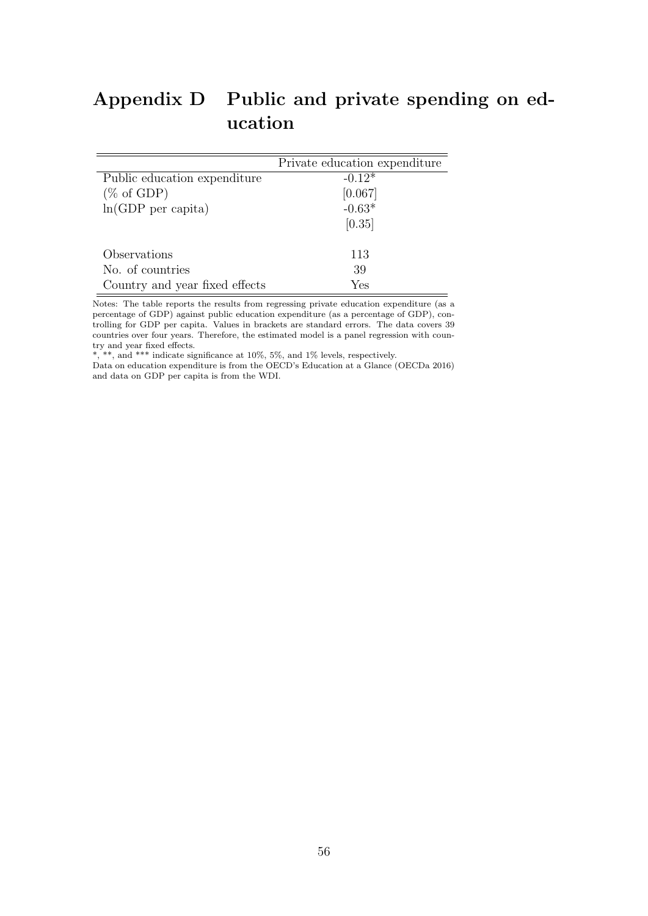# Appendix D Public and private spending on education

| | Private education expenditure |
|---|---|
| Public education expenditure | -0.12* |
| (% of GDP) | [0.067] |
| ln(GDP per capita) | -0.63* |
| | [0.35] |
| Observations | 113 |
| No. of countries | 39 |
| Country and year fixed effects | Yes |

Notes: The table reports the results from regressing private education expenditure (as a percentage of GDP) against public education expenditure (as a percentage of GDP), controlling for GDP per capita. Values in brackets are standard errors. The data covers 39 countries over four years. Therefore, the estimated model is a panel regression with country and year fixed effects.
*, **, and *** indicate significance at 10%, 5%, and 1% levels, respectively.
Data on education expenditure is from the OECD's Education at a Glance (OECDa 2016) and data on GDP per capita is from the WDI.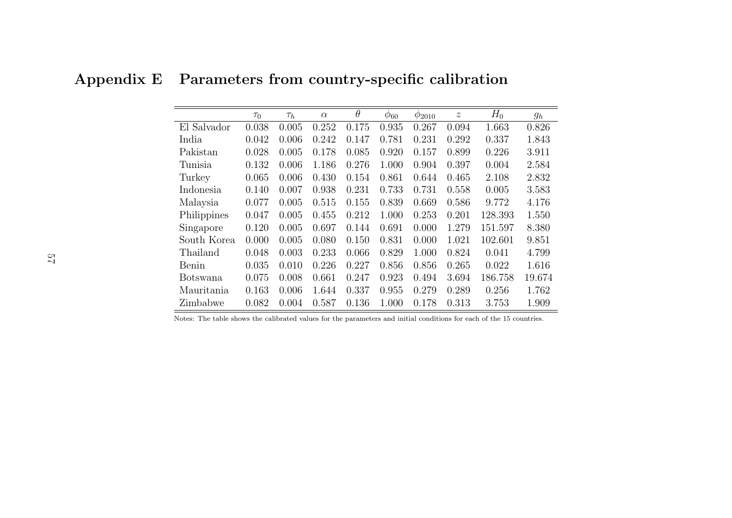# Appendix E Parameters from country-specific calibration

| | $\tau_0$ | $\tau_h$ | $\alpha$ | $\theta$ | $\phi_{60}$ | $\phi_{2010}$ | $z$ | $H_0$ | $g_h$ |
|---|---|---|---|---|---|---|---|---|---|
| El Salvador | 0.038 | 0.005 | 0.252 | 0.175 | 0.935 | 0.267 | 0.094 | 1.663 | 0.826 |
| India | 0.042 | 0.006 | 0.242 | 0.147 | 0.781 | 0.231 | 0.292 | 0.337 | 1.843 |
| Pakistan | 0.028 | 0.005 | 0.178 | 0.085 | 0.920 | 0.157 | 0.899 | 0.226 | 3.911 |
| Tunisia | 0.132 | 0.006 | 1.186 | 0.276 | 1.000 | 0.904 | 0.397 | 0.004 | 2.584 |
| Turkey | 0.065 | 0.006 | 0.430 | 0.154 | 0.861 | 0.644 | 0.465 | 2.108 | 2.832 |
| Indonesia | 0.140 | 0.007 | 0.938 | 0.231 | 0.733 | 0.731 | 0.558 | 0.005 | 3.583 |
| Malaysia | 0.077 | 0.005 | 0.515 | 0.155 | 0.839 | 0.669 | 0.586 | 9.772 | 4.176 |
| Philippines | 0.047 | 0.005 | 0.455 | 0.212 | 1.000 | 0.253 | 0.201 | 128.393 | 1.550 |
| Singapore | 0.120 | 0.005 | 0.697 | 0.144 | 0.691 | 0.000 | 1.279 | 151.597 | 8.380 |
| South Korea | 0.000 | 0.005 | 0.080 | 0.150 | 0.831 | 0.000 | 1.021 | 102.601 | 9.851 |
| Thailand | 0.048 | 0.003 | 0.233 | 0.066 | 0.829 | 1.000 | 0.824 | 0.041 | 4.799 |
| Benin | 0.035 | 0.010 | 0.226 | 0.227 | 0.856 | 0.856 | 0.265 | 0.022 | 1.616 |
| Botswana | 0.075 | 0.008 | 0.661 | 0.247 | 0.923 | 0.494 | 3.694 | 186.758 | 19.674 |
| Mauritania | 0.163 | 0.006 | 1.644 | 0.337 | 0.955 | 0.279 | 0.289 | 0.256 | 1.762 |
| Zimbabwe | 0.082 | 0.004 | 0.587 | 0.136 | 1.000 | 0.178 | 0.313 | 3.753 | 1.909 |

Notes: The table shows the calibrated values for the parameters and initial conditions for each of the 15 countries.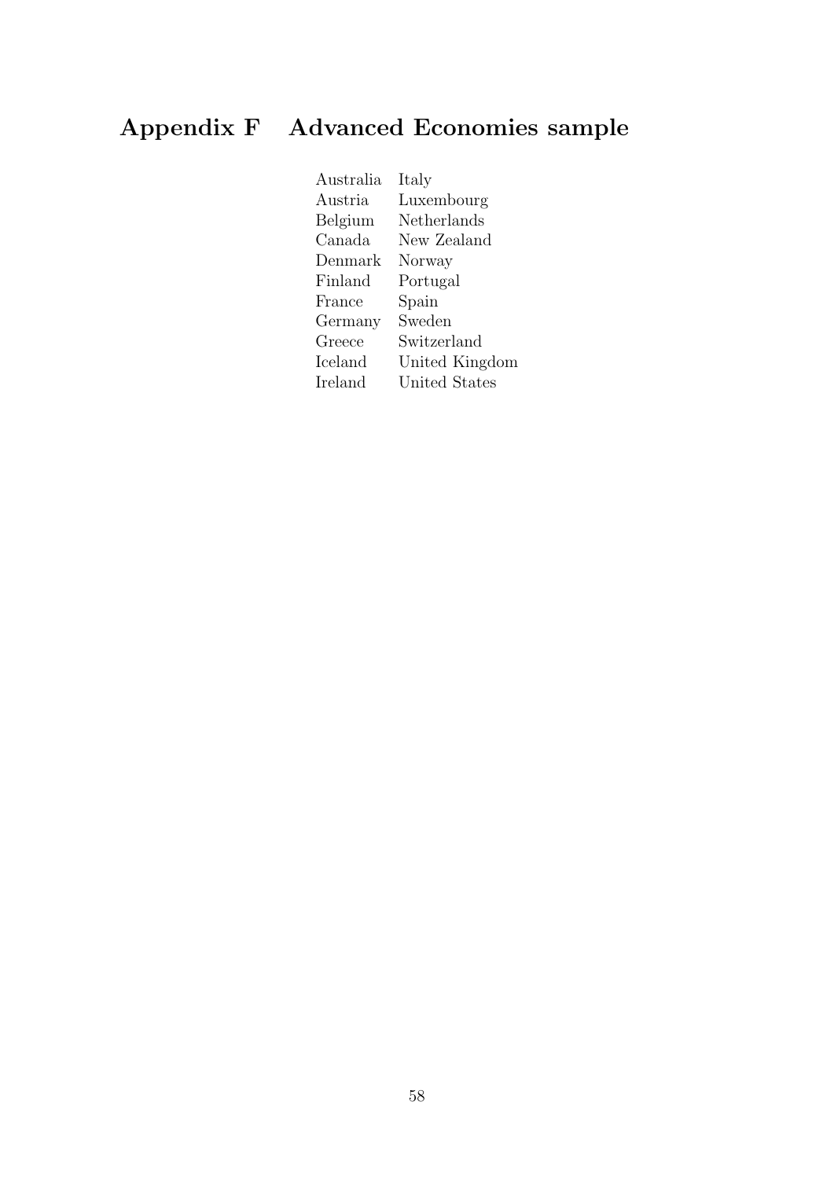# Appendix F Advanced Economies sample

| | |
|---|---|
| Australia | Italy |
| Austria | Luxembourg |
| Belgium | Netherlands |
| Canada | New Zealand |
| Denmark | Norway |
| Finland | Portugal |
| France | Spain |
| Germany | Sweden |
| Greece | Switzerland |
| Iceland | United Kingdom |
| Ireland | United States |